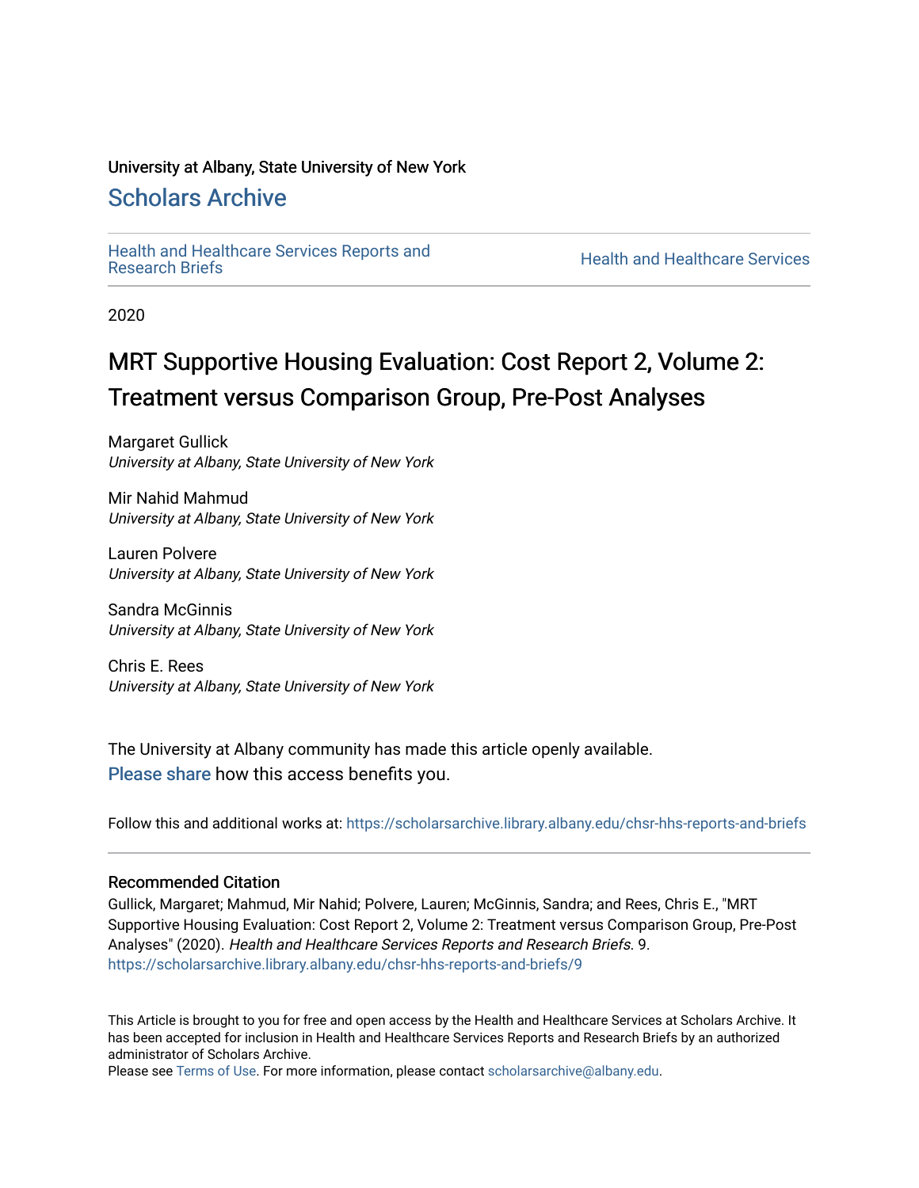University at Albany, State University of New York

# Scholars Archive

Health and Healthcare Services Reports and Research Briefs

Health and Healthcare Services

2020

# MRT Supportive Housing Evaluation: Cost Report 2, Volume 2: Treatment versus Comparison Group, Pre-Post Analyses

Margaret Gullick
*University at Albany, State University of New York*

Mir Nahid Mahmud
*University at Albany, State University of New York*

Lauren Polvere
*University at Albany, State University of New York*

Sandra McGinnis
*University at Albany, State University of New York*

Chris E. Rees
*University at Albany, State University of New York*

The University at Albany community has made this article openly available.
Please share how this access benefits you.

Follow this and additional works at: https://scholarsarchive.library.albany.edu/chsr-hhs-reports-and-briefs

### Recommended Citation

Gullick, Margaret; Mahmud, Mir Nahid; Polvere, Lauren; McGinnis, Sandra; and Rees, Chris E., "MRT Supportive Housing Evaluation: Cost Report 2, Volume 2: Treatment versus Comparison Group, Pre-Post Analyses" (2020). *Health and Healthcare Services Reports and Research Briefs*. 9.
https://scholarsarchive.library.albany.edu/chsr-hhs-reports-and-briefs/9

This Article is brought to you for free and open access by the Health and Healthcare Services at Scholars Archive. It has been accepted for inclusion in Health and Healthcare Services Reports and Research Briefs by an authorized administrator of Scholars Archive.
Please see Terms of Use. For more information, please contact scholarsarchive@albany.edu.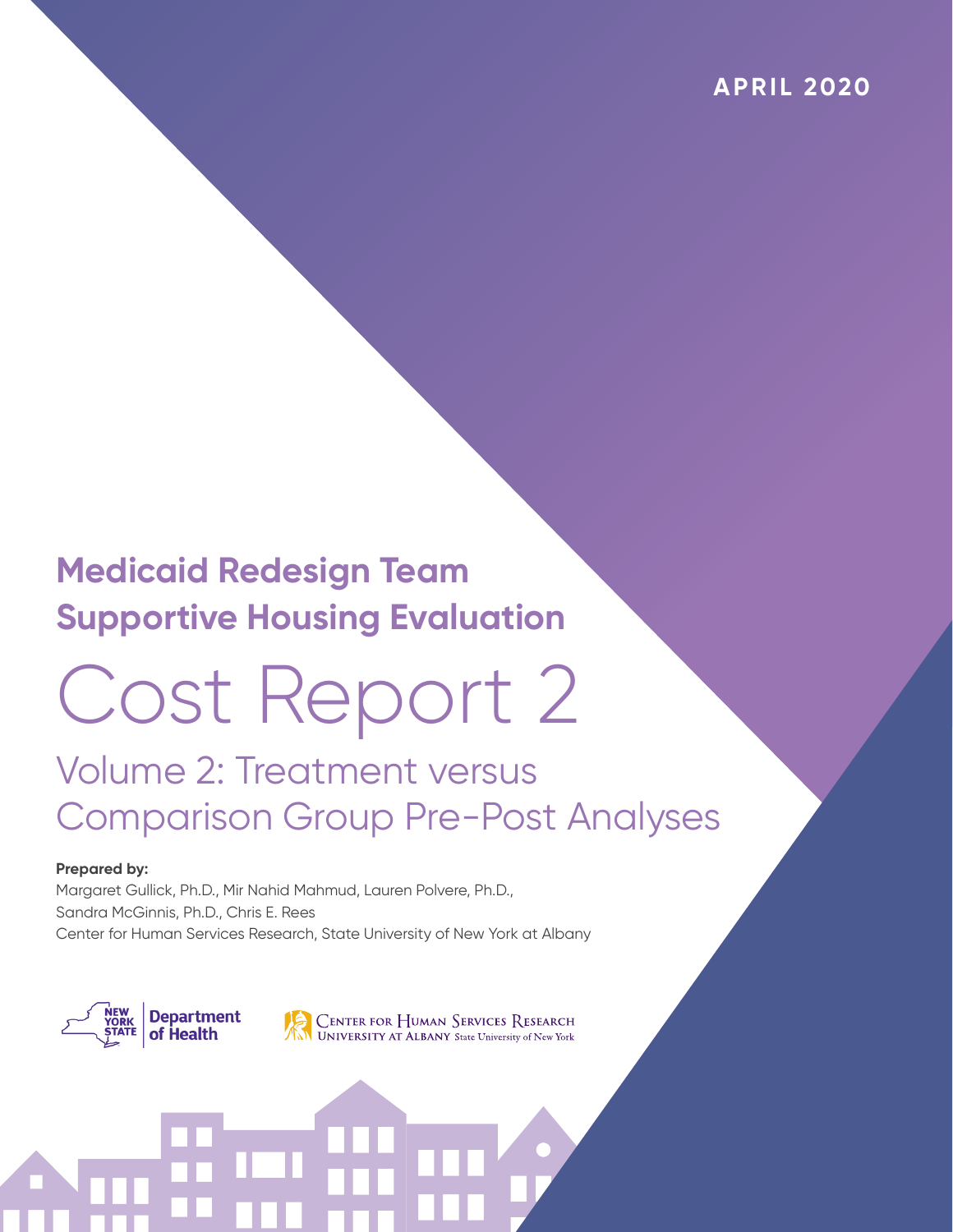APRIL 2020

# Medicaid Redesign Team Supportive Housing Evaluation

# Cost Report 2

## Volume 2: Treatment versus Comparison Group Pre-Post Analyses

**Prepared by:**

Margaret Gullick, Ph.D., Mir Nahid Mahmud, Lauren Polvere, Ph.D., Sandra McGinnis, Ph.D., Chris E. Rees

Center for Human Services Research, State University of New York at Albany

NEW YORK STATE Department of Health

CENTER FOR HUMAN SERVICES RESEARCH UNIVERSITY AT ALBANY State University of New York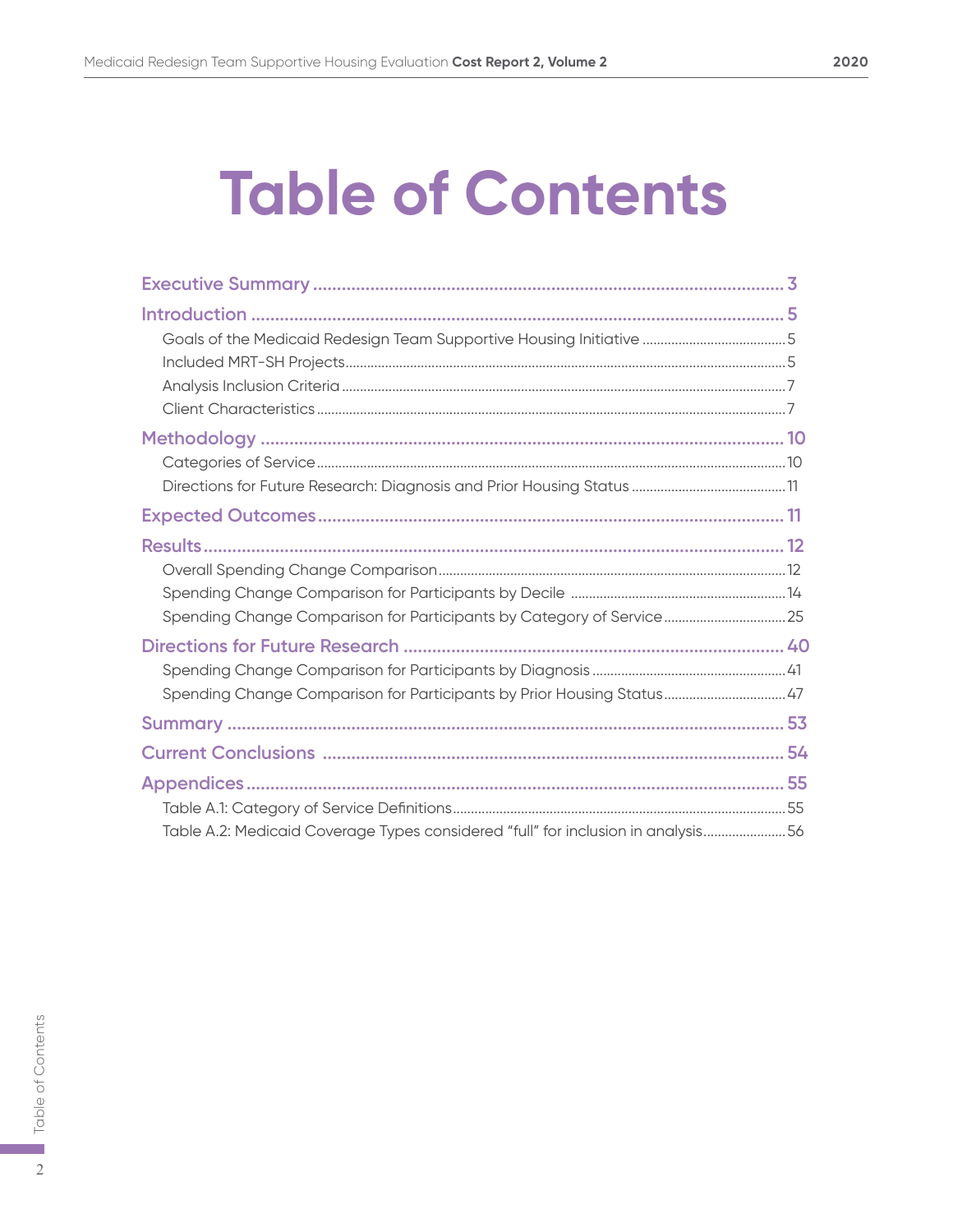# Table of Contents

**Executive Summary** ... 3

**Introduction** ... 5

- Goals of the Medicaid Redesign Team Supportive Housing Initiative ... 5
- Included MRT-SH Projects ... 5
- Analysis Inclusion Criteria ... 7
- Client Characteristics ... 7

**Methodology** ... 10

- Categories of Service ... 10
- Directions for Future Research: Diagnosis and Prior Housing Status ... 11

**Expected Outcomes** ... 11

**Results** ... 12

- Overall Spending Change Comparison ... 12
- Spending Change Comparison for Participants by Decile ... 14
- Spending Change Comparison for Participants by Category of Service ... 25

**Directions for Future Research** ... 40

- Spending Change Comparison for Participants by Diagnosis ... 41
- Spending Change Comparison for Participants by Prior Housing Status ... 47

**Summary** ... 53

**Current Conclusions** ... 54

**Appendices** ... 55

- Table A.1: Category of Service Definitions ... 55
- Table A.2: Medicaid Coverage Types considered "full" for inclusion in analysis ... 56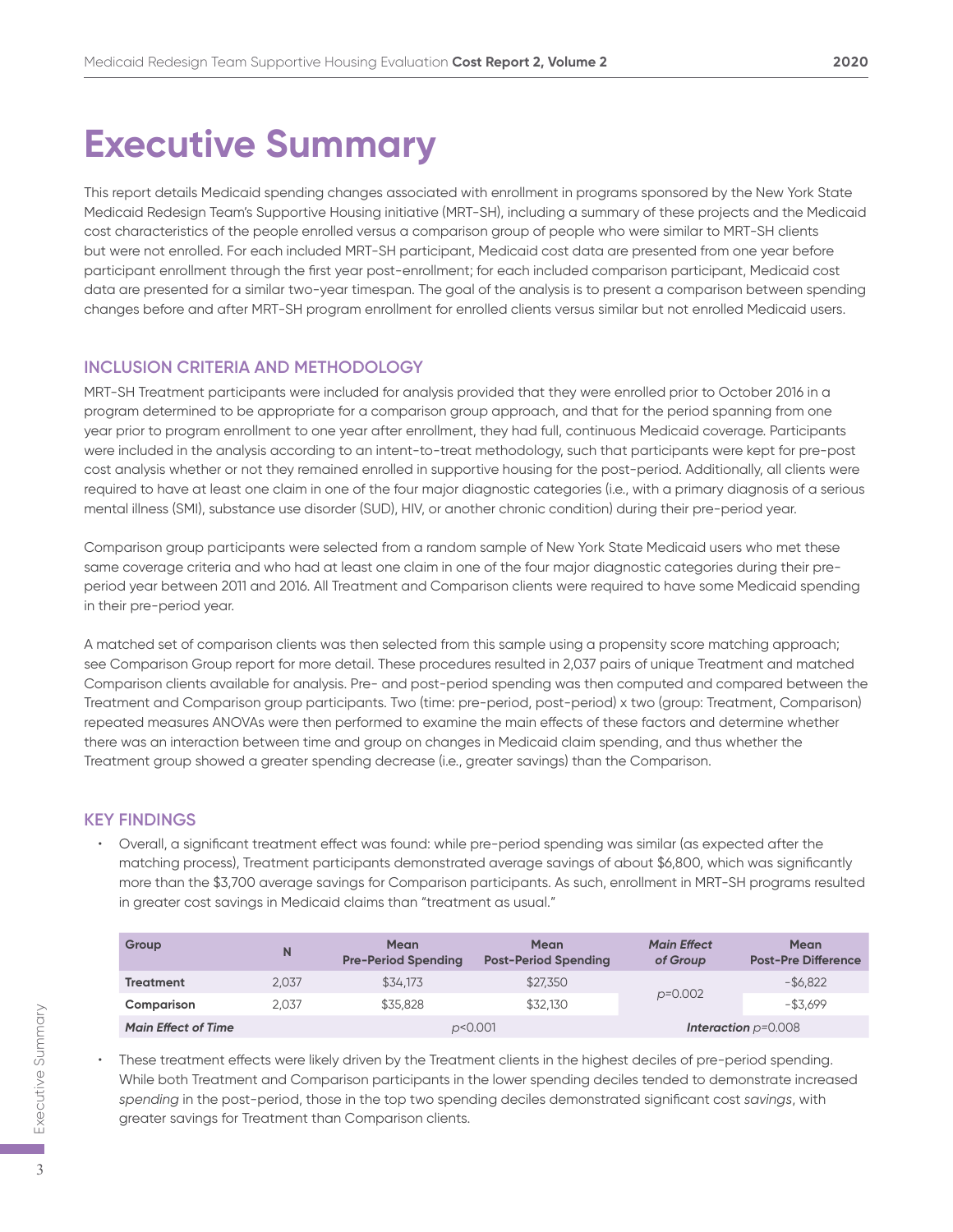# Executive Summary

This report details Medicaid spending changes associated with enrollment in programs sponsored by the New York State Medicaid Redesign Team's Supportive Housing initiative (MRT-SH), including a summary of these projects and the Medicaid cost characteristics of the people enrolled versus a comparison group of people who were similar to MRT-SH clients but were not enrolled. For each included MRT-SH participant, Medicaid cost data are presented from one year before participant enrollment through the first year post-enrollment; for each included comparison participant, Medicaid cost data are presented for a similar two-year timespan. The goal of the analysis is to present a comparison between spending changes before and after MRT-SH program enrollment for enrolled clients versus similar but not enrolled Medicaid users.

## INCLUSION CRITERIA AND METHODOLOGY

MRT-SH Treatment participants were included for analysis provided that they were enrolled prior to October 2016 in a program determined to be appropriate for a comparison group approach, and that for the period spanning from one year prior to program enrollment to one year after enrollment, they had full, continuous Medicaid coverage. Participants were included in the analysis according to an intent-to-treat methodology, such that participants were kept for pre-post cost analysis whether or not they remained enrolled in supportive housing for the post-period. Additionally, all clients were required to have at least one claim in one of the four major diagnostic categories (i.e., with a primary diagnosis of a serious mental illness (SMI), substance use disorder (SUD), HIV, or another chronic condition) during their pre-period year.

Comparison group participants were selected from a random sample of New York State Medicaid users who met these same coverage criteria and who had at least one claim in one of the four major diagnostic categories during their pre-period year between 2011 and 2016. All Treatment and Comparison clients were required to have some Medicaid spending in their pre-period year.

A matched set of comparison clients was then selected from this sample using a propensity score matching approach; see Comparison Group report for more detail. These procedures resulted in 2,037 pairs of unique Treatment and matched Comparison clients available for analysis. Pre- and post-period spending was then computed and compared between the Treatment and Comparison group participants. Two (time: pre-period, post-period) x two (group: Treatment, Comparison) repeated measures ANOVAs were then performed to examine the main effects of these factors and determine whether there was an interaction between time and group on changes in Medicaid claim spending, and thus whether the Treatment group showed a greater spending decrease (i.e., greater savings) than the Comparison.

## KEY FINDINGS

- Overall, a significant treatment effect was found: while pre-period spending was similar (as expected after the matching process), Treatment participants demonstrated average savings of about $6,800, which was significantly more than the $3,700 average savings for Comparison participants. As such, enrollment in MRT-SH programs resulted in greater cost savings in Medicaid claims than "treatment as usual."

| Group | N | Mean Pre-Period Spending | Mean Post-Period Spending | *Main Effect of Group* | Mean Post-Pre Difference |
|---|---|---|---|---|---|
| **Treatment** | 2,037 | $34,173 | $27,350 | $p$=0.002 | -$6,822 |
| **Comparison** | 2,037 | $35,828 | $32,130 | | -$3,699 |
| ***Main Effect of Time*** | | $p$<0.001 | | ***Interaction*** $p$=0.008 | |

- These treatment effects were likely driven by the Treatment clients in the highest deciles of pre-period spending. While both Treatment and Comparison participants in the lower spending deciles tended to demonstrate increased *spending* in the post-period, those in the top two spending deciles demonstrated significant cost *savings*, with greater savings for Treatment than Comparison clients.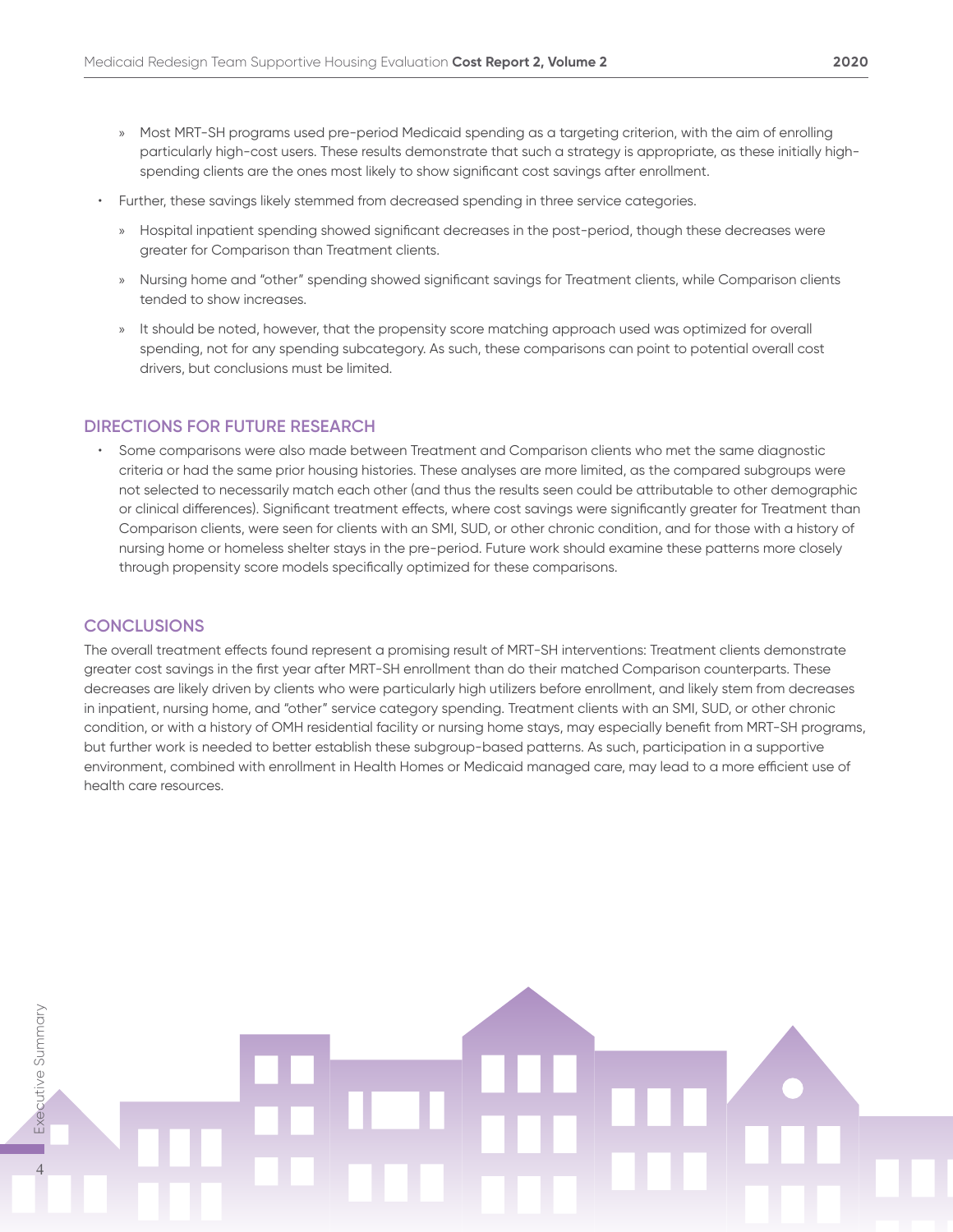- » Most MRT-SH programs used pre-period Medicaid spending as a targeting criterion, with the aim of enrolling particularly high-cost users. These results demonstrate that such a strategy is appropriate, as these initially high-spending clients are the ones most likely to show significant cost savings after enrollment.

- Further, these savings likely stemmed from decreased spending in three service categories.
  - » Hospital inpatient spending showed significant decreases in the post-period, though these decreases were greater for Comparison than Treatment clients.
  - » Nursing home and "other" spending showed significant savings for Treatment clients, while Comparison clients tended to show increases.
  - » It should be noted, however, that the propensity score matching approach used was optimized for overall spending, not for any spending subcategory. As such, these comparisons can point to potential overall cost drivers, but conclusions must be limited.

## DIRECTIONS FOR FUTURE RESEARCH

- Some comparisons were also made between Treatment and Comparison clients who met the same diagnostic criteria or had the same prior housing histories. These analyses are more limited, as the compared subgroups were not selected to necessarily match each other (and thus the results seen could be attributable to other demographic or clinical differences). Significant treatment effects, where cost savings were significantly greater for Treatment than Comparison clients, were seen for clients with an SMI, SUD, or other chronic condition, and for those with a history of nursing home or homeless shelter stays in the pre-period. Future work should examine these patterns more closely through propensity score models specifically optimized for these comparisons.

## CONCLUSIONS

The overall treatment effects found represent a promising result of MRT-SH interventions: Treatment clients demonstrate greater cost savings in the first year after MRT-SH enrollment than do their matched Comparison counterparts. These decreases are likely driven by clients who were particularly high utilizers before enrollment, and likely stem from decreases in inpatient, nursing home, and "other" service category spending. Treatment clients with an SMI, SUD, or other chronic condition, or with a history of OMH residential facility or nursing home stays, may especially benefit from MRT-SH programs, but further work is needed to better establish these subgroup-based patterns. As such, participation in a supportive environment, combined with enrollment in Health Homes or Medicaid managed care, may lead to a more efficient use of health care resources.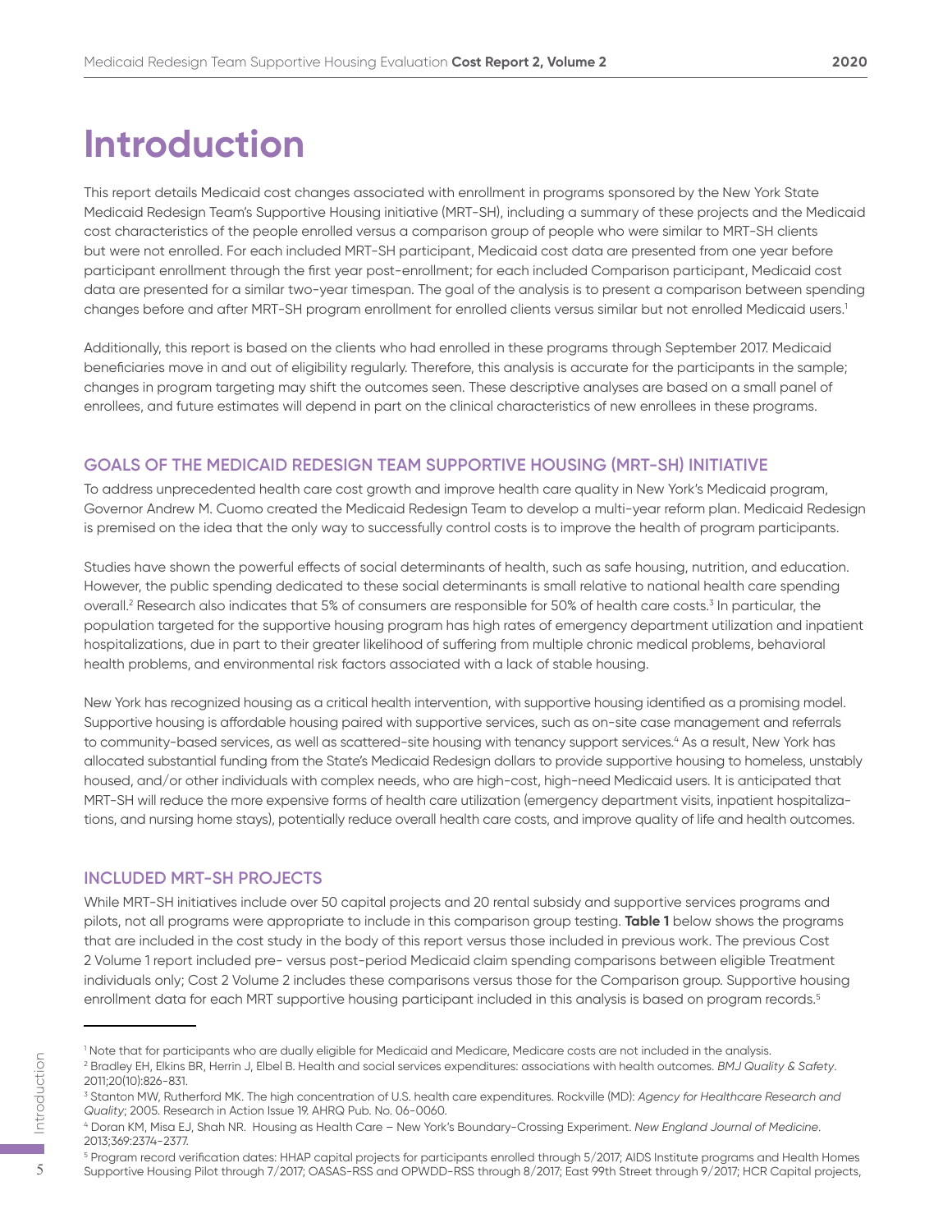# Introduction

This report details Medicaid cost changes associated with enrollment in programs sponsored by the New York State Medicaid Redesign Team's Supportive Housing initiative (MRT-SH), including a summary of these projects and the Medicaid cost characteristics of the people enrolled versus a comparison group of people who were similar to MRT-SH clients but were not enrolled. For each included MRT-SH participant, Medicaid cost data are presented from one year before participant enrollment through the first year post-enrollment; for each included Comparison participant, Medicaid cost data are presented for a similar two-year timespan. The goal of the analysis is to present a comparison between spending changes before and after MRT-SH program enrollment for enrolled clients versus similar but not enrolled Medicaid users.[1]

Additionally, this report is based on the clients who had enrolled in these programs through September 2017. Medicaid beneficiaries move in and out of eligibility regularly. Therefore, this analysis is accurate for the participants in the sample; changes in program targeting may shift the outcomes seen. These descriptive analyses are based on a small panel of enrollees, and future estimates will depend in part on the clinical characteristics of new enrollees in these programs.

## GOALS OF THE MEDICAID REDESIGN TEAM SUPPORTIVE HOUSING (MRT-SH) INITIATIVE

To address unprecedented health care cost growth and improve health care quality in New York's Medicaid program, Governor Andrew M. Cuomo created the Medicaid Redesign Team to develop a multi-year reform plan. Medicaid Redesign is premised on the idea that the only way to successfully control costs is to improve the health of program participants.

Studies have shown the powerful effects of social determinants of health, such as safe housing, nutrition, and education. However, the public spending dedicated to these social determinants is small relative to national health care spending overall.[2] Research also indicates that 5% of consumers are responsible for 50% of health care costs.[3] In particular, the population targeted for the supportive housing program has high rates of emergency department utilization and inpatient hospitalizations, due in part to their greater likelihood of suffering from multiple chronic medical problems, behavioral health problems, and environmental risk factors associated with a lack of stable housing.

New York has recognized housing as a critical health intervention, with supportive housing identified as a promising model. Supportive housing is affordable housing paired with supportive services, such as on-site case management and referrals to community-based services, as well as scattered-site housing with tenancy support services.[4] As a result, New York has allocated substantial funding from the State's Medicaid Redesign dollars to provide supportive housing to homeless, unstably housed, and/or other individuals with complex needs, who are high-cost, high-need Medicaid users. It is anticipated that MRT-SH will reduce the more expensive forms of health care utilization (emergency department visits, inpatient hospitalizations, and nursing home stays), potentially reduce overall health care costs, and improve quality of life and health outcomes.

## INCLUDED MRT-SH PROJECTS

While MRT-SH initiatives include over 50 capital projects and 20 rental subsidy and supportive services programs and pilots, not all programs were appropriate to include in this comparison group testing. **Table 1** below shows the programs that are included in the cost study in the body of this report versus those included in previous work. The previous Cost 2 Volume 1 report included pre- versus post-period Medicaid claim spending comparisons between eligible Treatment individuals only; Cost 2 Volume 2 includes these comparisons versus those for the Comparison group. Supportive housing enrollment data for each MRT supportive housing participant included in this analysis is based on program records.[5]

---

[1] Note that for participants who are dually eligible for Medicaid and Medicare, Medicare costs are not included in the analysis.

[2] Bradley EH, Elkins BR, Herrin J, Elbel B. Health and social services expenditures: associations with health outcomes. *BMJ Quality & Safety*. 2011;20(10):826-831.

[3] Stanton MW, Rutherford MK. The high concentration of U.S. health care expenditures. Rockville (MD): *Agency for Healthcare Research and Quality*; 2005. Research in Action Issue 19. AHRQ Pub. No. 06-0060.

[4] Doran KM, Misa EJ, Shah NR. Housing as Health Care – New York's Boundary-Crossing Experiment. *New England Journal of Medicine*. 2013;369:2374-2377.

[5] Program record verification dates: HHAP capital projects for participants enrolled through 5/2017; AIDS Institute programs and Health Homes Supportive Housing Pilot through 7/2017; OASAS-RSS and OPWDD-RSS through 8/2017; East 99th Street through 9/2017; HCR Capital projects,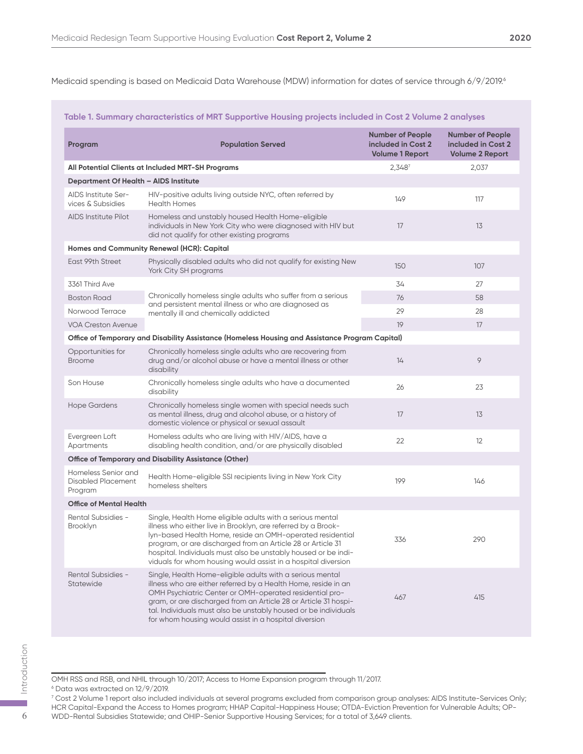Medicaid spending is based on Medicaid Data Warehouse (MDW) information for dates of service through 6/9/2019.[6]

**Table 1. Summary characteristics of MRT Supportive Housing projects included in Cost 2 Volume 2 analyses**

| Program | Population Served | Number of People included in Cost 2 Volume 1 Report | Number of People included in Cost 2 Volume 2 Report |
|---|---|---|---|
| **All Potential Clients at Included MRT-SH Programs** | | 2,348[7] | 2,037 |
| **Department Of Health – AIDS Institute** | | | |
| AIDS Institute Services & Subsidies | HIV-positive adults living outside NYC, often referred by Health Homes | 149 | 117 |
| AIDS Institute Pilot | Homeless and unstably housed Health Home-eligible individuals in New York City who were diagnosed with HIV but did not qualify for other existing programs | 17 | 13 |
| **Homes and Community Renewal (HCR): Capital** | | | |
| East 99th Street | Physically disabled adults who did not qualify for existing New York City SH programs | 150 | 107 |
| 3361 Third Ave | Chronically homeless single adults who suffer from a serious and persistent mental illness or who are diagnosed as mentally ill and chemically addicted | 34 | 27 |
| Boston Road | | 76 | 58 |
| Norwood Terrace | | 29 | 28 |
| VOA Creston Avenue | | 19 | 17 |
| **Office of Temporary and Disability Assistance (Homeless Housing and Assistance Program Capital)** | | | |
| Opportunities for Broome | Chronically homeless single adults who are recovering from drug and/or alcohol abuse or have a mental illness or other disability | 14 | 9 |
| Son House | Chronically homeless single adults who have a documented disability | 26 | 23 |
| Hope Gardens | Chronically homeless single women with special needs such as mental illness, drug and alcohol abuse, or a history of domestic violence or physical or sexual assault | 17 | 13 |
| Evergreen Loft Apartments | Homeless adults who are living with HIV/AIDS, have a disabling health condition, and/or are physically disabled | 22 | 12 |
| **Office of Temporary and Disability Assistance (Other)** | | | |
| Homeless Senior and Disabled Placement Program | Health Home-eligible SSI recipients living in New York City homeless shelters | 199 | 146 |
| **Office of Mental Health** | | | |
| Rental Subsidies - Brooklyn | Single, Health Home eligible adults with a serious mental illness who either live in Brooklyn, are referred by a Brooklyn-based Health Home, reside an OMH-operated residential program, or are discharged from an Article 28 or Article 31 hospital. Individuals must also be unstably housed or be individuals for whom housing would assist in a hospital diversion | 336 | 290 |
| Rental Subsidies - Statewide | Single, Health Home-eligible adults with a serious mental illness who are either referred by a Health Home, reside in an OMH Psychiatric Center or OMH-operated residential program, or are discharged from an Article 28 or Article 31 hospital. Individuals must also be unstably housed or be individuals for whom housing would assist in a hospital diversion | 467 | 415 |

OMH RSS and RSB, and NHIL through 10/2017; Access to Home Expansion program through 11/2017.

[6] Data was extracted on 12/9/2019.

[7] Cost 2 Volume 1 report also included individuals at several programs excluded from comparison group analyses: AIDS Institute-Services Only; HCR Capital-Expand the Access to Homes program; HHAP Capital-Happiness House; OTDA-Eviction Prevention for Vulnerable Adults; OPWDD-Rental Subsidies Statewide; and OHIP-Senior Supportive Housing Services; for a total of 3,649 clients.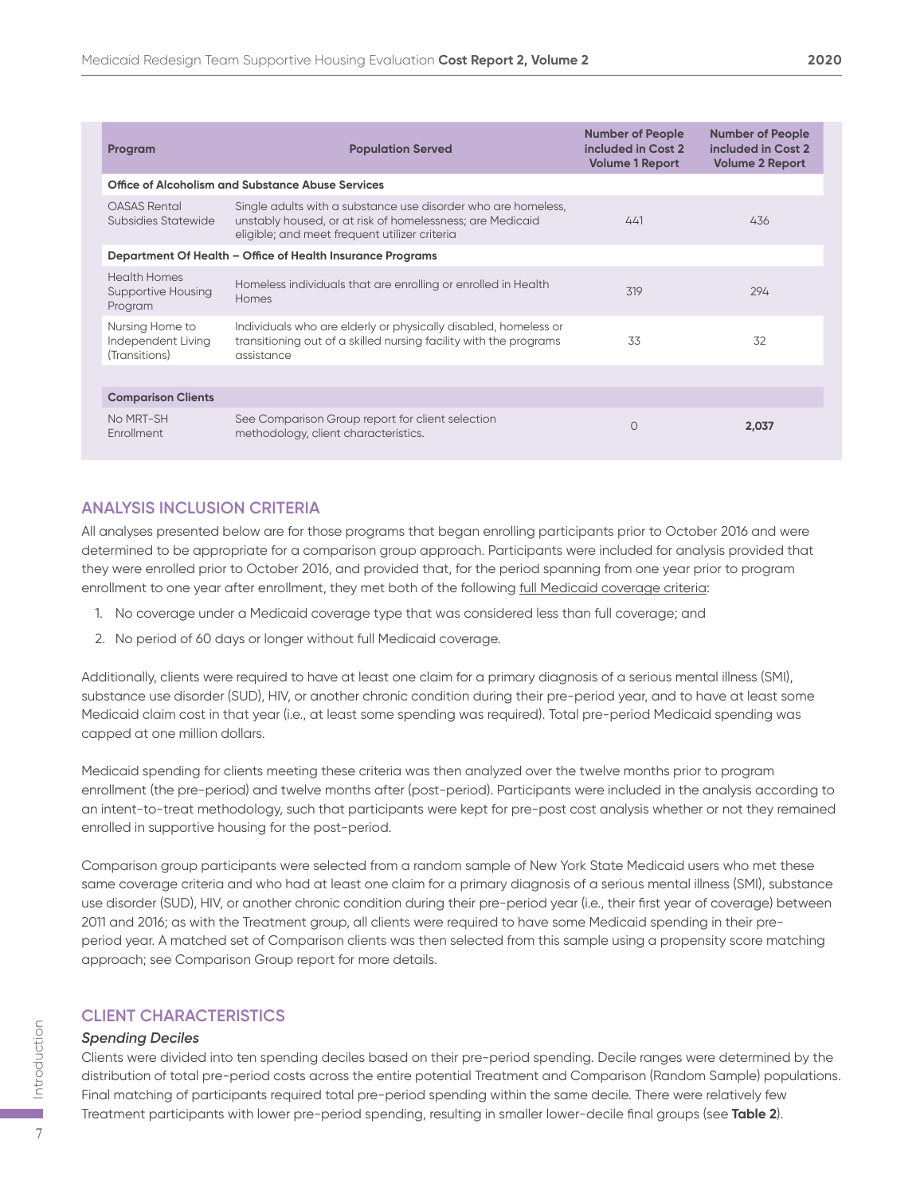| Program | Population Served | Number of People included in Cost 2 Volume 1 Report | Number of People included in Cost 2 Volume 2 Report |
|---|---|---|---|
| **Office of Alcoholism and Substance Abuse Services** | | | |
| OASAS Rental Subsidies Statewide | Single adults with a substance use disorder who are homeless, unstably housed, or at risk of homelessness; are Medicaid eligible; and meet frequent utilizer criteria | 441 | 436 |
| **Department Of Health – Office of Health Insurance Programs** | | | |
| Health Homes Supportive Housing Program | Homeless individuals that are enrolling or enrolled in Health Homes | 319 | 294 |
| Nursing Home to Independent Living (Transitions) | Individuals who are elderly or physically disabled, homeless or transitioning out of a skilled nursing facility with the programs assistance | 33 | 32 |
| **Comparison Clients** | | | |
| No MRT-SH Enrollment | See Comparison Group report for client selection methodology, client characteristics. | 0 | **2,037** |

## ANALYSIS INCLUSION CRITERIA

All analyses presented below are for those programs that began enrolling participants prior to October 2016 and were determined to be appropriate for a comparison group approach. Participants were included for analysis provided that they were enrolled prior to October 2016, and provided that, for the period spanning from one year prior to program enrollment to one year after enrollment, they met both of the following full Medicaid coverage criteria:

1. No coverage under a Medicaid coverage type that was considered less than full coverage; and
2. No period of 60 days or longer without full Medicaid coverage.

Additionally, clients were required to have at least one claim for a primary diagnosis of a serious mental illness (SMI), substance use disorder (SUD), HIV, or another chronic condition during their pre-period year, and to have at least some Medicaid claim cost in that year (i.e., at least some spending was required). Total pre-period Medicaid spending was capped at one million dollars.

Medicaid spending for clients meeting these criteria was then analyzed over the twelve months prior to program enrollment (the pre-period) and twelve months after (post-period). Participants were included in the analysis according to an intent-to-treat methodology, such that participants were kept for pre-post cost analysis whether or not they remained enrolled in supportive housing for the post-period.

Comparison group participants were selected from a random sample of New York State Medicaid users who met these same coverage criteria and who had at least one claim for a primary diagnosis of a serious mental illness (SMI), substance use disorder (SUD), HIV, or another chronic condition during their pre-period year (i.e., their first year of coverage) between 2011 and 2016; as with the Treatment group, all clients were required to have some Medicaid spending in their pre-period year. A matched set of Comparison clients was then selected from this sample using a propensity score matching approach; see Comparison Group report for more details.

## CLIENT CHARACTERISTICS

### *Spending Deciles*

Clients were divided into ten spending deciles based on their pre-period spending. Decile ranges were determined by the distribution of total pre-period costs across the entire potential Treatment and Comparison (Random Sample) populations. Final matching of participants required total pre-period spending within the same decile. There were relatively few Treatment participants with lower pre-period spending, resulting in smaller lower-decile final groups (see **Table 2**).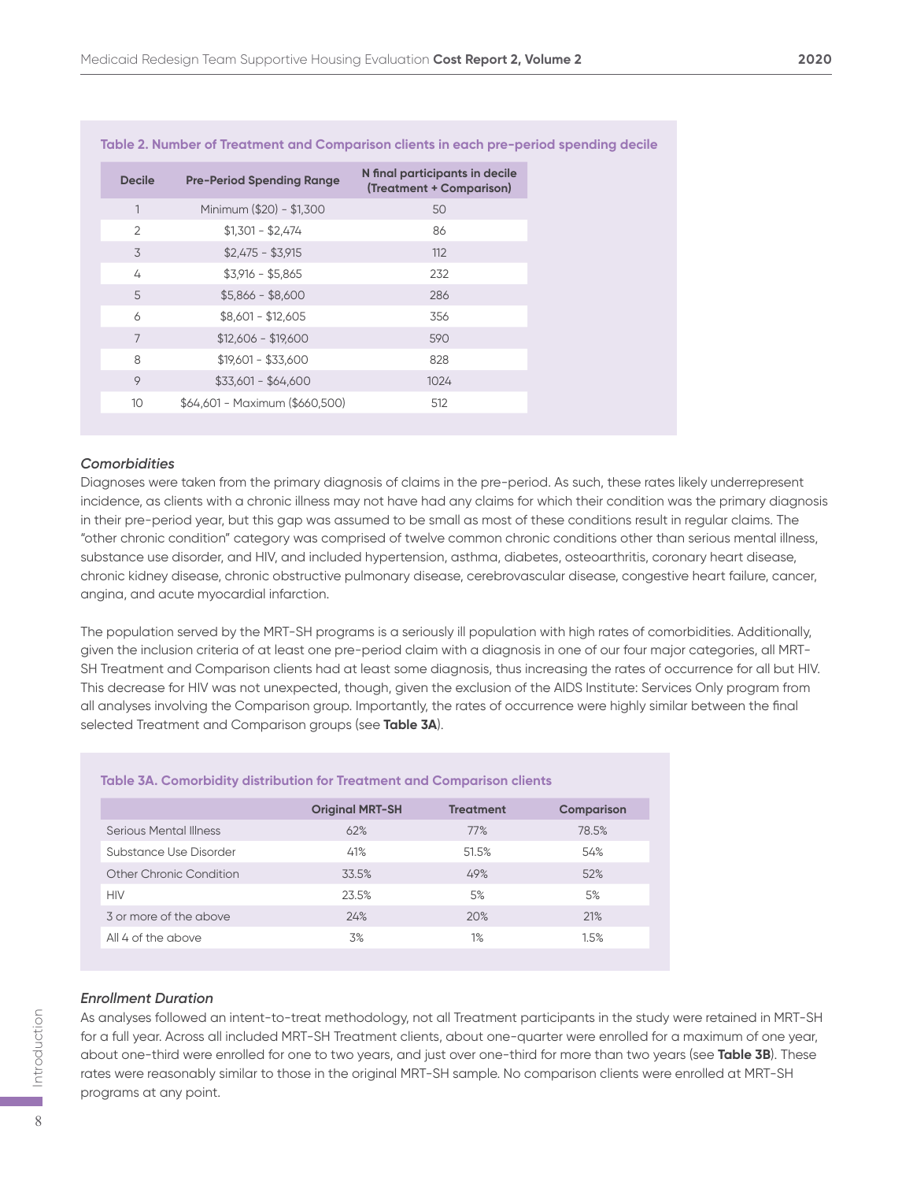**Table 2. Number of Treatment and Comparison clients in each pre-period spending decile**

| Decile | Pre-Period Spending Range | N final participants in decile (Treatment + Comparison) |
|---|---|---|
| 1 | Minimum ($20) - $1,300 | 50 |
| 2 | $1,301 - $2,474 | 86 |
| 3 | $2,475 - $3,915 | 112 |
| 4 | $3,916 - $5,865 | 232 |
| 5 | $5,866 - $8,600 | 286 |
| 6 | $8,601 - $12,605 | 356 |
| 7 | $12,606 - $19,600 | 590 |
| 8 | $19,601 - $33,600 | 828 |
| 9 | $33,601 - $64,600 | 1024 |
| 10 | $64,601 - Maximum ($660,500) | 512 |

### *Comorbidities*

Diagnoses were taken from the primary diagnosis of claims in the pre-period. As such, these rates likely underrepresent incidence, as clients with a chronic illness may not have had any claims for which their condition was the primary diagnosis in their pre-period year, but this gap was assumed to be small as most of these conditions result in regular claims. The "other chronic condition" category was comprised of twelve common chronic conditions other than serious mental illness, substance use disorder, and HIV, and included hypertension, asthma, diabetes, osteoarthritis, coronary heart disease, chronic kidney disease, chronic obstructive pulmonary disease, cerebrovascular disease, congestive heart failure, cancer, angina, and acute myocardial infarction.

The population served by the MRT-SH programs is a seriously ill population with high rates of comorbidities. Additionally, given the inclusion criteria of at least one pre-period claim with a diagnosis in one of our four major categories, all MRT-SH Treatment and Comparison clients had at least some diagnosis, thus increasing the rates of occurrence for all but HIV. This decrease for HIV was not unexpected, though, given the exclusion of the AIDS Institute: Services Only program from all analyses involving the Comparison group. Importantly, the rates of occurrence were highly similar between the final selected Treatment and Comparison groups (see **Table 3A**).

**Table 3A. Comorbidity distribution for Treatment and Comparison clients**

| | Original MRT-SH | Treatment | Comparison |
|---|---|---|---|
| Serious Mental Illness | 62% | 77% | 78.5% |
| Substance Use Disorder | 41% | 51.5% | 54% |
| Other Chronic Condition | 33.5% | 49% | 52% |
| HIV | 23.5% | 5% | 5% |
| 3 or more of the above | 24% | 20% | 21% |
| All 4 of the above | 3% | 1% | 1.5% |

### *Enrollment Duration*

As analyses followed an intent-to-treat methodology, not all Treatment participants in the study were retained in MRT-SH for a full year. Across all included MRT-SH Treatment clients, about one-quarter were enrolled for a maximum of one year, about one-third were enrolled for one to two years, and just over one-third for more than two years (see **Table 3B**). These rates were reasonably similar to those in the original MRT-SH sample. No comparison clients were enrolled at MRT-SH programs at any point.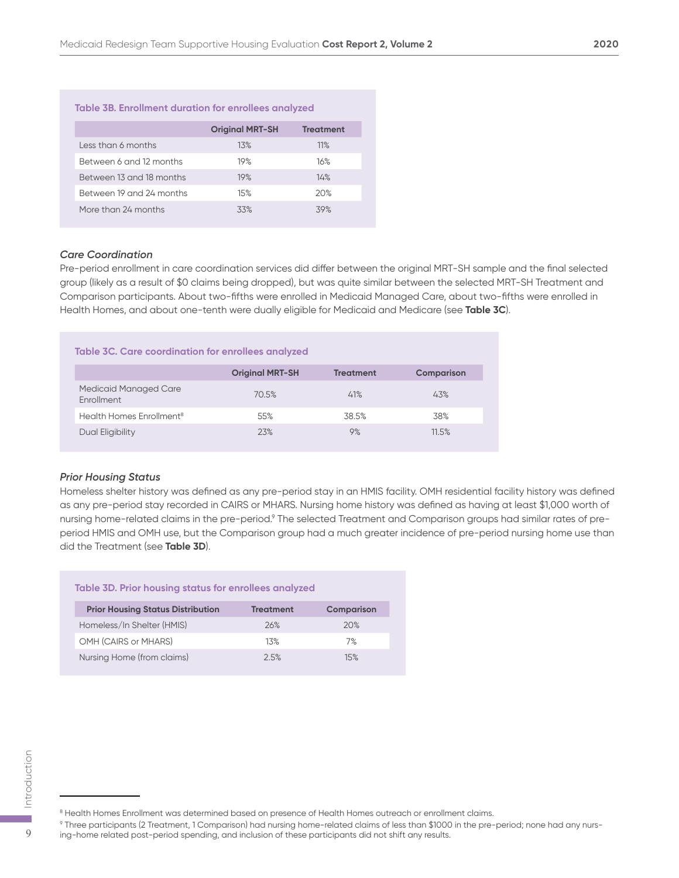**Table 3B. Enrollment duration for enrollees analyzed**

| | Original MRT-SH | Treatment |
|---|---|---|
| Less than 6 months | 13% | 11% |
| Between 6 and 12 months | 19% | 16% |
| Between 13 and 18 months | 19% | 14% |
| Between 19 and 24 months | 15% | 20% |
| More than 24 months | 33% | 39% |

### *Care Coordination*

Pre-period enrollment in care coordination services did differ between the original MRT-SH sample and the final selected group (likely as a result of $0 claims being dropped), but was quite similar between the selected MRT-SH Treatment and Comparison participants. About two-fifths were enrolled in Medicaid Managed Care, about two-fifths were enrolled in Health Homes, and about one-tenth were dually eligible for Medicaid and Medicare (see **Table 3C**).

**Table 3C. Care coordination for enrollees analyzed**

| | Original MRT-SH | Treatment | Comparison |
|---|---|---|---|
| Medicaid Managed Care Enrollment | 70.5% | 41% | 43% |
| Health Homes Enrollment[8] | 55% | 38.5% | 38% |
| Dual Eligibility | 23% | 9% | 11.5% |

### *Prior Housing Status*

Homeless shelter history was defined as any pre-period stay in an HMIS facility. OMH residential facility history was defined as any pre-period stay recorded in CAIRS or MHARS. Nursing home history was defined as having at least $1,000 worth of nursing home-related claims in the pre-period.[9] The selected Treatment and Comparison groups had similar rates of pre-period HMIS and OMH use, but the Comparison group had a much greater incidence of pre-period nursing home use than did the Treatment (see **Table 3D**).

**Table 3D. Prior housing status for enrollees analyzed**

| Prior Housing Status Distribution | Treatment | Comparison |
|---|---|---|
| Homeless/In Shelter (HMIS) | 26% | 20% |
| OMH (CAIRS or MHARS) | 13% | 7% |
| Nursing Home (from claims) | 2.5% | 15% |

[8] Health Homes Enrollment was determined based on presence of Health Homes outreach or enrollment claims.

[9] Three participants (2 Treatment, 1 Comparison) had nursing home-related claims of less than $1000 in the pre-period; none had any nursing-home related post-period spending, and inclusion of these participants did not shift any results.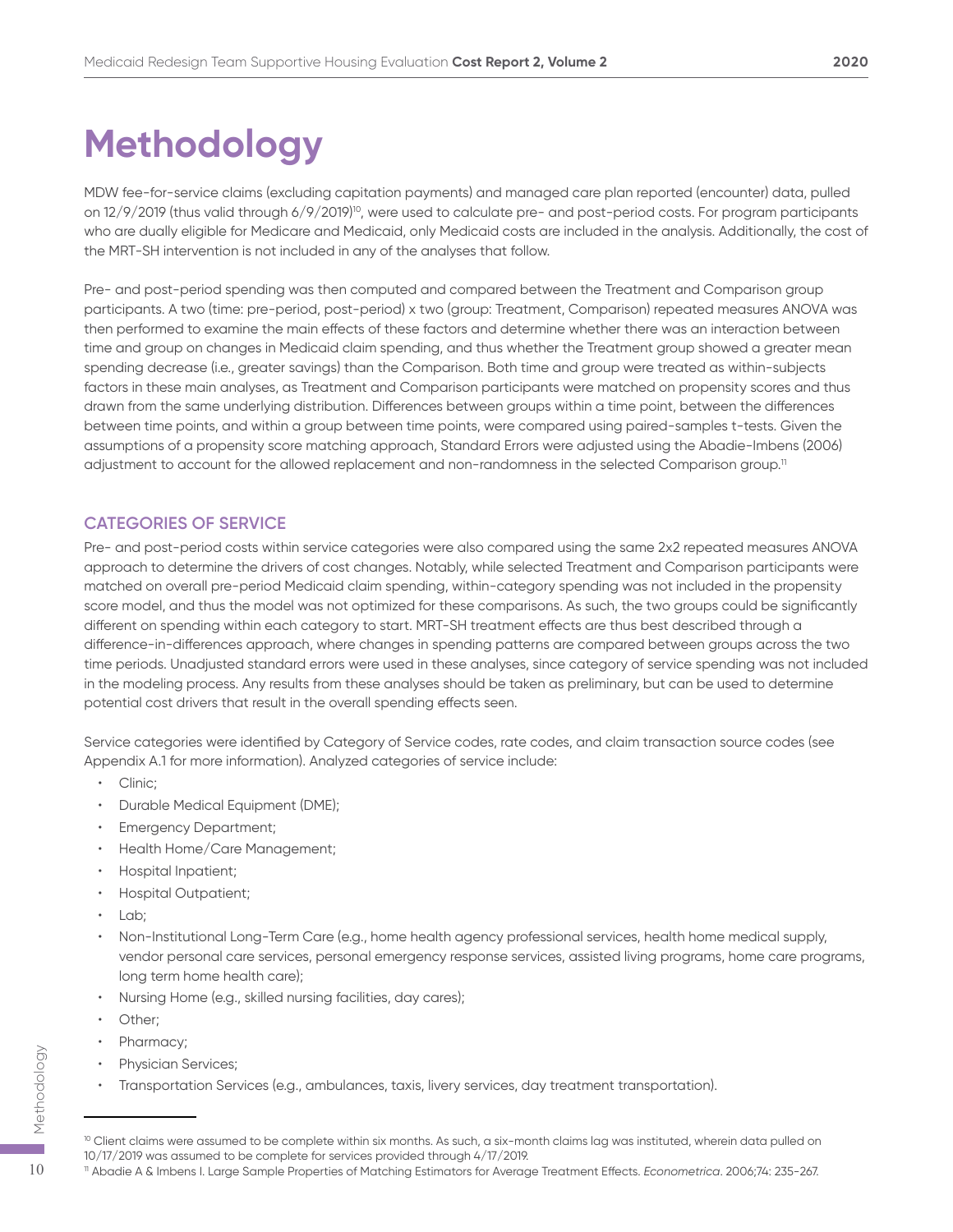# Methodology

MDW fee-for-service claims (excluding capitation payments) and managed care plan reported (encounter) data, pulled on 12/9/2019 (thus valid through 6/9/2019)[10], were used to calculate pre- and post-period costs. For program participants who are dually eligible for Medicare and Medicaid, only Medicaid costs are included in the analysis. Additionally, the cost of the MRT-SH intervention is not included in any of the analyses that follow.

Pre- and post-period spending was then computed and compared between the Treatment and Comparison group participants. A two (time: pre-period, post-period) x two (group: Treatment, Comparison) repeated measures ANOVA was then performed to examine the main effects of these factors and determine whether there was an interaction between time and group on changes in Medicaid claim spending, and thus whether the Treatment group showed a greater mean spending decrease (i.e., greater savings) than the Comparison. Both time and group were treated as within-subjects factors in these main analyses, as Treatment and Comparison participants were matched on propensity scores and thus drawn from the same underlying distribution. Differences between groups within a time point, between the differences between time points, and within a group between time points, were compared using paired-samples t-tests. Given the assumptions of a propensity score matching approach, Standard Errors were adjusted using the Abadie-Imbens (2006) adjustment to account for the allowed replacement and non-randomness in the selected Comparison group.[11]

## CATEGORIES OF SERVICE

Pre- and post-period costs within service categories were also compared using the same 2x2 repeated measures ANOVA approach to determine the drivers of cost changes. Notably, while selected Treatment and Comparison participants were matched on overall pre-period Medicaid claim spending, within-category spending was not included in the propensity score model, and thus the model was not optimized for these comparisons. As such, the two groups could be significantly different on spending within each category to start. MRT-SH treatment effects are thus best described through a difference-in-differences approach, where changes in spending patterns are compared between groups across the two time periods. Unadjusted standard errors were used in these analyses, since category of service spending was not included in the modeling process. Any results from these analyses should be taken as preliminary, but can be used to determine potential cost drivers that result in the overall spending effects seen.

Service categories were identified by Category of Service codes, rate codes, and claim transaction source codes (see Appendix A.1 for more information). Analyzed categories of service include:

- Clinic;
- Durable Medical Equipment (DME);
- Emergency Department;
- Health Home/Care Management;
- Hospital Inpatient;
- Hospital Outpatient;
- Lab;
- Non-Institutional Long-Term Care (e.g., home health agency professional services, health home medical supply, vendor personal care services, personal emergency response services, assisted living programs, home care programs, long term home health care);
- Nursing Home (e.g., skilled nursing facilities, day cares);
- Other;
- Pharmacy;
- Physician Services;
- Transportation Services (e.g., ambulances, taxis, livery services, day treatment transportation).

---

[10] Client claims were assumed to be complete within six months. As such, a six-month claims lag was instituted, wherein data pulled on 10/17/2019 was assumed to be complete for services provided through 4/17/2019.

[11] Abadie A & Imbens I. Large Sample Properties of Matching Estimators for Average Treatment Effects. *Econometrica*. 2006;74: 235-267.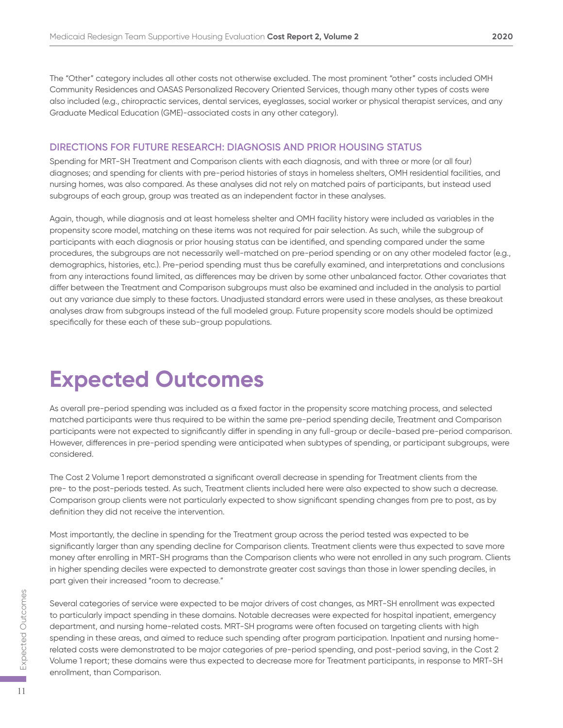The "Other" category includes all other costs not otherwise excluded. The most prominent "other" costs included OMH Community Residences and OASAS Personalized Recovery Oriented Services, though many other types of costs were also included (e.g., chiropractic services, dental services, eyeglasses, social worker or physical therapist services, and any Graduate Medical Education (GME)-associated costs in any other category).

### DIRECTIONS FOR FUTURE RESEARCH: DIAGNOSIS AND PRIOR HOUSING STATUS

Spending for MRT-SH Treatment and Comparison clients with each diagnosis, and with three or more (or all four) diagnoses; and spending for clients with pre-period histories of stays in homeless shelters, OMH residential facilities, and nursing homes, was also compared. As these analyses did not rely on matched pairs of participants, but instead used subgroups of each group, group was treated as an independent factor in these analyses.

Again, though, while diagnosis and at least homeless shelter and OMH facility history were included as variables in the propensity score model, matching on these items was not required for pair selection. As such, while the subgroup of participants with each diagnosis or prior housing status can be identified, and spending compared under the same procedures, the subgroups are not necessarily well-matched on pre-period spending or on any other modeled factor (e.g., demographics, histories, etc.). Pre-period spending must thus be carefully examined, and interpretations and conclusions from any interactions found limited, as differences may be driven by some other unbalanced factor. Other covariates that differ between the Treatment and Comparison subgroups must also be examined and included in the analysis to partial out any variance due simply to these factors. Unadjusted standard errors were used in these analyses, as these breakout analyses draw from subgroups instead of the full modeled group. Future propensity score models should be optimized specifically for these each of these sub-group populations.

# Expected Outcomes

As overall pre-period spending was included as a fixed factor in the propensity score matching process, and selected matched participants were thus required to be within the same pre-period spending decile, Treatment and Comparison participants were not expected to significantly differ in spending in any full-group or decile-based pre-period comparison. However, differences in pre-period spending were anticipated when subtypes of spending, or participant subgroups, were considered.

The Cost 2 Volume 1 report demonstrated a significant overall decrease in spending for Treatment clients from the pre- to the post-periods tested. As such, Treatment clients included here were also expected to show such a decrease. Comparison group clients were not particularly expected to show significant spending changes from pre to post, as by definition they did not receive the intervention.

Most importantly, the decline in spending for the Treatment group across the period tested was expected to be significantly larger than any spending decline for Comparison clients. Treatment clients were thus expected to save more money after enrolling in MRT-SH programs than the Comparison clients who were not enrolled in any such program. Clients in higher spending deciles were expected to demonstrate greater cost savings than those in lower spending deciles, in part given their increased "room to decrease."

Several categories of service were expected to be major drivers of cost changes, as MRT-SH enrollment was expected to particularly impact spending in these domains. Notable decreases were expected for hospital inpatient, emergency department, and nursing home-related costs. MRT-SH programs were often focused on targeting clients with high spending in these areas, and aimed to reduce such spending after program participation. Inpatient and nursing home-related costs were demonstrated to be major categories of pre-period spending, and post-period saving, in the Cost 2 Volume 1 report; these domains were thus expected to decrease more for Treatment participants, in response to MRT-SH enrollment, than Comparison.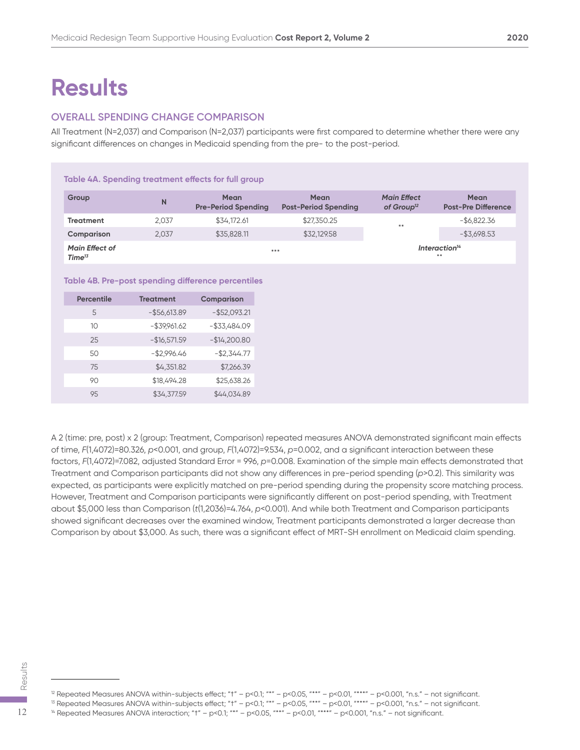# Results

## OVERALL SPENDING CHANGE COMPARISON

All Treatment (N=2,037) and Comparison (N=2,037) participants were first compared to determine whether there were any significant differences on changes in Medicaid spending from the pre- to the post-period.

**Table 4A. Spending treatment effects for full group**

| Group | N | Mean Pre-Period Spending | Mean Post-Period Spending | *Main Effect of Group*[12] | Mean Post-Pre Difference |
|---|---|---|---|---|---|
| **Treatment** | 2,037 | $34,172.61 | $27,350.25 | ** | -$6,822.36 |
| **Comparison** | 2,037 | $35,828.11 | $32,129.58 | | -$3,698.53 |
| ***Main Effect of Time***[13] | | *** | | *Interaction*[14] ** | |

**Table 4B. Pre-post spending difference percentiles**

| Percentile | Treatment | Comparison |
|---|---|---|
| 5 | -$56,613.89 | -$52,093.21 |
| 10 | -$39,961.62 | -$33,484.09 |
| 25 | -$16,571.59 | -$14,200.80 |
| 50 | -$2,996.46 | -$2,344.77 |
| 75 | $4,351.82 | $7,266.39 |
| 90 | $18,494.28 | $25,638.26 |
| 95 | $34,377.59 | $44,034.89 |

A 2 (time: pre, post) x 2 (group: Treatment, Comparison) repeated measures ANOVA demonstrated significant main effects of time, $F(1,4072)=80.326$, $p<0.001$, and group, $F(1,4072)=9.534$, $p=0.002$, and a significant interaction between these factors, $F(1,4072)=7.082$, adjusted Standard Error = 996, $p=0.008$. Examination of the simple main effects demonstrated that Treatment and Comparison participants did not show any differences in pre-period spending ($p>0.2$). This similarity was expected, as participants were explicitly matched on pre-period spending during the propensity score matching process. However, Treatment and Comparison participants were significantly different on post-period spending, with Treatment about $5,000 less than Comparison ($t(1,2036)=4.764$, $p<0.001$). And while both Treatment and Comparison participants showed significant decreases over the examined window, Treatment participants demonstrated a larger decrease than Comparison by about $3,000. As such, there was a significant effect of MRT-SH enrollment on Medicaid claim spending.

---

[12] Repeated Measures ANOVA within-subjects effect; "†" – p<0.1; "*" – p<0.05, "**" – p<0.01, "***" – p<0.001, "n.s." – not significant.
[13] Repeated Measures ANOVA within-subjects effect; "†" – p<0.1; "*" – p<0.05, "**" – p<0.01, "***" – p<0.001, "n.s." – not significant.
[14] Repeated Measures ANOVA interaction; "†" – p<0.1; "*" – p<0.05, "**" – p<0.01, "***" – p<0.001, "n.s." – not significant.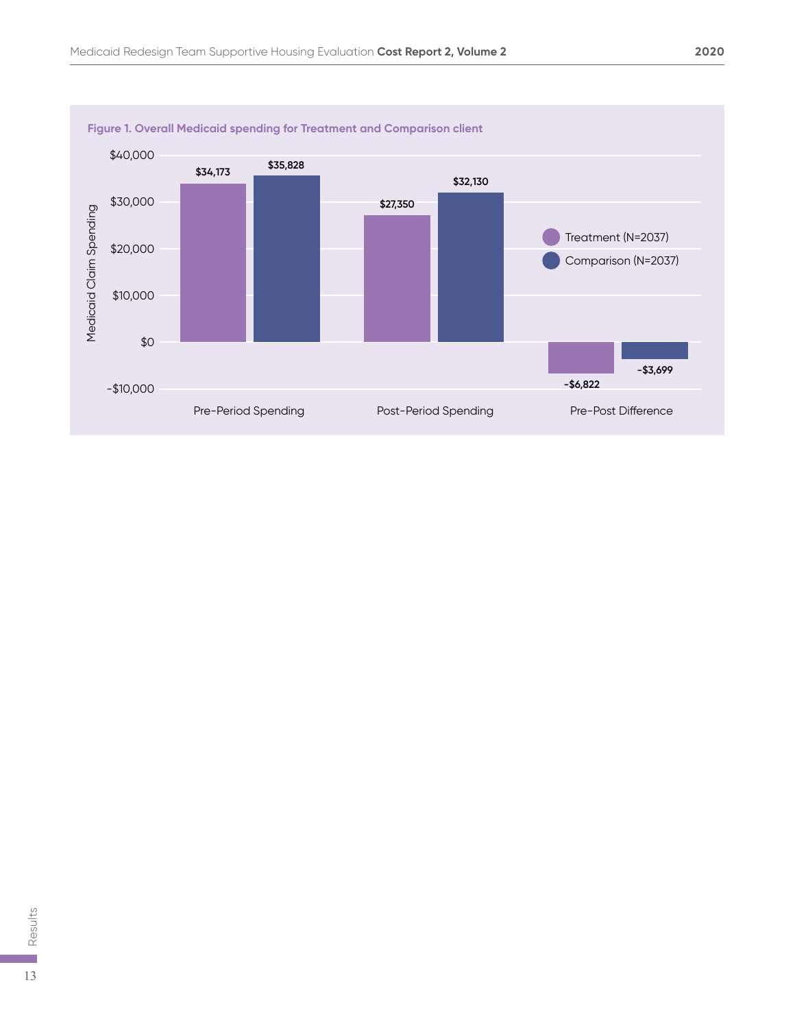**Figure 1. Overall Medicaid spending for Treatment and Comparison client**

| | Treatment (N=2037) | Comparison (N=2037) |
|---|---|---|
| Pre-Period Spending | $34,173 | $35,828 |
| Post-Period Spending | $27,350 | $32,130 |
| Pre-Post Difference | -$6,822 | -$3,699 |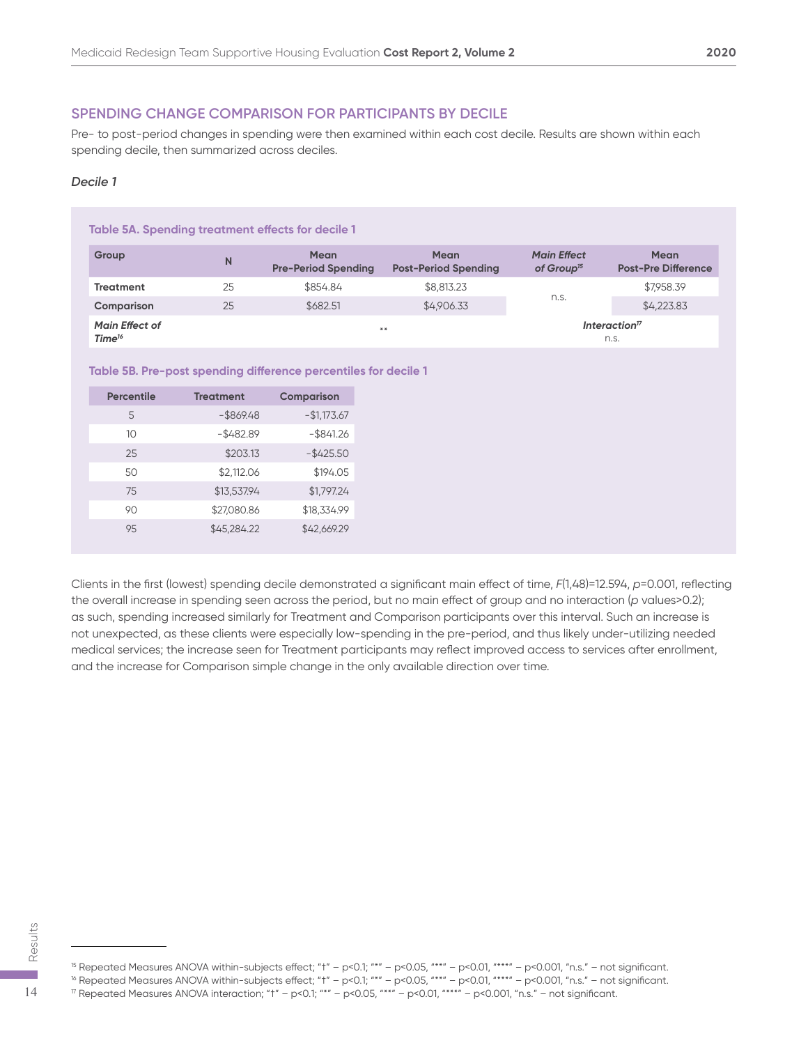## SPENDING CHANGE COMPARISON FOR PARTICIPANTS BY DECILE

Pre- to post-period changes in spending were then examined within each cost decile. Results are shown within each spending decile, then summarized across deciles.

### *Decile 1*

**Table 5A. Spending treatment effects for decile 1**

| Group | N | Mean Pre-Period Spending | Mean Post-Period Spending | *Main Effect of Group*[15] | Mean Post-Pre Difference |
|---|---|---|---|---|---|
| **Treatment** | 25 | $854.84 | $8,813.23 | n.s. | $7,958.39 |
| **Comparison** | 25 | $682.51 | $4,906.33 | | $4,223.83 |
| ***Main Effect of Time***[16] | | ** | | *Interaction*[17] n.s. | |

**Table 5B. Pre-post spending difference percentiles for decile 1**

| Percentile | Treatment | Comparison |
|---|---|---|
| 5 | -$869.48 | -$1,173.67 |
| 10 | -$482.89 | -$841.26 |
| 25 | $203.13 | -$425.50 |
| 50 | $2,112.06 | $194.05 |
| 75 | $13,537.94 | $1,797.24 |
| 90 | $27,080.86 | $18,334.99 |
| 95 | $45,284.22 | $42,669.29 |

Clients in the first (lowest) spending decile demonstrated a significant main effect of time, $F(1,48)=12.594$, $p=0.001$, reflecting the overall increase in spending seen across the period, but no main effect of group and no interaction ($p$ values>0.2); as such, spending increased similarly for Treatment and Comparison participants over this interval. Such an increase is not unexpected, as these clients were especially low-spending in the pre-period, and thus likely under-utilizing needed medical services; the increase seen for Treatment participants may reflect improved access to services after enrollment, and the increase for Comparison simple change in the only available direction over time.

---

[15] Repeated Measures ANOVA within-subjects effect; "†" – p<0.1; "*" – p<0.05, "**" – p<0.01, "***" – p<0.001, "n.s." – not significant.

[16] Repeated Measures ANOVA within-subjects effect; "†" – p<0.1; "*" – p<0.05, "**" – p<0.01, "***" – p<0.001, "n.s." – not significant.

[17] Repeated Measures ANOVA interaction; "†" – p<0.1; "*" – p<0.05, "**" – p<0.01, "***" – p<0.001, "n.s." – not significant.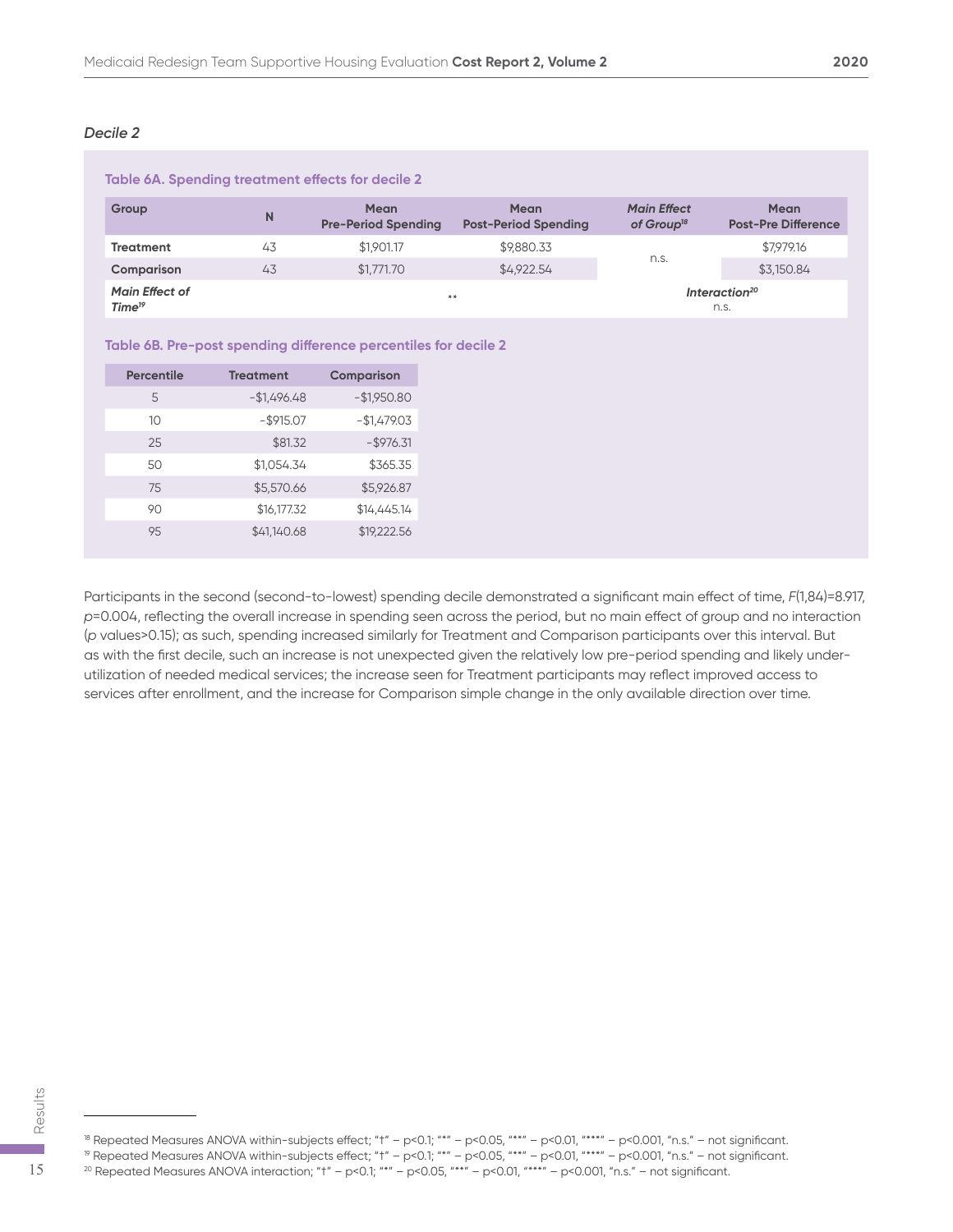### *Decile 2*

**Table 6A. Spending treatment effects for decile 2**

| Group | N | Mean Pre-Period Spending | Mean Post-Period Spending | *Main Effect of Group*[18] | Mean Post-Pre Difference |
|---|---|---|---|---|---|
| **Treatment** | 43 | $1,901.17 | $9,880.33 | n.s. | $7,979.16 |
| **Comparison** | 43 | $1,771.70 | $4,922.54 | | $3,150.84 |
| ***Main Effect of Time***[19] | | ** | | ***Interaction***[20] n.s. | |

**Table 6B. Pre-post spending difference percentiles for decile 2**

| Percentile | Treatment | Comparison |
|---|---|---|
| 5 | -$1,496.48 | -$1,950.80 |
| 10 | -$915.07 | -$1,479.03 |
| 25 | $81.32 | -$976.31 |
| 50 | $1,054.34 | $365.35 |
| 75 | $5,570.66 | $5,926.87 |
| 90 | $16,177.32 | $14,445.14 |
| 95 | $41,140.68 | $19,222.56 |

Participants in the second (second-to-lowest) spending decile demonstrated a significant main effect of time, $F(1,84)=8.917$, $p=0.004$, reflecting the overall increase in spending seen across the period, but no main effect of group and no interaction ($p$ values>0.15); as such, spending increased similarly for Treatment and Comparison participants over this interval. But as with the first decile, such an increase is not unexpected given the relatively low pre-period spending and likely under-utilization of needed medical services; the increase seen for Treatment participants may reflect improved access to services after enrollment, and the increase for Comparison simple change in the only available direction over time.

[18] Repeated Measures ANOVA within-subjects effect; "†" – p<0.1; "*" – p<0.05, "**" – p<0.01, "***" – p<0.001, "n.s." – not significant.
[19] Repeated Measures ANOVA within-subjects effect; "†" – p<0.1; "*" – p<0.05, "**" – p<0.01, "***" – p<0.001, "n.s." – not significant.
[20] Repeated Measures ANOVA interaction; "†" – p<0.1; "*" – p<0.05, "**" – p<0.01, "***" – p<0.001, "n.s." – not significant.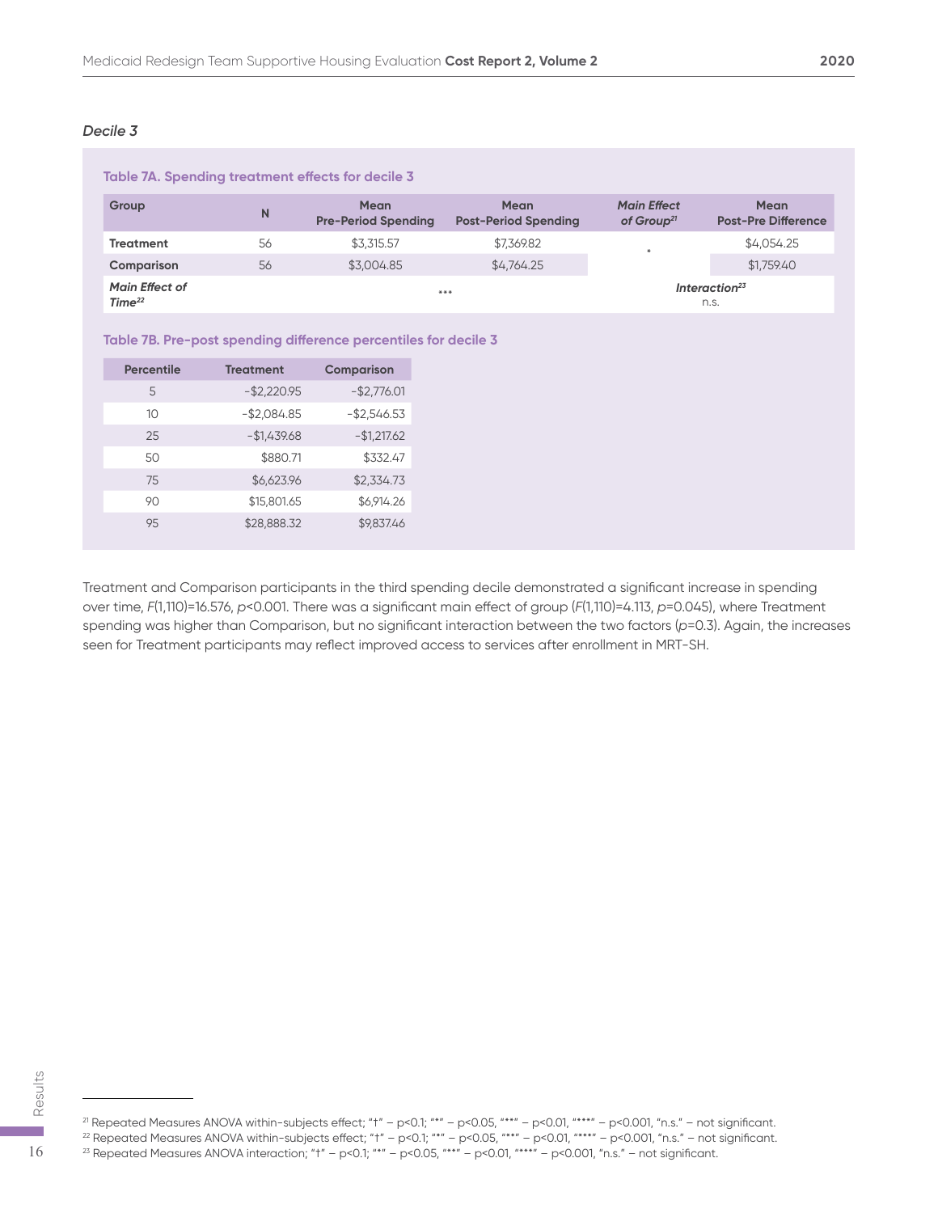### *Decile 3*

**Table 7A. Spending treatment effects for decile 3**

| Group | N | Mean Pre-Period Spending | Mean Post-Period Spending | *Main Effect of Group*[21] | Mean Post-Pre Difference |
|---|---|---|---|---|---|
| **Treatment** | 56 | $3,315.57 | $7,369.82 | * | $4,054.25 |
| **Comparison** | 56 | $3,004.85 | $4,764.25 | | $1,759.40 |
| ***Main Effect of Time***[22] | | *** | | *Interaction*[23] n.s. | |

**Table 7B. Pre-post spending difference percentiles for decile 3**

| Percentile | Treatment | Comparison |
|---|---|---|
| 5 | -$2,220.95 | -$2,776.01 |
| 10 | -$2,084.85 | -$2,546.53 |
| 25 | -$1,439.68 | -$1,217.62 |
| 50 | $880.71 | $332.47 |
| 75 | $6,623.96 | $2,334.73 |
| 90 | $15,801.65 | $6,914.26 |
| 95 | $28,888.32 | $9,837.46 |

Treatment and Comparison participants in the third spending decile demonstrated a significant increase in spending over time, $F(1,110)=16.576$, $p<0.001$. There was a significant main effect of group ($F(1,110)=4.113$, $p=0.045$), where Treatment spending was higher than Comparison, but no significant interaction between the two factors ($p=0.3$). Again, the increases seen for Treatment participants may reflect improved access to services after enrollment in MRT-SH.

---

[21] Repeated Measures ANOVA within-subjects effect; "†" – p<0.1; "*" – p<0.05, "**" – p<0.01, "***" – p<0.001, "n.s." – not significant.

[22] Repeated Measures ANOVA within-subjects effect; "†" – p<0.1; "*" – p<0.05, "**" – p<0.01, "***" – p<0.001, "n.s." – not significant.

[23] Repeated Measures ANOVA interaction; "†" – p<0.1; "*" – p<0.05, "**" – p<0.01, "***" – p<0.001, "n.s." – not significant.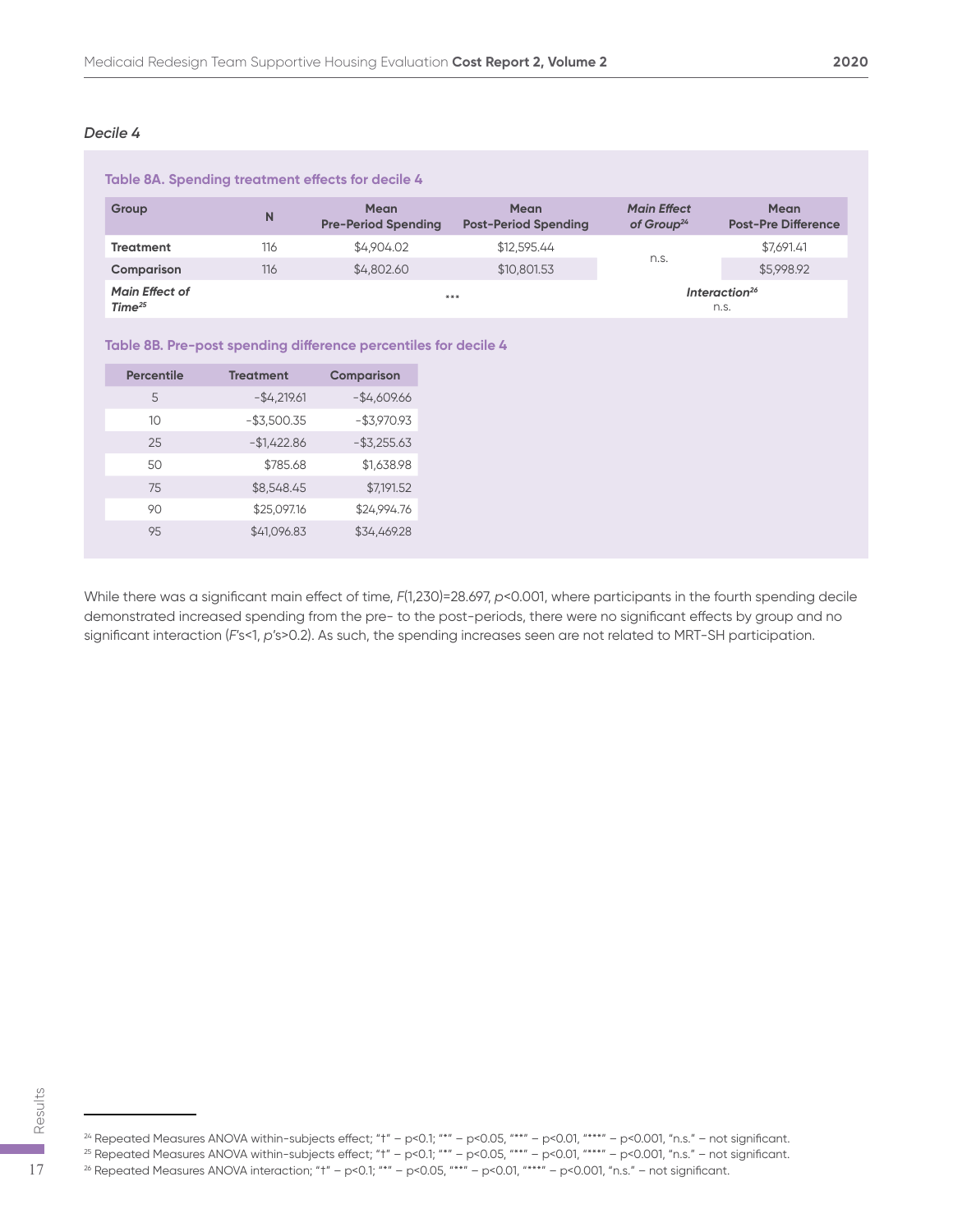### *Decile 4*

**Table 8A. Spending treatment effects for decile 4**

| Group | N | Mean Pre-Period Spending | Mean Post-Period Spending | *Main Effect of Group*[24] | Mean Post-Pre Difference |
|---|---|---|---|---|---|
| **Treatment** | 116 | $4,904.02 | $12,595.44 | n.s. | $7,691.41 |
| **Comparison** | 116 | $4,802.60 | $10,801.53 | | $5,998.92 |
| ***Main Effect of Time***[25] | | *** | | ***Interaction***[26] n.s. | |

**Table 8B. Pre-post spending difference percentiles for decile 4**

| Percentile | Treatment | Comparison |
|---|---|---|
| 5 | -$4,219.61 | -$4,609.66 |
| 10 | -$3,500.35 | -$3,970.93 |
| 25 | -$1,422.86 | -$3,255.63 |
| 50 | $785.68 | $1,638.98 |
| 75 | $8,548.45 | $7,191.52 |
| 90 | $25,097.16 | $24,994.76 |
| 95 | $41,096.83 | $34,469.28 |

While there was a significant main effect of time, $F(1,230)=28.697$, $p<0.001$, where participants in the fourth spending decile demonstrated increased spending from the pre- to the post-periods, there were no significant effects by group and no significant interaction ($F$'s<1, $p$'s>0.2). As such, the spending increases seen are not related to MRT-SH participation.

[24] Repeated Measures ANOVA within-subjects effect; "†" – p<0.1; "*" – p<0.05, "**" – p<0.01, "***" – p<0.001, "n.s." – not significant.

[25] Repeated Measures ANOVA within-subjects effect; "†" – p<0.1; "*" – p<0.05, "**" – p<0.01, "***" – p<0.001, "n.s." – not significant.

[26] Repeated Measures ANOVA interaction; "†" – p<0.1; "*" – p<0.05, "**" – p<0.01, "***" – p<0.001, "n.s." – not significant.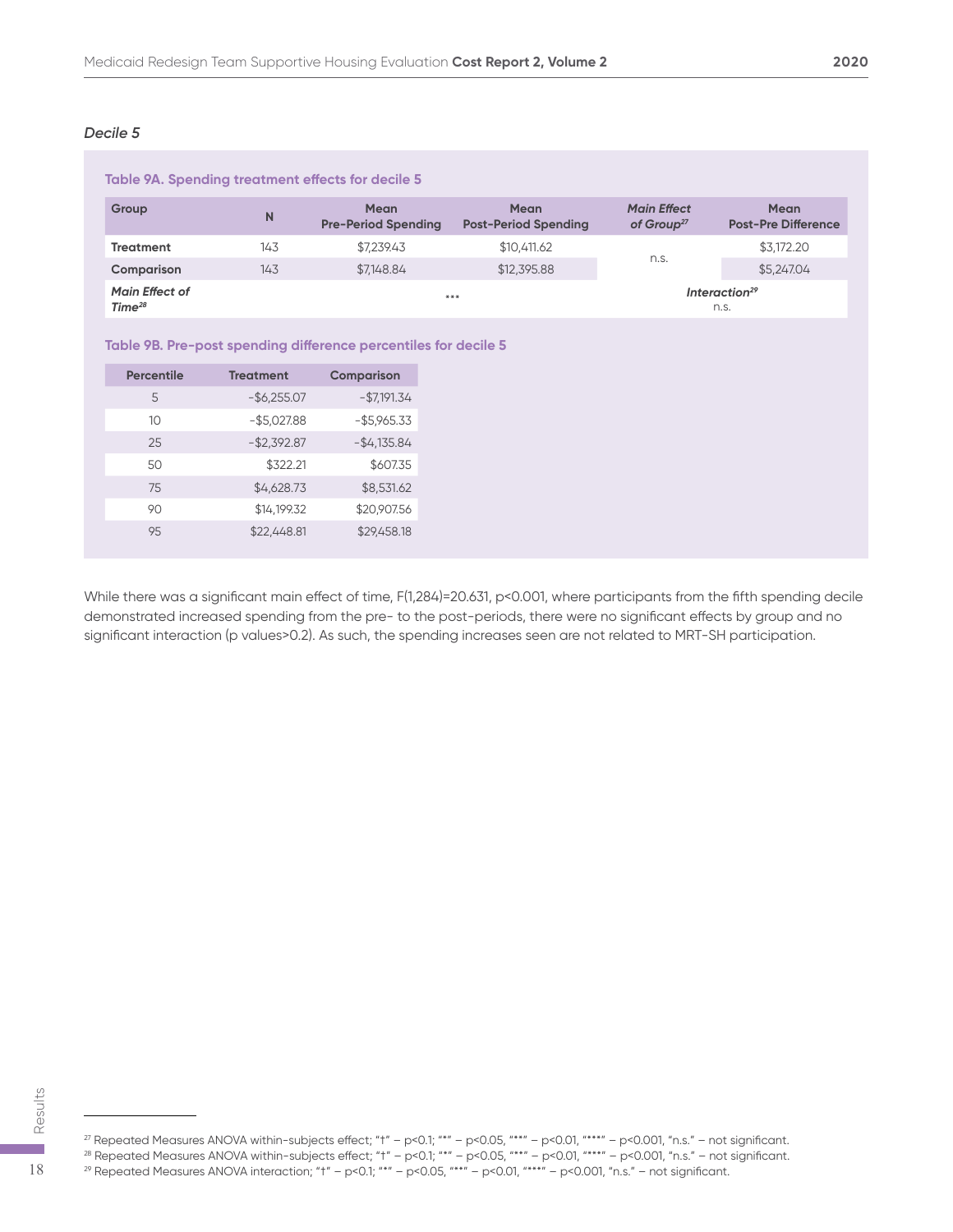### *Decile 5*

**Table 9A. Spending treatment effects for decile 5**

| Group | N | Mean Pre-Period Spending | Mean Post-Period Spending | *Main Effect of Group*[27] | Mean Post-Pre Difference |
|---|---|---|---|---|---|
| **Treatment** | 143 | $7,239.43 | $10,411.62 | n.s. | $3,172.20 |
| **Comparison** | 143 | $7,148.84 | $12,395.88 | | $5,247.04 |
| ***Main Effect of Time***[28] | | *** | | ***Interaction***[29] n.s. | |

**Table 9B. Pre-post spending difference percentiles for decile 5**

| Percentile | Treatment | Comparison |
|---|---|---|
| 5 | -$6,255.07 | -$7,191.34 |
| 10 | -$5,027.88 | -$5,965.33 |
| 25 | -$2,392.87 | -$4,135.84 |
| 50 | $322.21 | $607.35 |
| 75 | $4,628.73 | $8,531.62 |
| 90 | $14,199.32 | $20,907.56 |
| 95 | $22,448.81 | $29,458.18 |

While there was a significant main effect of time, $F(1,284)=20.631$, $p<0.001$, where participants from the fifth spending decile demonstrated increased spending from the pre- to the post-periods, there were no significant effects by group and no significant interaction (p values>0.2). As such, the spending increases seen are not related to MRT-SH participation.

[27] Repeated Measures ANOVA within-subjects effect; "†" – p<0.1; "*" – p<0.05, "**" – p<0.01, "***" – p<0.001, "n.s." – not significant.

[28] Repeated Measures ANOVA within-subjects effect; "†" – p<0.1; "*" – p<0.05, "**" – p<0.01, "***" – p<0.001, "n.s." – not significant.

[29] Repeated Measures ANOVA interaction; "†" – p<0.1; "*" – p<0.05, "**" – p<0.01, "***" – p<0.001, "n.s." – not significant.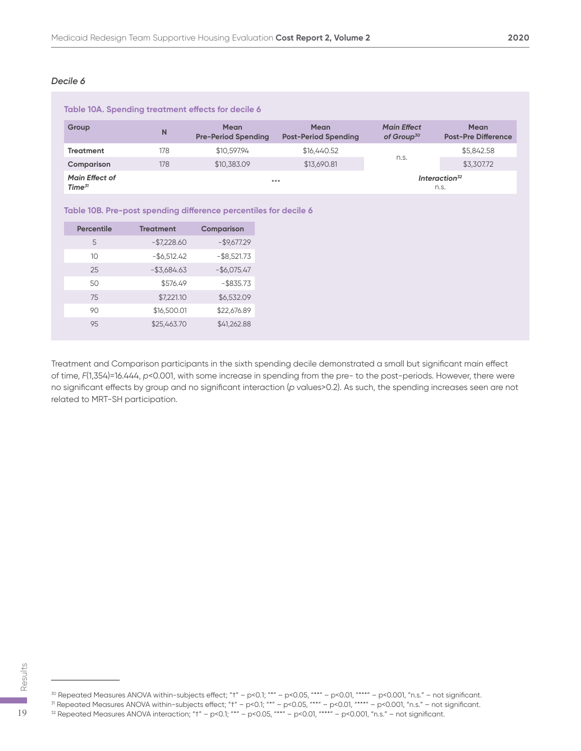### *Decile 6*

**Table 10A. Spending treatment effects for decile 6**

| Group | N | Mean Pre-Period Spending | Mean Post-Period Spending | *Main Effect of Group*[30] | Mean Post-Pre Difference |
|---|---|---|---|---|---|
| **Treatment** | 178 | $10,597.94 | $16,440.52 | n.s. | $5,842.58 |
| **Comparison** | 178 | $10,383.09 | $13,690.81 | | $3,307.72 |
| ***Main Effect of Time***[31] | | *** | | ***Interaction***[32] n.s. | |

**Table 10B. Pre-post spending difference percentiles for decile 6**

| Percentile | Treatment | Comparison |
|---|---|---|
| 5 | -$7,228.60 | -$9,677.29 |
| 10 | -$6,512.42 | -$8,521.73 |
| 25 | -$3,684.63 | -$6,075.47 |
| 50 | $576.49 | -$835.73 |
| 75 | $7,221.10 | $6,532.09 |
| 90 | $16,500.01 | $22,676.89 |
| 95 | $25,463.70 | $41,262.88 |

Treatment and Comparison participants in the sixth spending decile demonstrated a small but significant main effect of time, $F(1,354)=16.444$, $p<0.001$, with some increase in spending from the pre- to the post-periods. However, there were no significant effects by group and no significant interaction ($p$ values>0.2). As such, the spending increases seen are not related to MRT-SH participation.

---

[30] Repeated Measures ANOVA within-subjects effect; "†" – p<0.1; "*" – p<0.05, "**" – p<0.01, "***" – p<0.001, "n.s." – not significant.

[31] Repeated Measures ANOVA within-subjects effect; "†" – p<0.1; "*" – p<0.05, "**" – p<0.01, "***" – p<0.001, "n.s." – not significant.

[32] Repeated Measures ANOVA interaction; "†" – p<0.1; "*" – p<0.05, "**" – p<0.01, "***" – p<0.001, "n.s." – not significant.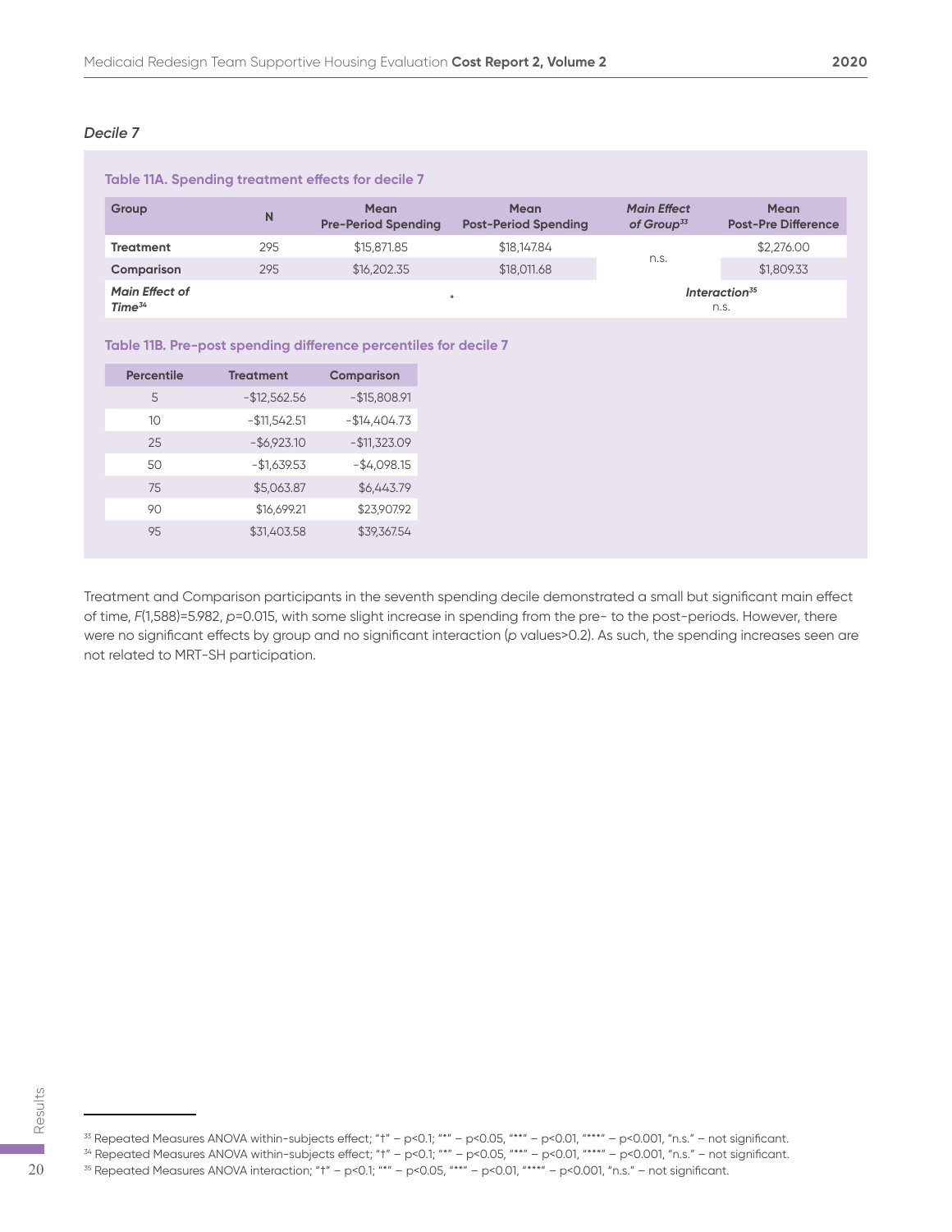*Decile 7*

**Table 11A. Spending treatment effects for decile 7**

| Group | N | Mean Pre-Period Spending | Mean Post-Period Spending | *Main Effect of Group*[33] | Mean Post-Pre Difference |
|---|---|---|---|---|---|
| **Treatment** | 295 | $15,871.85 | $18,147.84 | n.s. | $2,276.00 |
| **Comparison** | 295 | $16,202.35 | $18,011.68 | | $1,809.33 |
| ***Main Effect of Time***[34] | | * | | ***Interaction***[35] n.s. | |

**Table 11B. Pre-post spending difference percentiles for decile 7**

| Percentile | Treatment | Comparison |
|---|---|---|
| 5 | -$12,562.56 | -$15,808.91 |
| 10 | -$11,542.51 | -$14,404.73 |
| 25 | -$6,923.10 | -$11,323.09 |
| 50 | -$1,639.53 | -$4,098.15 |
| 75 | $5,063.87 | $6,443.79 |
| 90 | $16,699.21 | $23,907.92 |
| 95 | $31,403.58 | $39,367.54 |

Treatment and Comparison participants in the seventh spending decile demonstrated a small but significant main effect of time, $F(1,588)=5.982$, $p=0.015$, with some slight increase in spending from the pre- to the post-periods. However, there were no significant effects by group and no significant interaction ($p$ values>0.2). As such, the spending increases seen are not related to MRT-SH participation.

[33] Repeated Measures ANOVA within-subjects effect; "†" – p<0.1; "*" – p<0.05, "**" – p<0.01, "***" – p<0.001, "n.s." – not significant.
[34] Repeated Measures ANOVA within-subjects effect; "†" – p<0.1; "*" – p<0.05, "**" – p<0.01, "***" – p<0.001, "n.s." – not significant.
[35] Repeated Measures ANOVA interaction; "†" – p<0.1; "*" – p<0.05, "**" – p<0.01, "***" – p<0.001, "n.s." – not significant.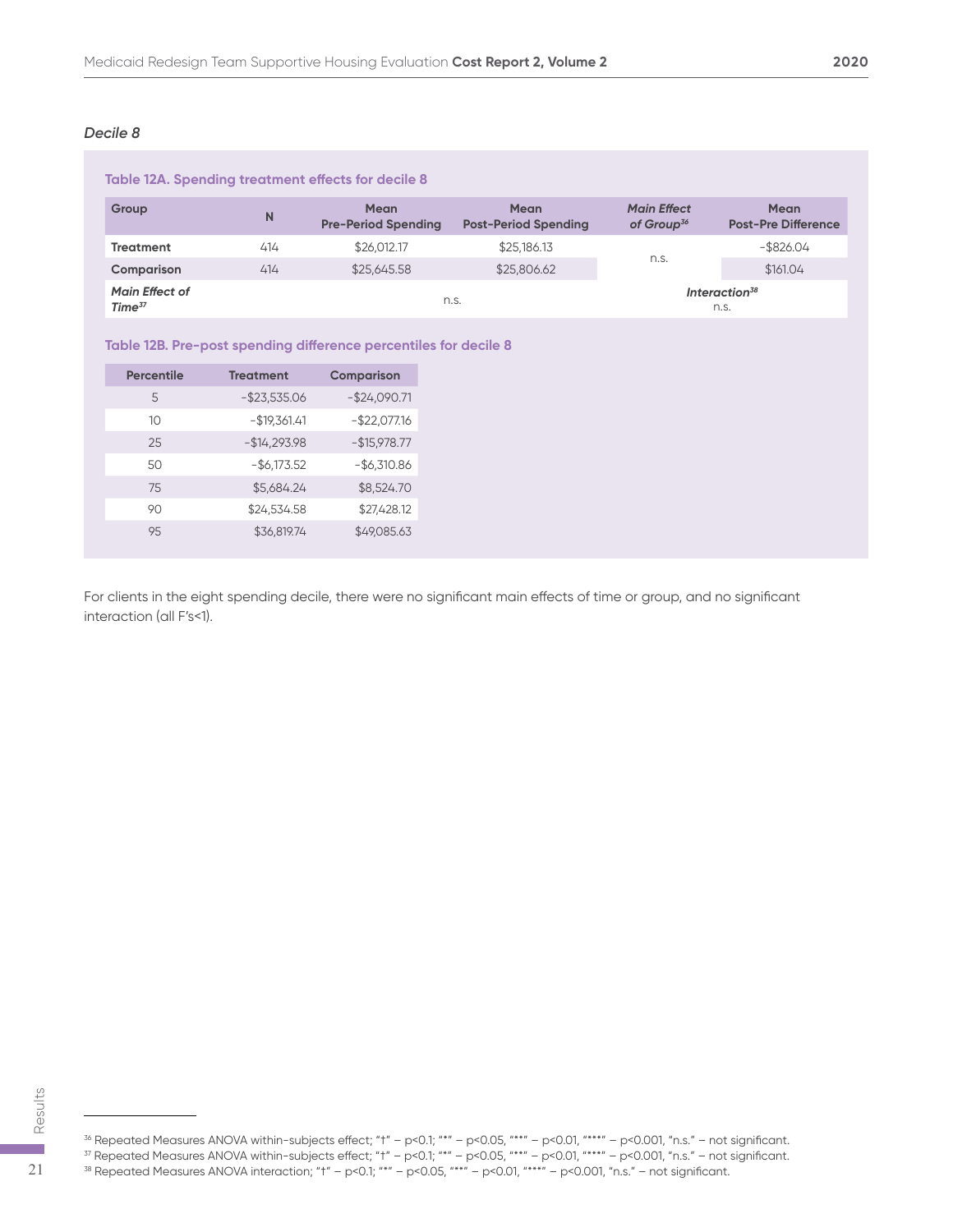*Decile 8*

**Table 12A. Spending treatment effects for decile 8**

| Group | N | Mean Pre-Period Spending | Mean Post-Period Spending | *Main Effect of Group*[36] | Mean Post-Pre Difference |
|---|---|---|---|---|---|
| **Treatment** | 414 | $26,012.17 | $25,186.13 | n.s. | -$826.04 |
| **Comparison** | 414 | $25,645.58 | $25,806.62 | | $161.04 |
| ***Main Effect of Time***[37] | | n.s. | | ***Interaction***[38] n.s. | |

**Table 12B. Pre-post spending difference percentiles for decile 8**

| Percentile | Treatment | Comparison |
|---|---|---|
| 5 | -$23,535.06 | -$24,090.71 |
| 10 | -$19,361.41 | -$22,077.16 |
| 25 | -$14,293.98 | -$15,978.77 |
| 50 | -$6,173.52 | -$6,310.86 |
| 75 | $5,684.24 | $8,524.70 |
| 90 | $24,534.58 | $27,428.12 |
| 95 | $36,819.74 | $49,085.63 |

For clients in the eight spending decile, there were no significant main effects of time or group, and no significant interaction (all F's<1).

[36] Repeated Measures ANOVA within-subjects effect; "†" – p<0.1; "*" – p<0.05, "**" – p<0.01, "***" – p<0.001, "n.s." – not significant.

[37] Repeated Measures ANOVA within-subjects effect; "†" – p<0.1; "*" – p<0.05, "**" – p<0.01, "***" – p<0.001, "n.s." – not significant.

[38] Repeated Measures ANOVA interaction; "†" – p<0.1; "*" – p<0.05, "**" – p<0.01, "***" – p<0.001, "n.s." – not significant.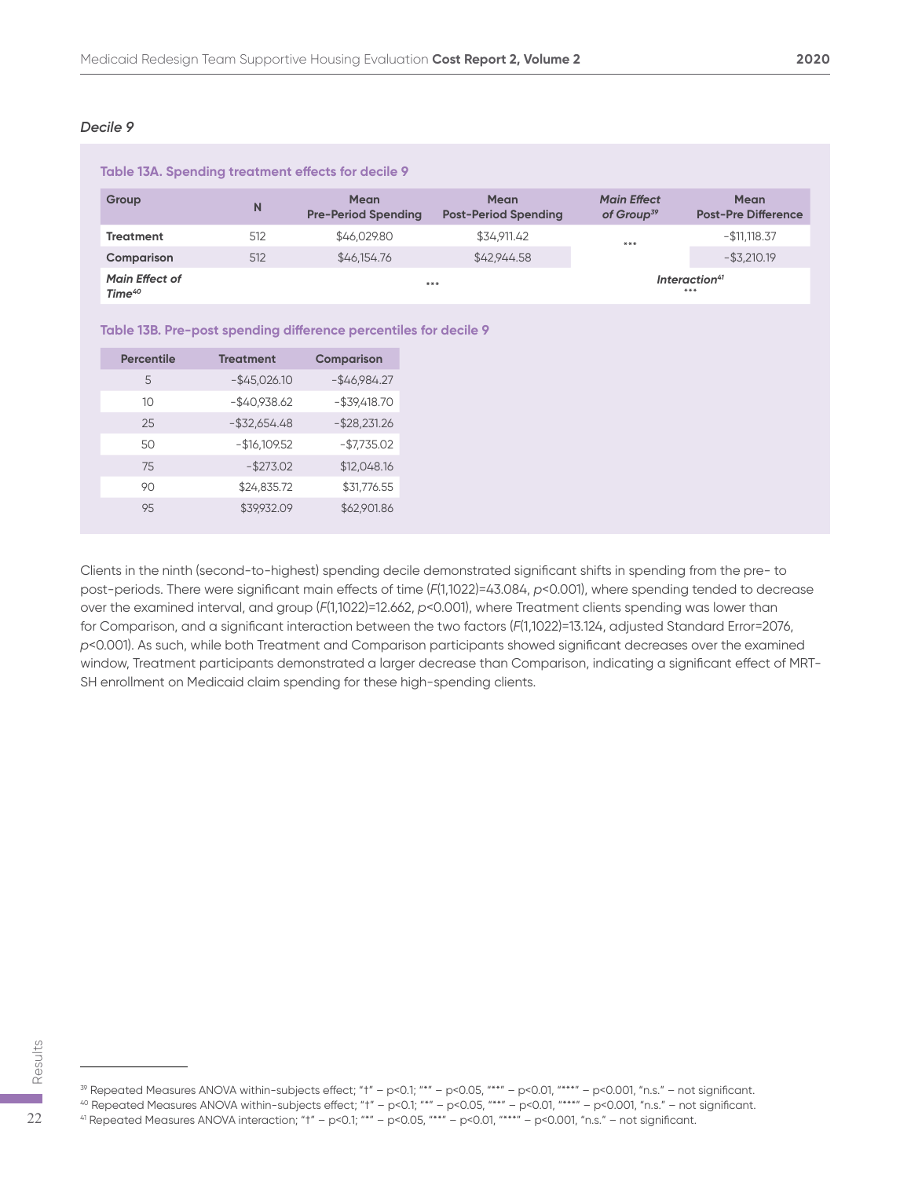*Decile 9*

**Table 13A. Spending treatment effects for decile 9**

| Group | N | Mean Pre-Period Spending | Mean Post-Period Spending | *Main Effect of Group*[39] | Mean Post-Pre Difference |
|---|---|---|---|---|---|
| **Treatment** | 512 | $46,029.80 | $34,911.42 | *** | -$11,118.37 |
| **Comparison** | 512 | $46,154.76 | $42,944.58 | | -$3,210.19 |
| ***Main Effect of Time***[40] | *** | | | ***Interaction***[41] | *** |

**Table 13B. Pre-post spending difference percentiles for decile 9**

| Percentile | Treatment | Comparison |
|---|---|---|
| 5 | -$45,026.10 | -$46,984.27 |
| 10 | -$40,938.62 | -$39,418.70 |
| 25 | -$32,654.48 | -$28,231.26 |
| 50 | -$16,109.52 | -$7,735.02 |
| 75 | -$273.02 | $12,048.16 |
| 90 | $24,835.72 | $31,776.55 |
| 95 | $39,932.09 | $62,901.86 |

Clients in the ninth (second-to-highest) spending decile demonstrated significant shifts in spending from the pre- to post-periods. There were significant main effects of time ($F(1,1022)=43.084$, $p<0.001$), where spending tended to decrease over the examined interval, and group ($F(1,1022)=12.662$, $p<0.001$), where Treatment clients spending was lower than for Comparison, and a significant interaction between the two factors ($F(1,1022)=13.124$, adjusted Standard Error=2076, $p<0.001$). As such, while both Treatment and Comparison participants showed significant decreases over the examined window, Treatment participants demonstrated a larger decrease than Comparison, indicating a significant effect of MRT-SH enrollment on Medicaid claim spending for these high-spending clients.

[39] Repeated Measures ANOVA within-subjects effect; "†" – p<0.1; "*" – p<0.05, "**" – p<0.01, "***" – p<0.001, "n.s." – not significant.
[40] Repeated Measures ANOVA within-subjects effect; "†" – p<0.1; "*" – p<0.05, "**" – p<0.01, "***" – p<0.001, "n.s." – not significant.
[41] Repeated Measures ANOVA interaction; "†" – p<0.1; "*" – p<0.05, "**" – p<0.01, "***" – p<0.001, "n.s." – not significant.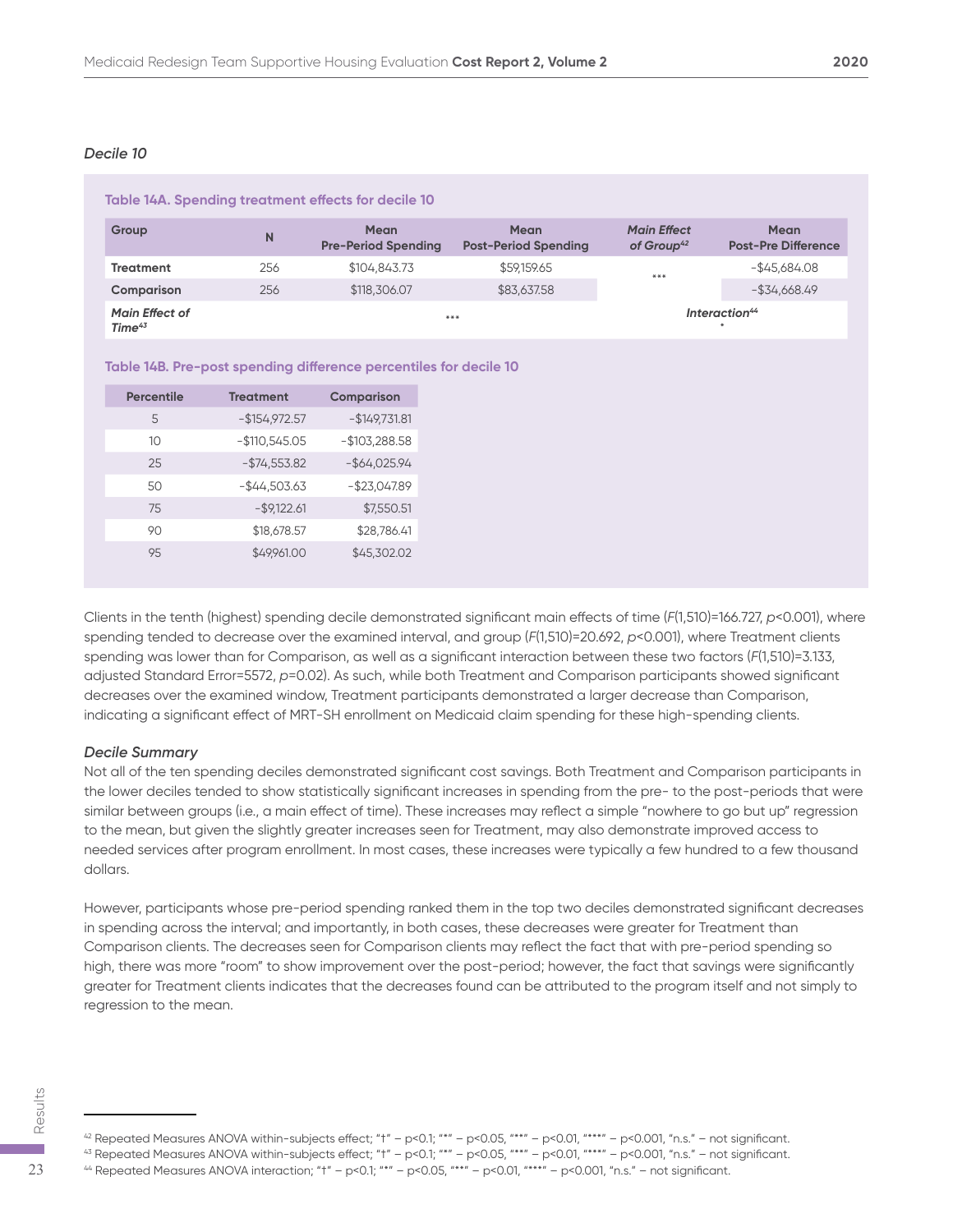### *Decile 10*

**Table 14A. Spending treatment effects for decile 10**

| Group | N | Mean Pre-Period Spending | Mean Post-Period Spending | *Main Effect of Group*[42] | Mean Post-Pre Difference |
|---|---|---|---|---|---|
| **Treatment** | 256 | $104,843.73 | $59,159.65 | *** | -$45,684.08 |
| **Comparison** | 256 | $118,306.07 | $83,637.58 | | -$34,668.49 |
| ***Main Effect of Time***[43] | | *** | | *Interaction*[44] * | |

**Table 14B. Pre-post spending difference percentiles for decile 10**

| Percentile | Treatment | Comparison |
|---|---|---|
| 5 | -$154,972.57 | -$149,731.81 |
| 10 | -$110,545.05 | -$103,288.58 |
| 25 | -$74,553.82 | -$64,025.94 |
| 50 | -$44,503.63 | -$23,047.89 |
| 75 | -$9,122.61 | $7,550.51 |
| 90 | $18,678.57 | $28,786.41 |
| 95 | $49,961.00 | $45,302.02 |

Clients in the tenth (highest) spending decile demonstrated significant main effects of time ($F(1,510)=166.727$, $p<0.001$), where spending tended to decrease over the examined interval, and group ($F(1,510)=20.692$, $p<0.001$), where Treatment clients spending was lower than for Comparison, as well as a significant interaction between these two factors ($F(1,510)=3.133$, adjusted Standard Error=5572, $p=0.02$). As such, while both Treatment and Comparison participants showed significant decreases over the examined window, Treatment participants demonstrated a larger decrease than Comparison, indicating a significant effect of MRT-SH enrollment on Medicaid claim spending for these high-spending clients.

### *Decile Summary*

Not all of the ten spending deciles demonstrated significant cost savings. Both Treatment and Comparison participants in the lower deciles tended to show statistically significant increases in spending from the pre- to the post-periods that were similar between groups (i.e., a main effect of time). These increases may reflect a simple "nowhere to go but up" regression to the mean, but given the slightly greater increases seen for Treatment, may also demonstrate improved access to needed services after program enrollment. In most cases, these increases were typically a few hundred to a few thousand dollars.

However, participants whose pre-period spending ranked them in the top two deciles demonstrated significant decreases in spending across the interval; and importantly, in both cases, these decreases were greater for Treatment than Comparison clients. The decreases seen for Comparison clients may reflect the fact that with pre-period spending so high, there was more "room" to show improvement over the post-period; however, the fact that savings were significantly greater for Treatment clients indicates that the decreases found can be attributed to the program itself and not simply to regression to the mean.

---

[42] Repeated Measures ANOVA within-subjects effect; "†" – p<0.1; "*" – p<0.05, "**" – p<0.01, "***" – p<0.001, "n.s." – not significant.

[43] Repeated Measures ANOVA within-subjects effect; "†" – p<0.1; "*" – p<0.05, "**" – p<0.01, "***" – p<0.001, "n.s." – not significant.

[44] Repeated Measures ANOVA interaction; "†" – p<0.1; "*" – p<0.05, "**" – p<0.01, "***" – p<0.001, "n.s." – not significant.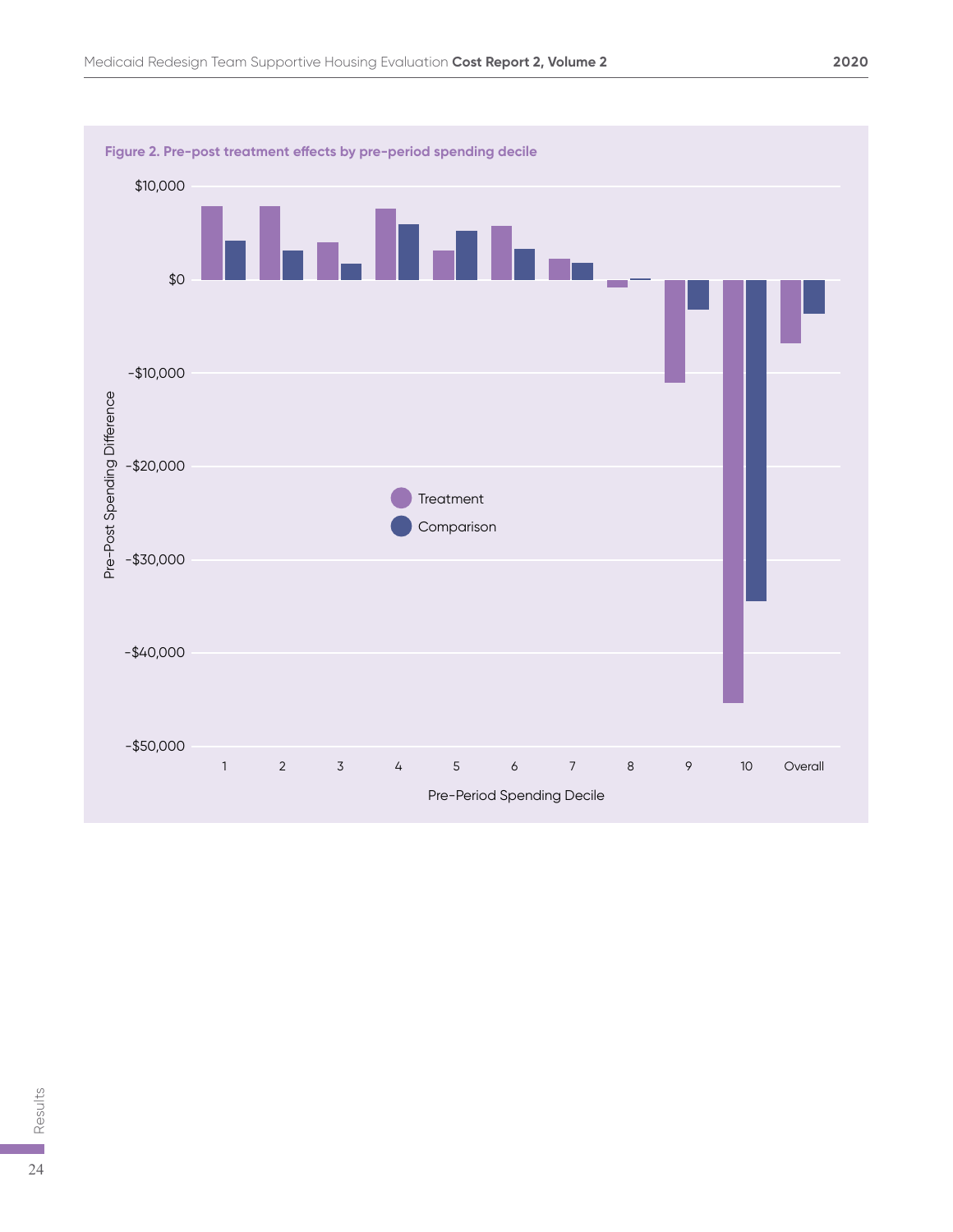**Figure 2. Pre-post treatment effects by pre-period spending decile**

$10,000

$0

-$10,000

-$20,000

-$30,000

-$40,000

-$50,000

Pre-Post Spending Difference

Treatment

Comparison

1 2 3 4 5 6 7 8 9 10 Overall

Pre-Period Spending Decile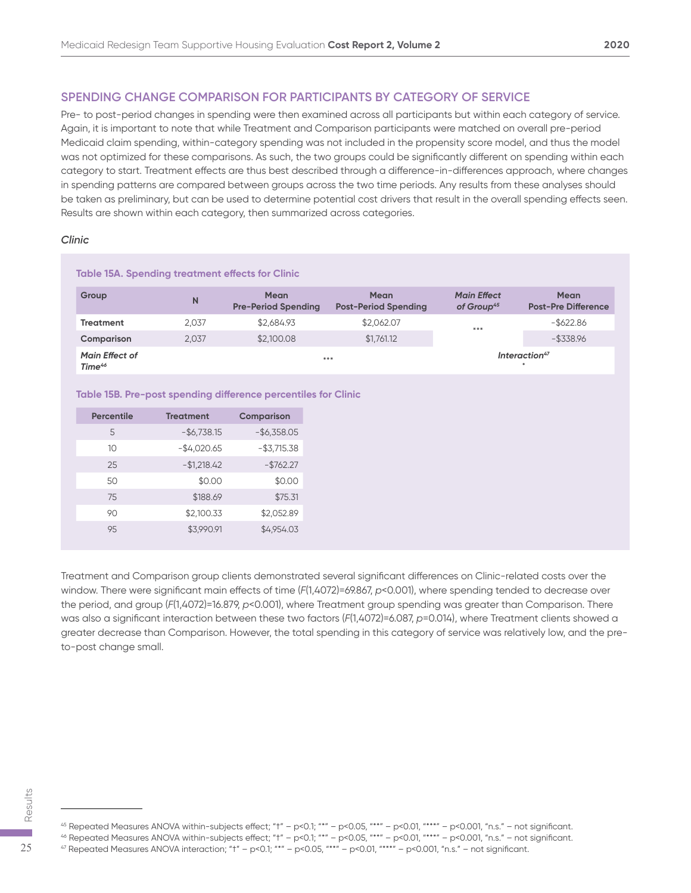## SPENDING CHANGE COMPARISON FOR PARTICIPANTS BY CATEGORY OF SERVICE

Pre- to post-period changes in spending were then examined across all participants but within each category of service. Again, it is important to note that while Treatment and Comparison participants were matched on overall pre-period Medicaid claim spending, within-category spending was not included in the propensity score model, and thus the model was not optimized for these comparisons. As such, the two groups could be significantly different on spending within each category to start. Treatment effects are thus best described through a difference-in-differences approach, where changes in spending patterns are compared between groups across the two time periods. Any results from these analyses should be taken as preliminary, but can be used to determine potential cost drivers that result in the overall spending effects seen. Results are shown within each category, then summarized across categories.

### *Clinic*

**Table 15A. Spending treatment effects for Clinic**

| Group | N | Mean Pre-Period Spending | Mean Post-Period Spending | *Main Effect of Group*[45] | Mean Post-Pre Difference |
|---|---|---|---|---|---|
| **Treatment** | 2,037 | $2,684.93 | $2,062.07 | *** | -$622.86 |
| **Comparison** | 2,037 | $2,100.08 | $1,761.12 | | -$338.96 |
| ***Main Effect of Time***[46] | | *** | | ***Interaction***[47] * | |

**Table 15B. Pre-post spending difference percentiles for Clinic**

| Percentile | Treatment | Comparison |
|---|---|---|
| 5 | -$6,738.15 | -$6,358.05 |
| 10 | -$4,020.65 | -$3,715.38 |
| 25 | -$1,218.42 | -$762.27 |
| 50 | $0.00 | $0.00 |
| 75 | $188.69 | $75.31 |
| 90 | $2,100.33 | $2,052.89 |
| 95 | $3,990.91 | $4,954.03 |

Treatment and Comparison group clients demonstrated several significant differences on Clinic-related costs over the window. There were significant main effects of time ($F(1,4072)=69.867$, $p<0.001$), where spending tended to decrease over the period, and group ($F(1,4072)=16.879$, $p<0.001$), where Treatment group spending was greater than Comparison. There was also a significant interaction between these two factors ($F(1,4072)=6.087$, $p=0.014$), where Treatment clients showed a greater decrease than Comparison. However, the total spending in this category of service was relatively low, and the pre-to-post change small.

---

[45] Repeated Measures ANOVA within-subjects effect; "†" – p<0.1; "*" – p<0.05, "**" – p<0.01, "***" – p<0.001, "n.s." – not significant.

[46] Repeated Measures ANOVA within-subjects effect; "†" – p<0.1; "*" – p<0.05, "**" – p<0.01, "***" – p<0.001, "n.s." – not significant.

[47] Repeated Measures ANOVA interaction; "†" – p<0.1; "*" – p<0.05, "**" – p<0.01, "***" – p<0.001, "n.s." – not significant.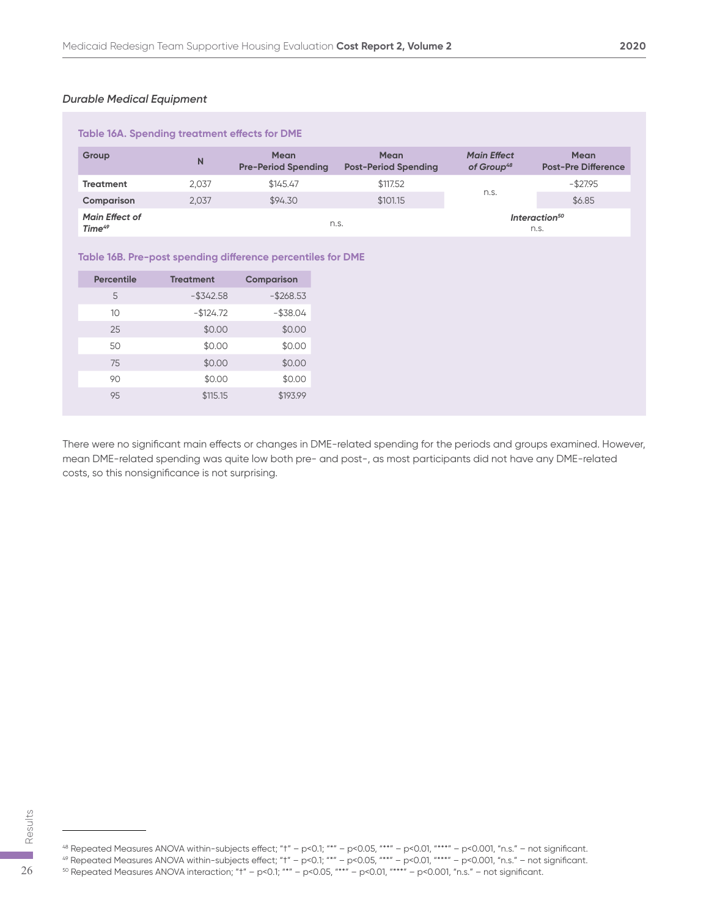*Durable Medical Equipment*

**Table 16A. Spending treatment effects for DME**

| Group | N | Mean Pre-Period Spending | Mean Post-Period Spending | *Main Effect of Group*[48] | Mean Post-Pre Difference |
|---|---|---|---|---|---|
| **Treatment** | 2,037 | $145.47 | $117.52 | n.s. | -$27.95 |
| **Comparison** | 2,037 | $94.30 | $101.15 | | $6.85 |
| ***Main Effect of Time***[49] | n.s. | | | ***Interaction***[50] n.s. | |

**Table 16B. Pre-post spending difference percentiles for DME**

| Percentile | Treatment | Comparison |
|---|---|---|
| 5 | -$342.58 | -$268.53 |
| 10 | -$124.72 | -$38.04 |
| 25 | $0.00 | $0.00 |
| 50 | $0.00 | $0.00 |
| 75 | $0.00 | $0.00 |
| 90 | $0.00 | $0.00 |
| 95 | $115.15 | $193.99 |

There were no significant main effects or changes in DME-related spending for the periods and groups examined. However, mean DME-related spending was quite low both pre- and post-, as most participants did not have any DME-related costs, so this nonsignificance is not surprising.

[48] Repeated Measures ANOVA within-subjects effect; "†" – p<0.1; "*" – p<0.05, "**" – p<0.01, "***" – p<0.001, "n.s." – not significant.
[49] Repeated Measures ANOVA within-subjects effect; "†" – p<0.1; "*" – p<0.05, "**" – p<0.01, "***" – p<0.001, "n.s." – not significant.
[50] Repeated Measures ANOVA interaction; "†" – p<0.1; "*" – p<0.05, "**" – p<0.01, "***" – p<0.001, "n.s." – not significant.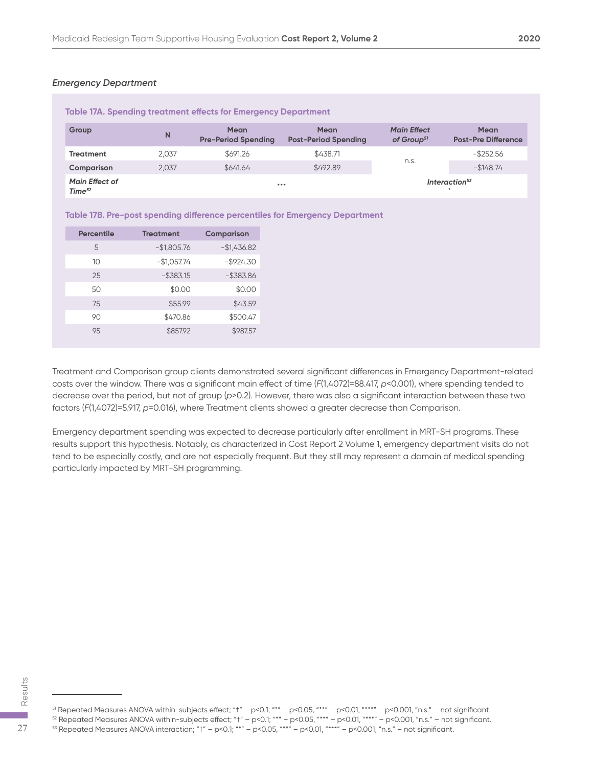*Emergency Department*

**Table 17A. Spending treatment effects for Emergency Department**

| Group | N | Mean Pre-Period Spending | Mean Post-Period Spending | *Main Effect of Group*[51] | Mean Post-Pre Difference |
|---|---|---|---|---|---|
| **Treatment** | 2,037 | $691.26 | $438.71 | n.s. | -$252.56 |
| **Comparison** | 2,037 | $641.64 | $492.89 | | -$148.74 |
| ***Main Effect of Time***[52] | | *** | | ***Interaction***[53] | * |

**Table 17B. Pre-post spending difference percentiles for Emergency Department**

| Percentile | Treatment | Comparison |
|---|---|---|
| 5 | -$1,805.76 | -$1,436.82 |
| 10 | -$1,057.74 | -$924.30 |
| 25 | -$383.15 | -$383.86 |
| 50 | $0.00 | $0.00 |
| 75 | $55.99 | $43.59 |
| 90 | $470.86 | $500.47 |
| 95 | $857.92 | $987.57 |

Treatment and Comparison group clients demonstrated several significant differences in Emergency Department-related costs over the window. There was a significant main effect of time ($F(1,4072)=88.417$, $p<0.001$), where spending tended to decrease over the period, but not of group ($p>0.2$). However, there was also a significant interaction between these two factors ($F(1,4072)=5.917$, $p=0.016$), where Treatment clients showed a greater decrease than Comparison.

Emergency department spending was expected to decrease particularly after enrollment in MRT-SH programs. These results support this hypothesis. Notably, as characterized in Cost Report 2 Volume 1, emergency department visits do not tend to be especially costly, and are not especially frequent. But they still may represent a domain of medical spending particularly impacted by MRT-SH programming.

---

[51] Repeated Measures ANOVA within-subjects effect; "†" – p<0.1; "*" – p<0.05, "**" – p<0.01, "***" – p<0.001, "n.s." – not significant.

[52] Repeated Measures ANOVA within-subjects effect; "†" – p<0.1; "*" – p<0.05, "**" – p<0.01, "***" – p<0.001, "n.s." – not significant.

[53] Repeated Measures ANOVA interaction; "†" – p<0.1; "*" – p<0.05, "**" – p<0.01, "***" – p<0.001, "n.s." – not significant.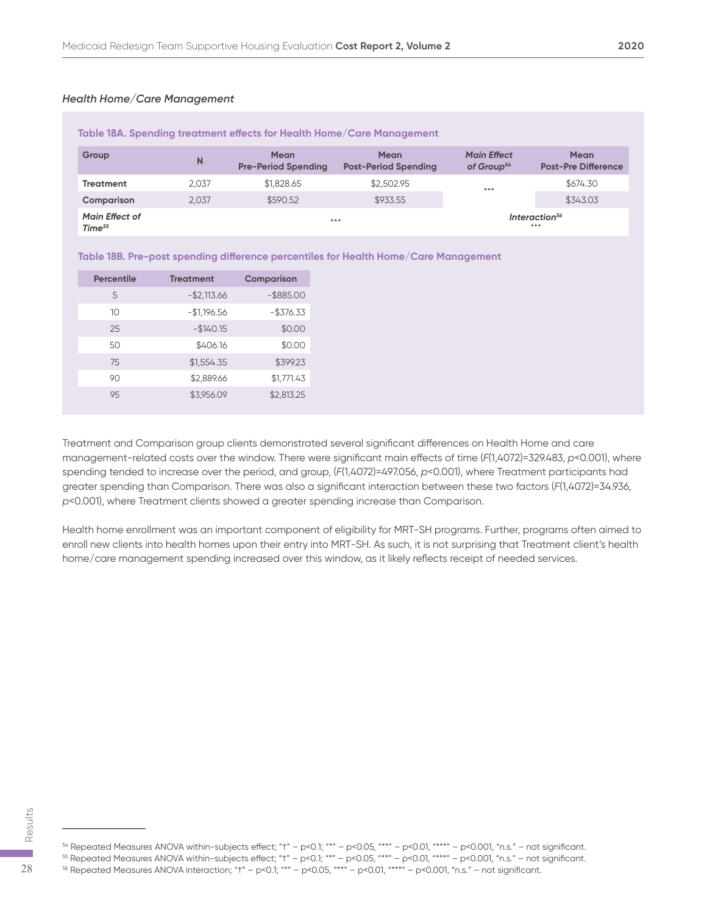### *Health Home/Care Management*

**Table 18A. Spending treatment effects for Health Home/Care Management**

| Group | N | Mean Pre-Period Spending | Mean Post-Period Spending | *Main Effect of Group*[54] | Mean Post-Pre Difference |
|---|---|---|---|---|---|
| **Treatment** | 2,037 | $1,828.65 | $2,502.95 | *** | $674.30 |
| **Comparison** | 2,037 | $590.52 | $933.55 | | $343.03 |
| ***Main Effect of Time***[55] | *** | | | ***Interaction***[56] *** | |

**Table 18B. Pre-post spending difference percentiles for Health Home/Care Management**

| Percentile | Treatment | Comparison |
|---|---|---|
| 5 | -$2,113.66 | -$885.00 |
| 10 | -$1,196.56 | -$376.33 |
| 25 | -$140.15 | $0.00 |
| 50 | $406.16 | $0.00 |
| 75 | $1,554.35 | $399.23 |
| 90 | $2,889.66 | $1,771.43 |
| 95 | $3,956.09 | $2,813.25 |

Treatment and Comparison group clients demonstrated several significant differences on Health Home and care management-related costs over the window. There were significant main effects of time ($F(1,4072)=329.483$, $p<0.001$), where spending tended to increase over the period, and group, ($F(1,4072)=497.056$, $p<0.001$), where Treatment participants had greater spending than Comparison. There was also a significant interaction between these two factors ($F(1,4072)=34.936$, $p<0.001$), where Treatment clients showed a greater spending increase than Comparison.

Health home enrollment was an important component of eligibility for MRT-SH programs. Further, programs often aimed to enroll new clients into health homes upon their entry into MRT-SH. As such, it is not surprising that Treatment client's health home/care management spending increased over this window, as it likely reflects receipt of needed services.

[54] Repeated Measures ANOVA within-subjects effect; "†" – p<0.1; "*" – p<0.05, "**" – p<0.01, "***" – p<0.001, "n.s." – not significant.
[55] Repeated Measures ANOVA within-subjects effect; "†" – p<0.1; "*" – p<0.05, "**" – p<0.01, "***" – p<0.001, "n.s." – not significant.
[56] Repeated Measures ANOVA interaction; "†" – p<0.1; "*" – p<0.05, "**" – p<0.01, "***" – p<0.001, "n.s." – not significant.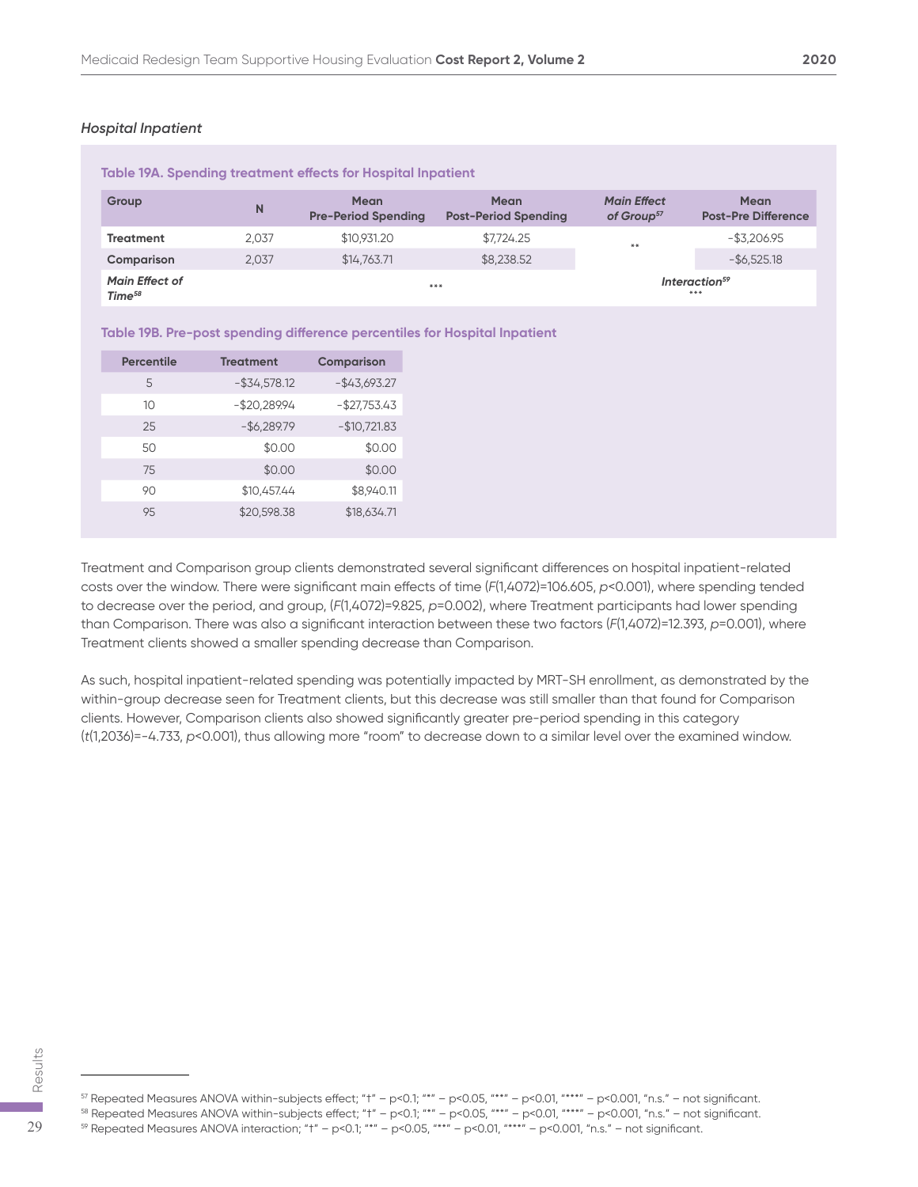### *Hospital Inpatient*

**Table 19A. Spending treatment effects for Hospital Inpatient**

| Group | N | Mean Pre-Period Spending | Mean Post-Period Spending | *Main Effect of Group*[57] | Mean Post-Pre Difference |
|---|---|---|---|---|---|
| **Treatment** | 2,037 | $10,931.20 | $7,724.25 | ** | -$3,206.95 |
| **Comparison** | 2,037 | $14,763.71 | $8,238.52 | | -$6,525.18 |
| ***Main Effect of Time***[58] | | *** | | *Interaction*[59] *** | |

**Table 19B. Pre-post spending difference percentiles for Hospital Inpatient**

| Percentile | Treatment | Comparison |
|---|---|---|
| 5 | -$34,578.12 | -$43,693.27 |
| 10 | -$20,289.94 | -$27,753.43 |
| 25 | -$6,289.79 | -$10,721.83 |
| 50 | $0.00 | $0.00 |
| 75 | $0.00 | $0.00 |
| 90 | $10,457.44 | $8,940.11 |
| 95 | $20,598.38 | $18,634.71 |

Treatment and Comparison group clients demonstrated several significant differences on hospital inpatient-related costs over the window. There were significant main effects of time ($F(1,4072)=106.605$, $p<0.001$), where spending tended to decrease over the period, and group, ($F(1,4072)=9.825$, $p=0.002$), where Treatment participants had lower spending than Comparison. There was also a significant interaction between these two factors ($F(1,4072)=12.393$, $p=0.001$), where Treatment clients showed a smaller spending decrease than Comparison.

As such, hospital inpatient-related spending was potentially impacted by MRT-SH enrollment, as demonstrated by the within-group decrease seen for Treatment clients, but this decrease was still smaller than that found for Comparison clients. However, Comparison clients also showed significantly greater pre-period spending in this category ($t(1,2036)=-4.733$, $p<0.001$), thus allowing more "room" to decrease down to a similar level over the examined window.

[57] Repeated Measures ANOVA within-subjects effect; "†" – p<0.1; "*" – p<0.05, "**" – p<0.01, "***" – p<0.001, "n.s." – not significant.
[58] Repeated Measures ANOVA within-subjects effect; "†" – p<0.1; "*" – p<0.05, "**" – p<0.01, "***" – p<0.001, "n.s." – not significant.
[59] Repeated Measures ANOVA interaction; "†" – p<0.1; "*" – p<0.05, "**" – p<0.01, "***" – p<0.001, "n.s." – not significant.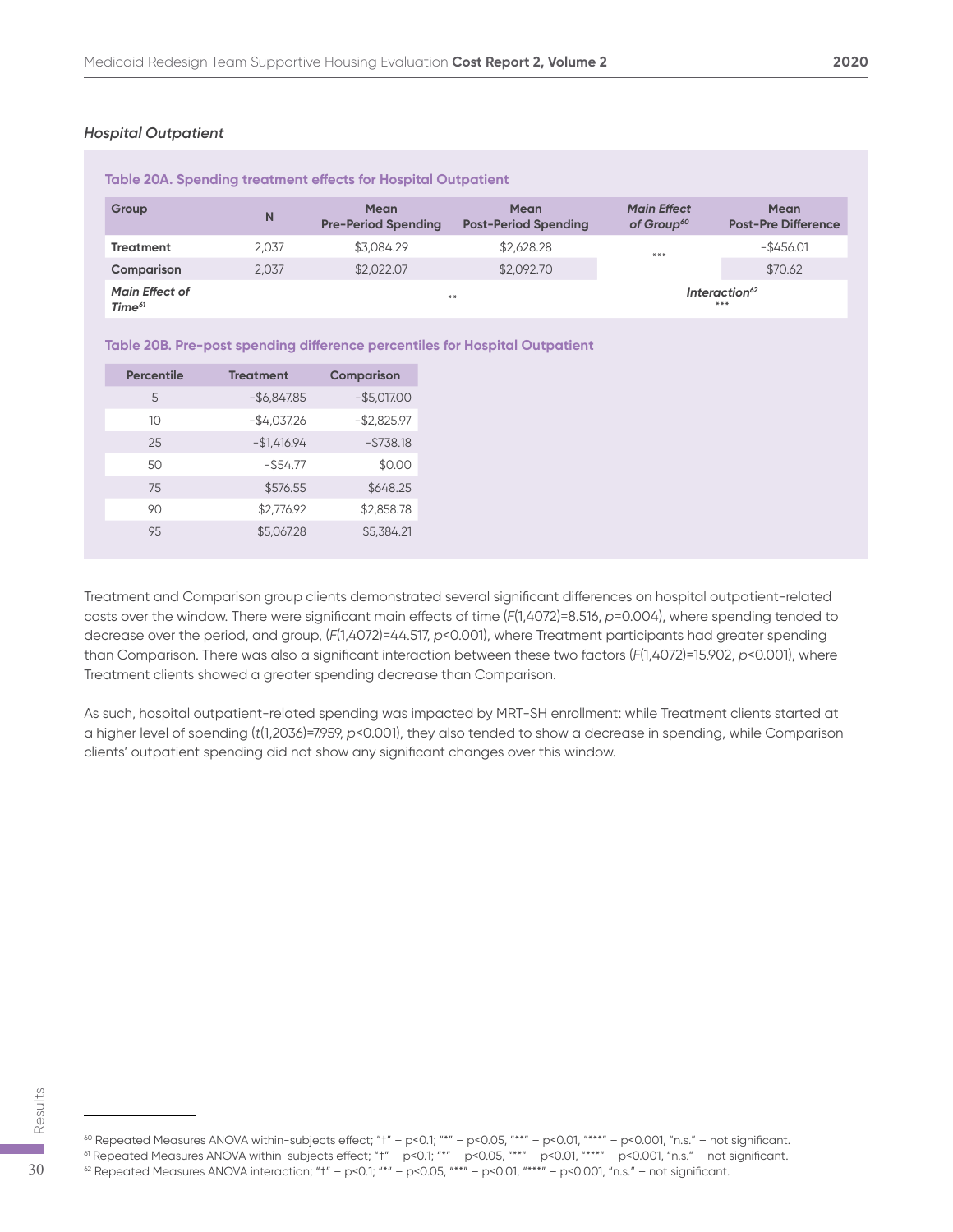### *Hospital Outpatient*

**Table 20A. Spending treatment effects for Hospital Outpatient**

| Group | N | Mean Pre-Period Spending | Mean Post-Period Spending | *Main Effect of Group*[60] | Mean Post-Pre Difference |
|---|---|---|---|---|---|
| **Treatment** | 2,037 | $3,084.29 | $2,628.28 | *** | -$456.01 |
| **Comparison** | 2,037 | $2,022.07 | $2,092.70 | | $70.62 |
| ***Main Effect of Time***[61] | | ** | | ***Interaction***[62] *** | |

**Table 20B. Pre-post spending difference percentiles for Hospital Outpatient**

| Percentile | Treatment | Comparison |
|---|---|---|
| 5 | -$6,847.85 | -$5,017.00 |
| 10 | -$4,037.26 | -$2,825.97 |
| 25 | -$1,416.94 | -$738.18 |
| 50 | -$54.77 | $0.00 |
| 75 | $576.55 | $648.25 |
| 90 | $2,776.92 | $2,858.78 |
| 95 | $5,067.28 | $5,384.21 |

Treatment and Comparison group clients demonstrated several significant differences on hospital outpatient-related costs over the window. There were significant main effects of time ($F(1,4072)=8.516$, $p=0.004$), where spending tended to decrease over the period, and group, ($F(1,4072)=44.517$, $p<0.001$), where Treatment participants had greater spending than Comparison. There was also a significant interaction between these two factors ($F(1,4072)=15.902$, $p<0.001$), where Treatment clients showed a greater spending decrease than Comparison.

As such, hospital outpatient-related spending was impacted by MRT-SH enrollment: while Treatment clients started at a higher level of spending ($t(1,2036)=7.959$, $p<0.001$), they also tended to show a decrease in spending, while Comparison clients' outpatient spending did not show any significant changes over this window.

---

[60] Repeated Measures ANOVA within-subjects effect; "†" – p<0.1; "*" – p<0.05, "**" – p<0.01, "***" – p<0.001, "n.s." – not significant.

[61] Repeated Measures ANOVA within-subjects effect; "†" – p<0.1; "*" – p<0.05, "**" – p<0.01, "***" – p<0.001, "n.s." – not significant.

[62] Repeated Measures ANOVA interaction; "†" – p<0.1; "*" – p<0.05, "**" – p<0.01, "***" – p<0.001, "n.s." – not significant.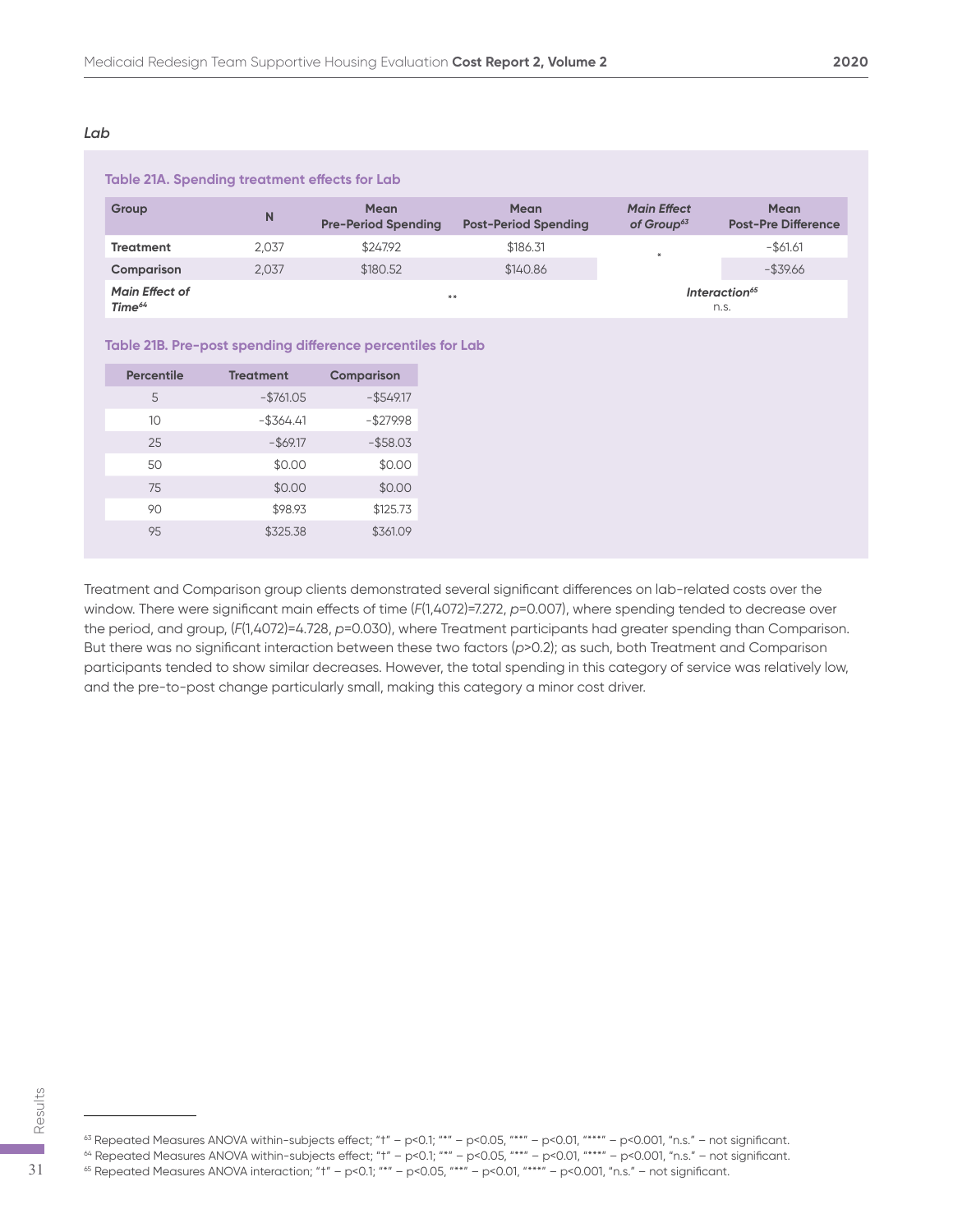### *Lab*

**Table 21A. Spending treatment effects for Lab**

| Group | N | Mean Pre-Period Spending | Mean Post-Period Spending | *Main Effect of Group*[63] | Mean Post-Pre Difference |
|---|---|---|---|---|---|
| **Treatment** | 2,037 | $247.92 | $186.31 | * | -$61.61 |
| **Comparison** | 2,037 | $180.52 | $140.86 | | -$39.66 |
| ***Main Effect of Time***[64] | | ** | | ***Interaction***[65] n.s. | |

**Table 21B. Pre-post spending difference percentiles for Lab**

| Percentile | Treatment | Comparison |
|---|---|---|
| 5 | -$761.05 | -$549.17 |
| 10 | -$364.41 | -$279.98 |
| 25 | -$69.17 | -$58.03 |
| 50 | $0.00 | $0.00 |
| 75 | $0.00 | $0.00 |
| 90 | $98.93 | $125.73 |
| 95 | $325.38 | $361.09 |

Treatment and Comparison group clients demonstrated several significant differences on lab-related costs over the window. There were significant main effects of time ($F(1,4072)=7.272$, $p=0.007$), where spending tended to decrease over the period, and group, ($F(1,4072)=4.728$, $p=0.030$), where Treatment participants had greater spending than Comparison. But there was no significant interaction between these two factors ($p>0.2$); as such, both Treatment and Comparison participants tended to show similar decreases. However, the total spending in this category of service was relatively low, and the pre-to-post change particularly small, making this category a minor cost driver.

[63] Repeated Measures ANOVA within-subjects effect; "†" – p<0.1; "*" – p<0.05, "**" – p<0.01, "***" – p<0.001, "n.s." – not significant.

[64] Repeated Measures ANOVA within-subjects effect; "†" – p<0.1; "*" – p<0.05, "**" – p<0.01, "***" – p<0.001, "n.s." – not significant.

[65] Repeated Measures ANOVA interaction; "†" – p<0.1; "*" – p<0.05, "**" – p<0.01, "***" – p<0.001, "n.s." – not significant.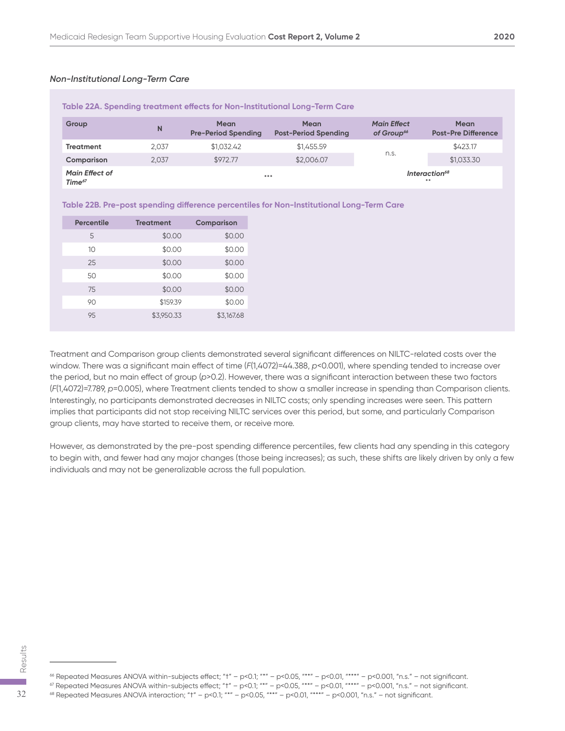### *Non-Institutional Long-Term Care*

**Table 22A. Spending treatment effects for Non-Institutional Long-Term Care**

| Group | N | Mean Pre-Period Spending | Mean Post-Period Spending | *Main Effect of Group*[66] | Mean Post-Pre Difference |
|---|---|---|---|---|---|
| **Treatment** | 2,037 | $1,032.42 | $1,455.59 | n.s. | $423.17 |
| **Comparison** | 2,037 | $972.77 | $2,006.07 | | $1,033.30 |
| ***Main Effect of Time***[67] | | *** | | ***Interaction***[68] ** | |

**Table 22B. Pre-post spending difference percentiles for Non-Institutional Long-Term Care**

| Percentile | Treatment | Comparison |
|---|---|---|
| 5 | $0.00 | $0.00 |
| 10 | $0.00 | $0.00 |
| 25 | $0.00 | $0.00 |
| 50 | $0.00 | $0.00 |
| 75 | $0.00 | $0.00 |
| 90 | $159.39 | $0.00 |
| 95 | $3,950.33 | $3,167.68 |

Treatment and Comparison group clients demonstrated several significant differences on NILTC-related costs over the window. There was a significant main effect of time ($F(1,4072)=44.388$, $p<0.001$), where spending tended to increase over the period, but no main effect of group ($p>0.2$). However, there was a significant interaction between these two factors ($F(1,4072)=7.789$, $p=0.005$), where Treatment clients tended to show a smaller increase in spending than Comparison clients. Interestingly, no participants demonstrated decreases in NILTC costs; only spending increases were seen. This pattern implies that participants did not stop receiving NILTC services over this period, but some, and particularly Comparison group clients, may have started to receive them, or receive more.

However, as demonstrated by the pre-post spending difference percentiles, few clients had any spending in this category to begin with, and fewer had any major changes (those being increases); as such, these shifts are likely driven by only a few individuals and may not be generalizable across the full population.

---

[66] Repeated Measures ANOVA within-subjects effect; "†" – p<0.1; "*" – p<0.05, "**" – p<0.01, "***" – p<0.001, "n.s." – not significant.

[67] Repeated Measures ANOVA within-subjects effect; "†" – p<0.1; "*" – p<0.05, "**" – p<0.01, "***" – p<0.001, "n.s." – not significant.

[68] Repeated Measures ANOVA interaction; "†" – p<0.1; "*" – p<0.05, "**" – p<0.01, "***" – p<0.001, "n.s." – not significant.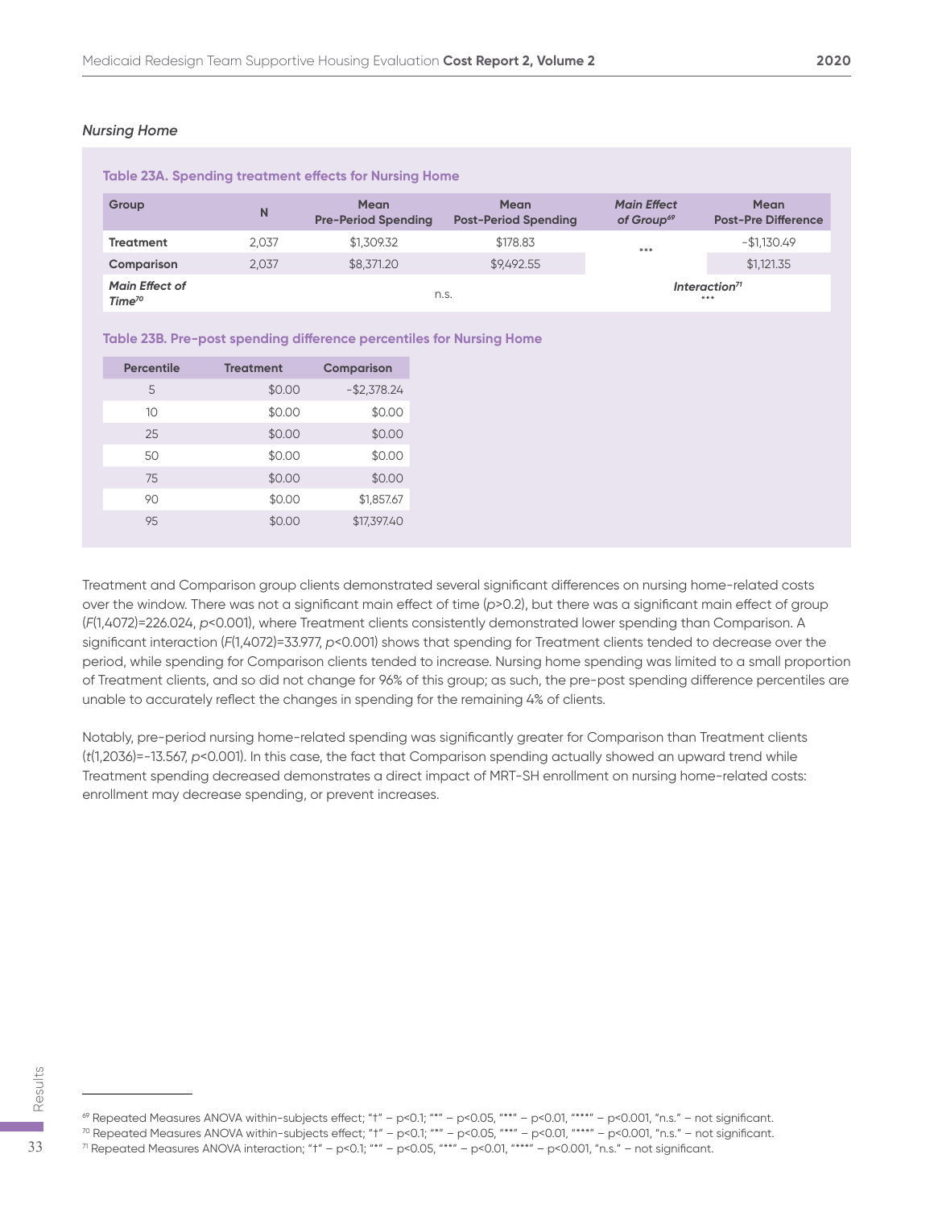*Nursing Home*

**Table 23A. Spending treatment effects for Nursing Home**

| Group | N | Mean Pre-Period Spending | Mean Post-Period Spending | *Main Effect of Group*[69] | Mean Post-Pre Difference |
|---|---|---|---|---|---|
| **Treatment** | 2,037 | $1,309.32 | $178.83 | *** | -$1,130.49 |
| **Comparison** | 2,037 | $8,371.20 | $9,492.55 | | $1,121.35 |
| ***Main Effect of Time***[70] | | n.s. | | ***Interaction***[71] *** | |

**Table 23B. Pre-post spending difference percentiles for Nursing Home**

| Percentile | Treatment | Comparison |
|---|---|---|
| 5 | $0.00 | -$2,378.24 |
| 10 | $0.00 | $0.00 |
| 25 | $0.00 | $0.00 |
| 50 | $0.00 | $0.00 |
| 75 | $0.00 | $0.00 |
| 90 | $0.00 | $1,857.67 |
| 95 | $0.00 | $17,397.40 |

Treatment and Comparison group clients demonstrated several significant differences on nursing home-related costs over the window. There was not a significant main effect of time ($p$>0.2), but there was a significant main effect of group ($F$(1,4072)=226.024, $p$<0.001), where Treatment clients consistently demonstrated lower spending than Comparison. A significant interaction ($F$(1,4072)=33.977, $p$<0.001) shows that spending for Treatment clients tended to decrease over the period, while spending for Comparison clients tended to increase. Nursing home spending was limited to a small proportion of Treatment clients, and so did not change for 96% of this group; as such, the pre-post spending difference percentiles are unable to accurately reflect the changes in spending for the remaining 4% of clients.

Notably, pre-period nursing home-related spending was significantly greater for Comparison than Treatment clients ($t$(1,2036)=-13.567, $p$<0.001). In this case, the fact that Comparison spending actually showed an upward trend while Treatment spending decreased demonstrates a direct impact of MRT-SH enrollment on nursing home-related costs: enrollment may decrease spending, or prevent increases.

[69] Repeated Measures ANOVA within-subjects effect; "†" – p<0.1; "*" – p<0.05, "**" – p<0.01, "***" – p<0.001, "n.s." – not significant.
[70] Repeated Measures ANOVA within-subjects effect; "†" – p<0.1; "*" – p<0.05, "**" – p<0.01, "***" – p<0.001, "n.s." – not significant.
[71] Repeated Measures ANOVA interaction; "†" – p<0.1; "*" – p<0.05, "**" – p<0.01, "***" – p<0.001, "n.s." – not significant.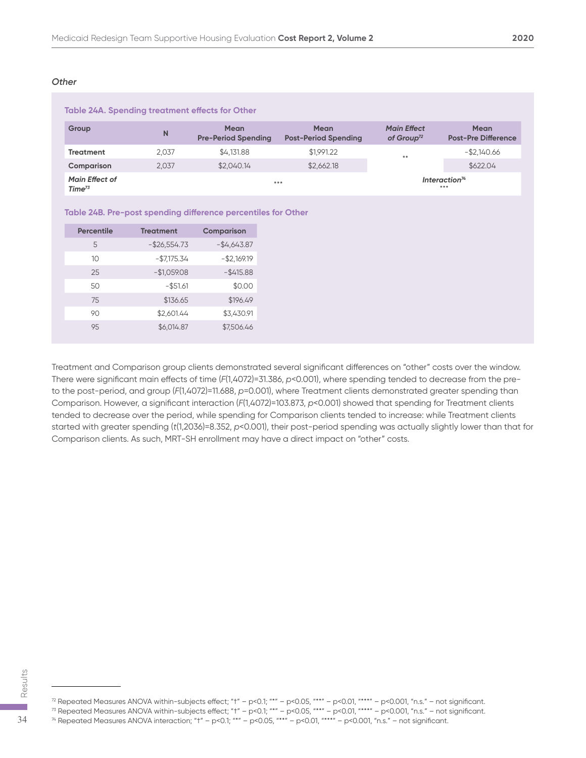### *Other*

**Table 24A. Spending treatment effects for Other**

| Group | N | Mean Pre-Period Spending | Mean Post-Period Spending | *Main Effect of Group*[72] | Mean Post-Pre Difference |
|---|---|---|---|---|---|
| **Treatment** | 2,037 | $4,131.88 | $1,991.22 | ** | -$2,140.66 |
| **Comparison** | 2,037 | $2,040.14 | $2,662.18 | | $622.04 |
| ***Main Effect of Time***[73] | *** | | | *Interaction*[74] *** | |

**Table 24B. Pre-post spending difference percentiles for Other**

| Percentile | Treatment | Comparison |
|---|---|---|
| 5 | -$26,554.73 | -$4,643.87 |
| 10 | -$7,175.34 | -$2,169.19 |
| 25 | -$1,059.08 | -$415.88 |
| 50 | -$51.61 | $0.00 |
| 75 | $136.65 | $196.49 |
| 90 | $2,601.44 | $3,430.91 |
| 95 | $6,014.87 | $7,506.46 |

Treatment and Comparison group clients demonstrated several significant differences on "other" costs over the window. There were significant main effects of time ($F(1,4072)=31.386$, $p<0.001$), where spending tended to decrease from the pre- to the post-period, and group ($F(1,4072)=11.688$, $p=0.001$), where Treatment clients demonstrated greater spending than Comparison. However, a significant interaction ($F(1,4072)=103.873$, $p<0.001$) showed that spending for Treatment clients tended to decrease over the period, while spending for Comparison clients tended to increase: while Treatment clients started with greater spending ($t(1,2036)=8.352$, $p<0.001$), their post-period spending was actually slightly lower than that for Comparison clients. As such, MRT-SH enrollment may have a direct impact on "other" costs.

[72] Repeated Measures ANOVA within-subjects effect; "†" – p<0.1; "*" – p<0.05, "**" – p<0.01, "***" – p<0.001, "n.s." – not significant.
[73] Repeated Measures ANOVA within-subjects effect; "†" – p<0.1; "*" – p<0.05, "**" – p<0.01, "***" – p<0.001, "n.s." – not significant.
[74] Repeated Measures ANOVA interaction; "†" – p<0.1; "*" – p<0.05, "**" – p<0.01, "***" – p<0.001, "n.s." – not significant.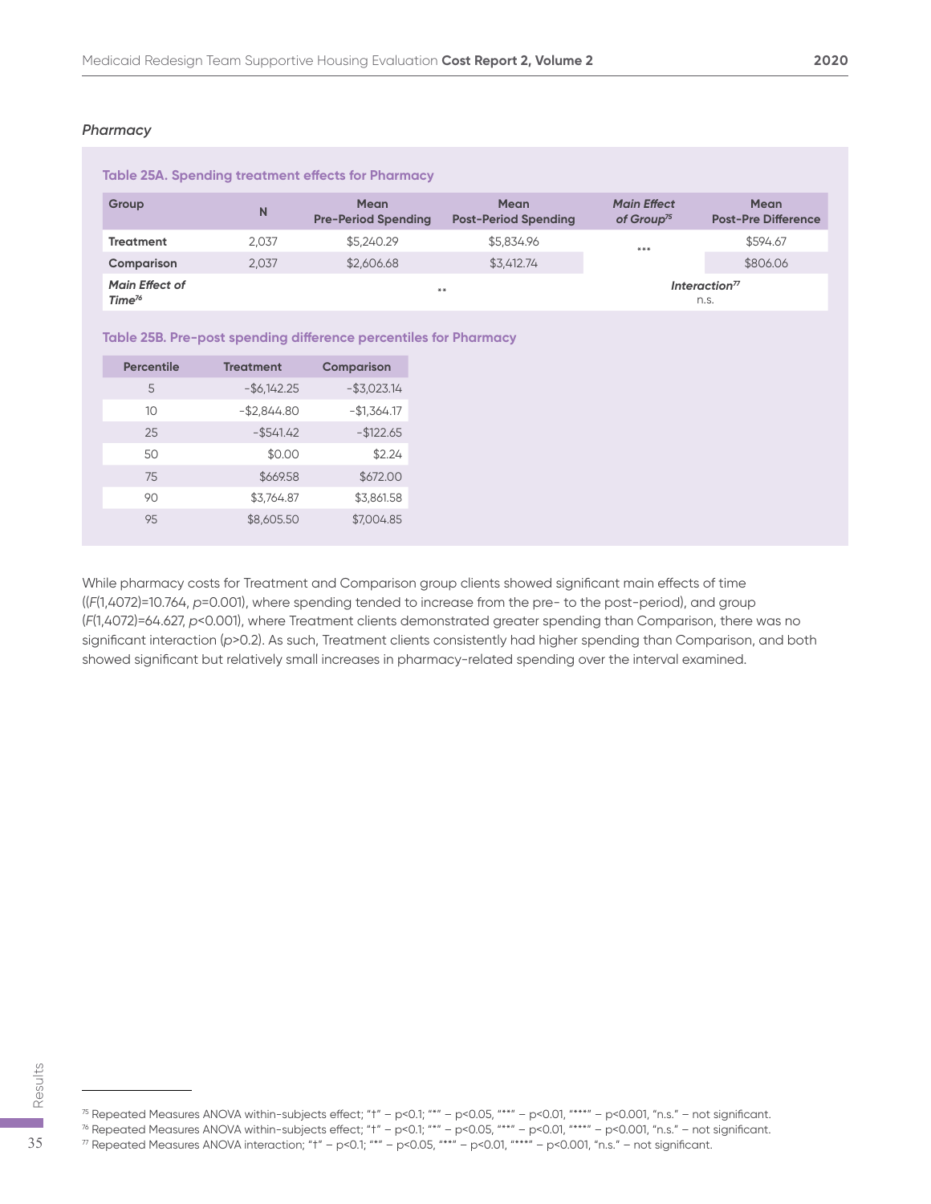### *Pharmacy*

**Table 25A. Spending treatment effects for Pharmacy**

| Group | N | Mean Pre-Period Spending | Mean Post-Period Spending | *Main Effect of Group*[75] | Mean Post-Pre Difference |
|---|---|---|---|---|---|
| **Treatment** | 2,037 | $5,240.29 | $5,834.96 | *** | $594.67 |
| **Comparison** | 2,037 | $2,606.68 | $3,412.74 | | $806.06 |
| ***Main Effect of Time***[76] | | ** | | ***Interaction***[77] n.s. | |

**Table 25B. Pre-post spending difference percentiles for Pharmacy**

| Percentile | Treatment | Comparison |
|---|---|---|
| 5 | -$6,142.25 | -$3,023.14 |
| 10 | -$2,844.80 | -$1,364.17 |
| 25 | -$541.42 | -$122.65 |
| 50 | $0.00 | $2.24 |
| 75 | $669.58 | $672.00 |
| 90 | $3,764.87 | $3,861.58 |
| 95 | $8,605.50 | $7,004.85 |

While pharmacy costs for Treatment and Comparison group clients showed significant main effects of time (($F$(1,4072)=10.764, $p$=0.001), where spending tended to increase from the pre- to the post-period), and group ($F$(1,4072)=64.627, $p$<0.001), where Treatment clients demonstrated greater spending than Comparison, there was no significant interaction ($p$>0.2). As such, Treatment clients consistently had higher spending than Comparison, and both showed significant but relatively small increases in pharmacy-related spending over the interval examined.

[75] Repeated Measures ANOVA within-subjects effect; "†" – p<0.1; "*" – p<0.05, "**" – p<0.01, "***" – p<0.001, "n.s." – not significant.
[76] Repeated Measures ANOVA within-subjects effect; "†" – p<0.1; "*" – p<0.05, "**" – p<0.01, "***" – p<0.001, "n.s." – not significant.
[77] Repeated Measures ANOVA interaction; "†" – p<0.1; "*" – p<0.05, "**" – p<0.01, "***" – p<0.001, "n.s." – not significant.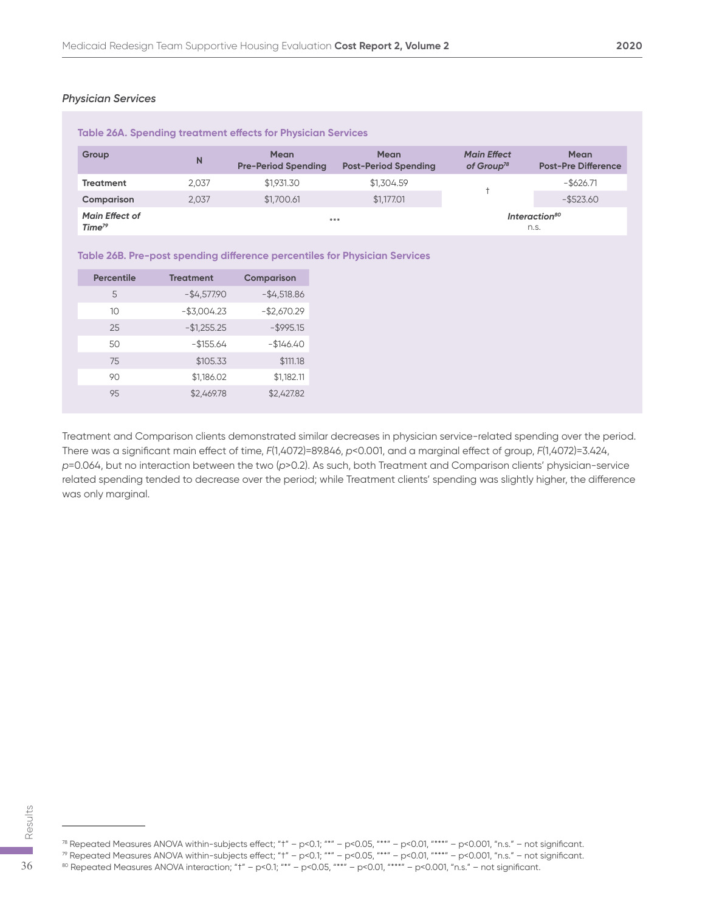*Physician Services*

**Table 26A. Spending treatment effects for Physician Services**

| Group | N | Mean Pre-Period Spending | Mean Post-Period Spending | *Main Effect of Group*[78] | Mean Post-Pre Difference |
|---|---|---|---|---|---|
| **Treatment** | 2,037 | $1,931.30 | $1,304.59 | † | -$626.71 |
| **Comparison** | 2,037 | $1,700.61 | $1,177.01 | | -$523.60 |
| ***Main Effect of Time***[79] | | *** | | ***Interaction***[80] n.s. | |

**Table 26B. Pre-post spending difference percentiles for Physician Services**

| Percentile | Treatment | Comparison |
|---|---|---|
| 5 | -$4,577.90 | -$4,518.86 |
| 10 | -$3,004.23 | -$2,670.29 |
| 25 | -$1,255.25 | -$995.15 |
| 50 | -$155.64 | -$146.40 |
| 75 | $105.33 | $111.18 |
| 90 | $1,186.02 | $1,182.11 |
| 95 | $2,469.78 | $2,427.82 |

Treatment and Comparison clients demonstrated similar decreases in physician service-related spending over the period. There was a significant main effect of time, $F(1,4072)=89.846$, $p<0.001$, and a marginal effect of group, $F(1,4072)=3.424$, $p=0.064$, but no interaction between the two ($p>0.2$). As such, both Treatment and Comparison clients' physician-service related spending tended to decrease over the period; while Treatment clients' spending was slightly higher, the difference was only marginal.

[78] Repeated Measures ANOVA within-subjects effect; "†" – p<0.1; "*" – p<0.05, "**" – p<0.01, "***" – p<0.001, "n.s." – not significant.
[79] Repeated Measures ANOVA within-subjects effect; "†" – p<0.1; "*" – p<0.05, "**" – p<0.01, "***" – p<0.001, "n.s." – not significant.
[80] Repeated Measures ANOVA interaction; "†" – p<0.1; "*" – p<0.05, "**" – p<0.01, "***" – p<0.001, "n.s." – not significant.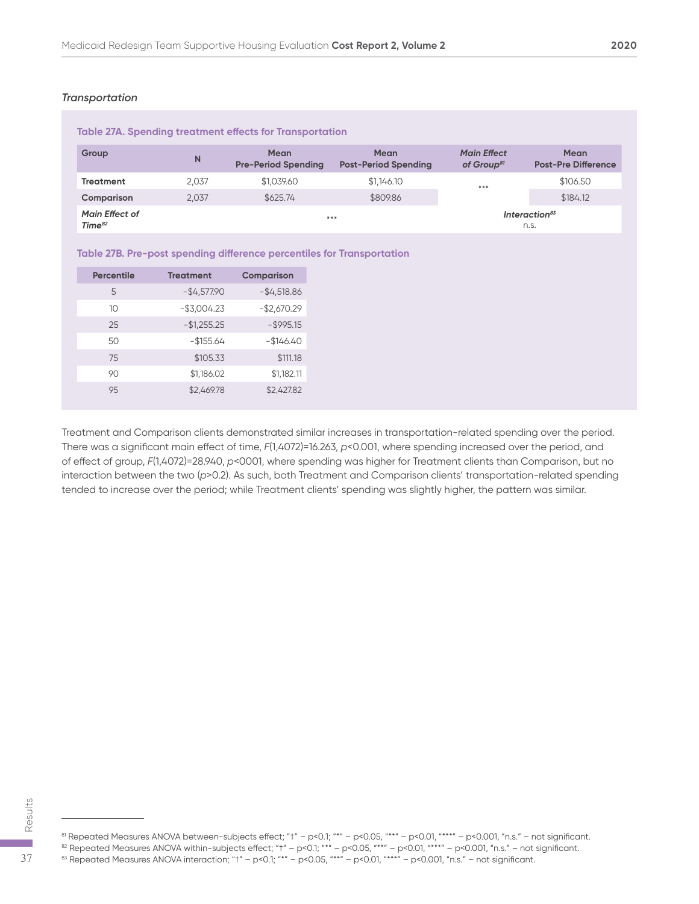*Transportation*

**Table 27A. Spending treatment effects for Transportation**

| Group | N | Mean Pre-Period Spending | Mean Post-Period Spending | *Main Effect of Group*[81] | Mean Post-Pre Difference |
|---|---|---|---|---|---|
| **Treatment** | 2,037 | $1,039.60 | $1,146.10 | *** | $106.50 |
| **Comparison** | 2,037 | $625.74 | $809.86 | | $184.12 |
| ***Main Effect of Time***[82] | | *** | | *Interaction*[83] n.s. | |

**Table 27B. Pre-post spending difference percentiles for Transportation**

| Percentile | Treatment | Comparison |
|---|---|---|
| 5 | -$4,577.90 | -$4,518.86 |
| 10 | -$3,004.23 | -$2,670.29 |
| 25 | -$1,255.25 | -$995.15 |
| 50 | -$155.64 | -$146.40 |
| 75 | $105.33 | $111.18 |
| 90 | $1,186.02 | $1,182.11 |
| 95 | $2,469.78 | $2,427.82 |

Treatment and Comparison clients demonstrated similar increases in transportation-related spending over the period. There was a significant main effect of time, $F(1,4072)=16.263$, $p<0.001$, where spending increased over the period, and of effect of group, $F(1,4072)=28.940$, $p<0001$, where spending was higher for Treatment clients than Comparison, but no interaction between the two ($p>0.2$). As such, both Treatment and Comparison clients' transportation-related spending tended to increase over the period; while Treatment clients' spending was slightly higher, the pattern was similar.

[81] Repeated Measures ANOVA between-subjects effect; "†" – p<0.1; "*" – p<0.05, "**" – p<0.01, "***" – p<0.001, "n.s." – not significant.
[82] Repeated Measures ANOVA within-subjects effect; "†" – p<0.1; "*" – p<0.05, "**" – p<0.01, "***" – p<0.001, "n.s." – not significant.
[83] Repeated Measures ANOVA interaction; "†" – p<0.1; "*" – p<0.05, "**" – p<0.01, "***" – p<0.001, "n.s." – not significant.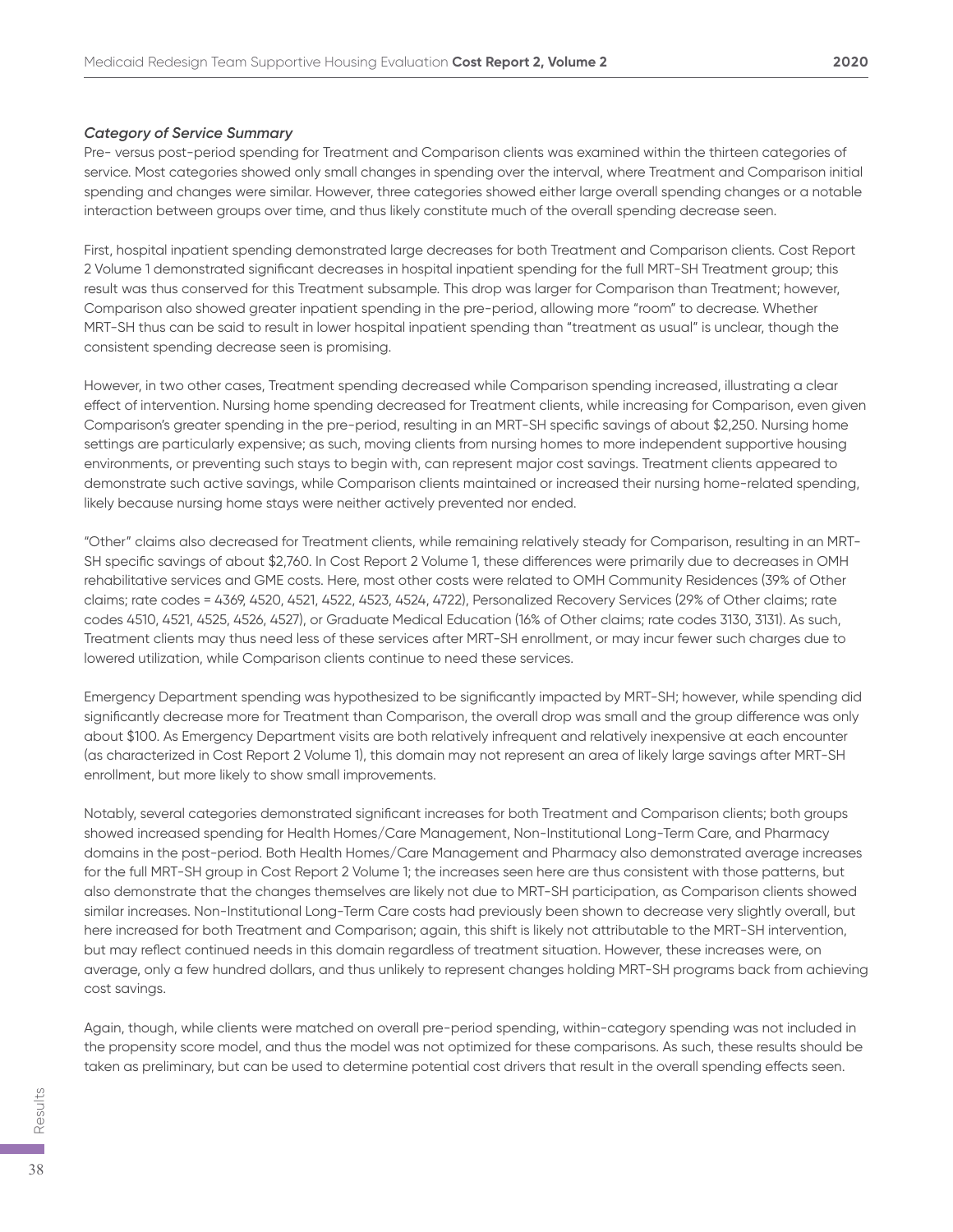### *Category of Service Summary*

Pre- versus post-period spending for Treatment and Comparison clients was examined within the thirteen categories of service. Most categories showed only small changes in spending over the interval, where Treatment and Comparison initial spending and changes were similar. However, three categories showed either large overall spending changes or a notable interaction between groups over time, and thus likely constitute much of the overall spending decrease seen.

First, hospital inpatient spending demonstrated large decreases for both Treatment and Comparison clients. Cost Report 2 Volume 1 demonstrated significant decreases in hospital inpatient spending for the full MRT-SH Treatment group; this result was thus conserved for this Treatment subsample. This drop was larger for Comparison than Treatment; however, Comparison also showed greater inpatient spending in the pre-period, allowing more "room" to decrease. Whether MRT-SH thus can be said to result in lower hospital inpatient spending than "treatment as usual" is unclear, though the consistent spending decrease seen is promising.

However, in two other cases, Treatment spending decreased while Comparison spending increased, illustrating a clear effect of intervention. Nursing home spending decreased for Treatment clients, while increasing for Comparison, even given Comparison's greater spending in the pre-period, resulting in an MRT-SH specific savings of about $2,250. Nursing home settings are particularly expensive; as such, moving clients from nursing homes to more independent supportive housing environments, or preventing such stays to begin with, can represent major cost savings. Treatment clients appeared to demonstrate such active savings, while Comparison clients maintained or increased their nursing home-related spending, likely because nursing home stays were neither actively prevented nor ended.

"Other" claims also decreased for Treatment clients, while remaining relatively steady for Comparison, resulting in an MRT-SH specific savings of about $2,760. In Cost Report 2 Volume 1, these differences were primarily due to decreases in OMH rehabilitative services and GME costs. Here, most other costs were related to OMH Community Residences (39% of Other claims; rate codes = 4369, 4520, 4521, 4522, 4523, 4524, 4722), Personalized Recovery Services (29% of Other claims; rate codes 4510, 4521, 4525, 4526, 4527), or Graduate Medical Education (16% of Other claims; rate codes 3130, 3131). As such, Treatment clients may thus need less of these services after MRT-SH enrollment, or may incur fewer such charges due to lowered utilization, while Comparison clients continue to need these services.

Emergency Department spending was hypothesized to be significantly impacted by MRT-SH; however, while spending did significantly decrease more for Treatment than Comparison, the overall drop was small and the group difference was only about $100. As Emergency Department visits are both relatively infrequent and relatively inexpensive at each encounter (as characterized in Cost Report 2 Volume 1), this domain may not represent an area of likely large savings after MRT-SH enrollment, but more likely to show small improvements.

Notably, several categories demonstrated significant increases for both Treatment and Comparison clients; both groups showed increased spending for Health Homes/Care Management, Non-Institutional Long-Term Care, and Pharmacy domains in the post-period. Both Health Homes/Care Management and Pharmacy also demonstrated average increases for the full MRT-SH group in Cost Report 2 Volume 1; the increases seen here are thus consistent with those patterns, but also demonstrate that the changes themselves are likely not due to MRT-SH participation, as Comparison clients showed similar increases. Non-Institutional Long-Term Care costs had previously been shown to decrease very slightly overall, but here increased for both Treatment and Comparison; again, this shift is likely not attributable to the MRT-SH intervention, but may reflect continued needs in this domain regardless of treatment situation. However, these increases were, on average, only a few hundred dollars, and thus unlikely to represent changes holding MRT-SH programs back from achieving cost savings.

Again, though, while clients were matched on overall pre-period spending, within-category spending was not included in the propensity score model, and thus the model was not optimized for these comparisons. As such, these results should be taken as preliminary, but can be used to determine potential cost drivers that result in the overall spending effects seen.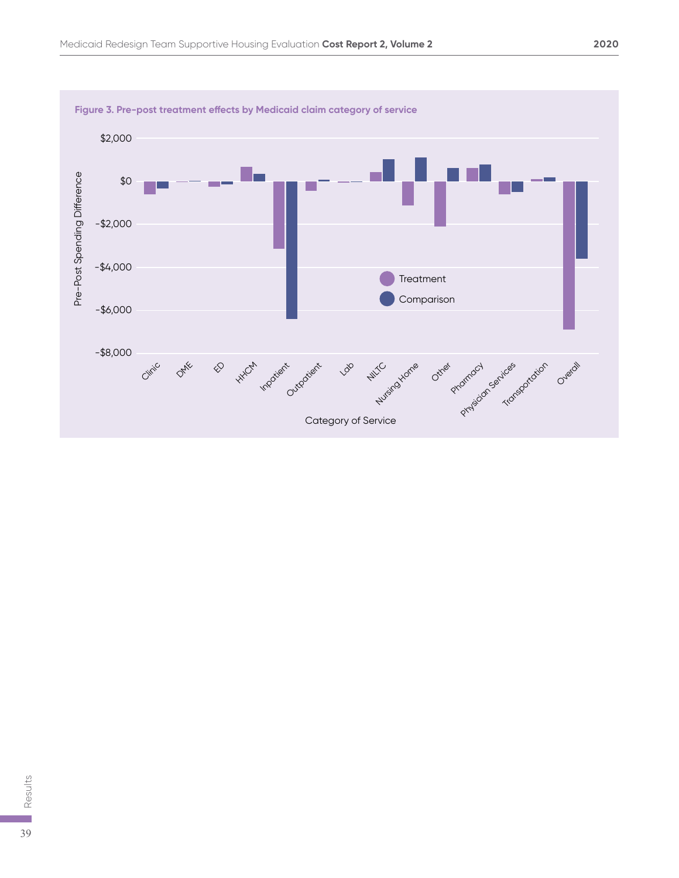**Figure 3. Pre-post treatment effects by Medicaid claim category of service**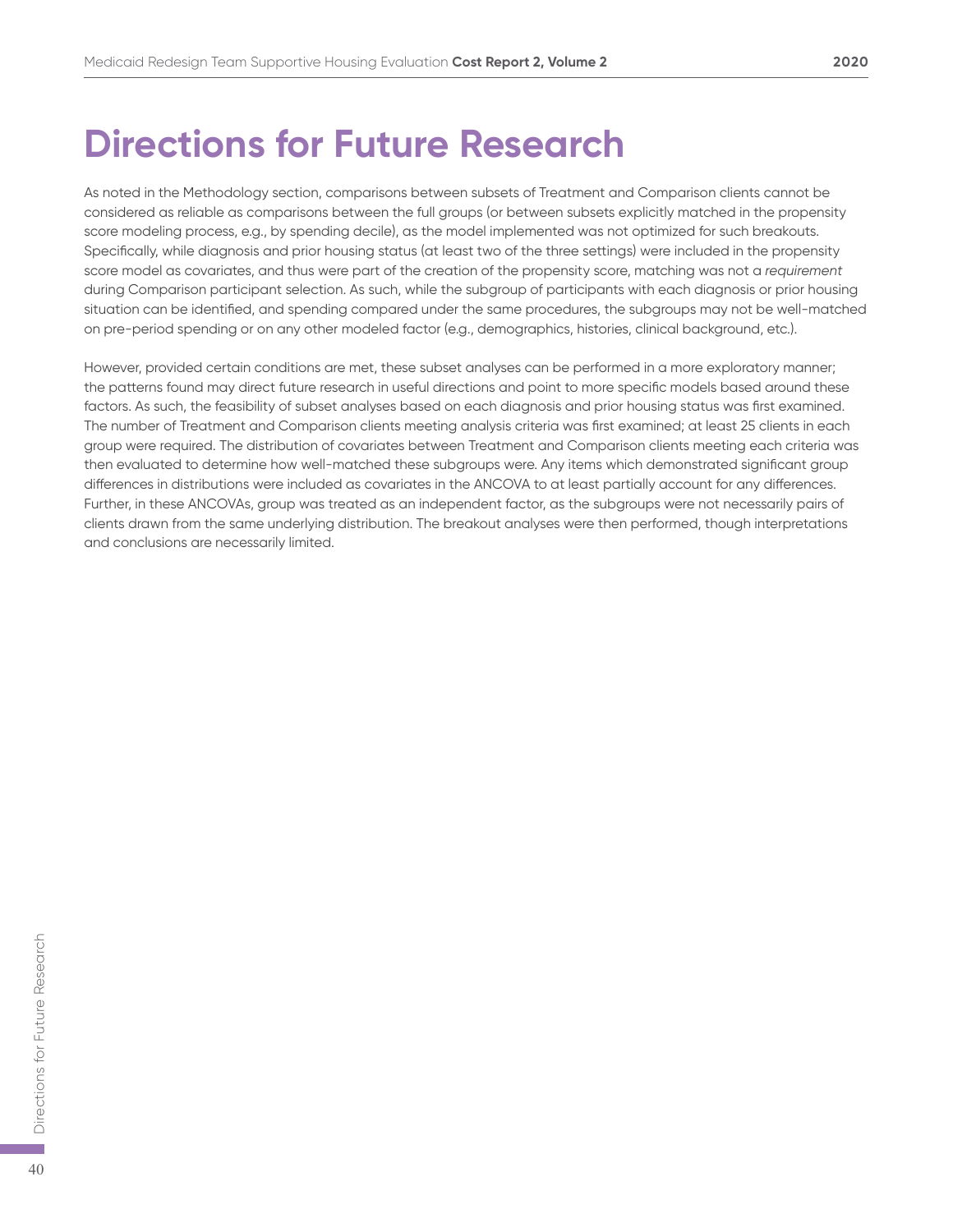# Directions for Future Research

As noted in the Methodology section, comparisons between subsets of Treatment and Comparison clients cannot be considered as reliable as comparisons between the full groups (or between subsets explicitly matched in the propensity score modeling process, e.g., by spending decile), as the model implemented was not optimized for such breakouts. Specifically, while diagnosis and prior housing status (at least two of the three settings) were included in the propensity score model as covariates, and thus were part of the creation of the propensity score, matching was not a *requirement* during Comparison participant selection. As such, while the subgroup of participants with each diagnosis or prior housing situation can be identified, and spending compared under the same procedures, the subgroups may not be well-matched on pre-period spending or on any other modeled factor (e.g., demographics, histories, clinical background, etc.).

However, provided certain conditions are met, these subset analyses can be performed in a more exploratory manner; the patterns found may direct future research in useful directions and point to more specific models based around these factors. As such, the feasibility of subset analyses based on each diagnosis and prior housing status was first examined. The number of Treatment and Comparison clients meeting analysis criteria was first examined; at least 25 clients in each group were required. The distribution of covariates between Treatment and Comparison clients meeting each criteria was then evaluated to determine how well-matched these subgroups were. Any items which demonstrated significant group differences in distributions were included as covariates in the ANCOVA to at least partially account for any differences. Further, in these ANCOVAs, group was treated as an independent factor, as the subgroups were not necessarily pairs of clients drawn from the same underlying distribution. The breakout analyses were then performed, though interpretations and conclusions are necessarily limited.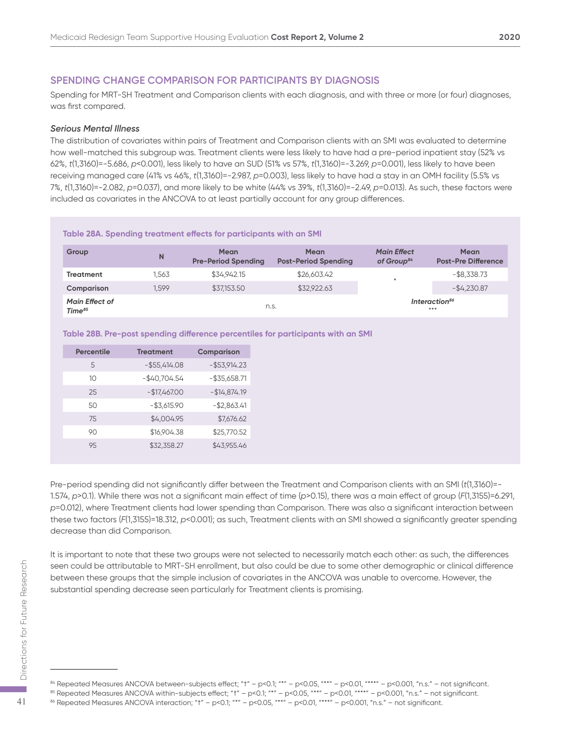## SPENDING CHANGE COMPARISON FOR PARTICIPANTS BY DIAGNOSIS

Spending for MRT-SH Treatment and Comparison clients with each diagnosis, and with three or more (or four) diagnoses, was first compared.

### *Serious Mental Illness*

The distribution of covariates within pairs of Treatment and Comparison clients with an SMI was evaluated to determine how well-matched this subgroup was. Treatment clients were less likely to have had a pre-period inpatient stay (52% vs 62%, $t(1,3160)=-5.686$, $p<0.001$), less likely to have an SUD (51% vs 57%, $t(1,3160)=-3.269$, $p=0.001$), less likely to have been receiving managed care (41% vs 46%, $t(1,3160)=-2.987$, $p=0.003$), less likely to have had a stay in an OMH facility (5.5% vs 7%, $t(1,3160)=-2.082$, $p=0.037$), and more likely to be white (44% vs 39%, $t(1,3160)=-2.49$, $p=0.013$). As such, these factors were included as covariates in the ANCOVA to at least partially account for any group differences.

**Table 28A. Spending treatment effects for participants with an SMI**

| Group | N | Mean Pre-Period Spending | Mean Post-Period Spending | *Main Effect of Group*[84] | Mean Post-Pre Difference |
|---|---|---|---|---|---|
| **Treatment** | 1,563 | $34,942.15 | $26,603.42 | * | -$8,338.73 |
| **Comparison** | 1,599 | $37,153.50 | $32,922.63 | | -$4,230.87 |
| ***Main Effect of Time***[85] | n.s. | | | ***Interaction***[86] *** | |

**Table 28B. Pre-post spending difference percentiles for participants with an SMI**

| Percentile | Treatment | Comparison |
|---|---|---|
| 5 | -$55,414.08 | -$53,914.23 |
| 10 | -$40,704.54 | -$35,658.71 |
| 25 | -$17,467.00 | -$14,874.19 |
| 50 | -$3,615.90 | -$2,863.41 |
| 75 | $4,004.95 | $7,676.62 |
| 90 | $16,904.38 | $25,770.52 |
| 95 | $32,358.27 | $43,955.46 |

Pre-period spending did not significantly differ between the Treatment and Comparison clients with an SMI ($t(1,3160)=-1.574$, $p>0.1$). While there was not a significant main effect of time ($p>0.15$), there was a main effect of group ($F(1,3155)=6.291$, $p=0.012$), where Treatment clients had lower spending than Comparison. There was also a significant interaction between these two factors ($F(1,3155)=18.312$, $p<0.001$); as such, Treatment clients with an SMI showed a significantly greater spending decrease than did Comparison.

It is important to note that these two groups were not selected to necessarily match each other: as such, the differences seen could be attributable to MRT-SH enrollment, but also could be due to some other demographic or clinical difference between these groups that the simple inclusion of covariates in the ANCOVA was unable to overcome. However, the substantial spending decrease seen particularly for Treatment clients is promising.

---

[84] Repeated Measures ANCOVA between-subjects effect; "†" – p<0.1; "*" – p<0.05, "**" – p<0.01, "***" – p<0.001, "n.s." – not significant.
[85] Repeated Measures ANCOVA within-subjects effect; "†" – p<0.1; "*" – p<0.05, "**" – p<0.01, "***" – p<0.001, "n.s." – not significant.
[86] Repeated Measures ANCOVA interaction; "†" – p<0.1; "*" – p<0.05, "**" – p<0.01, "***" – p<0.001, "n.s." – not significant.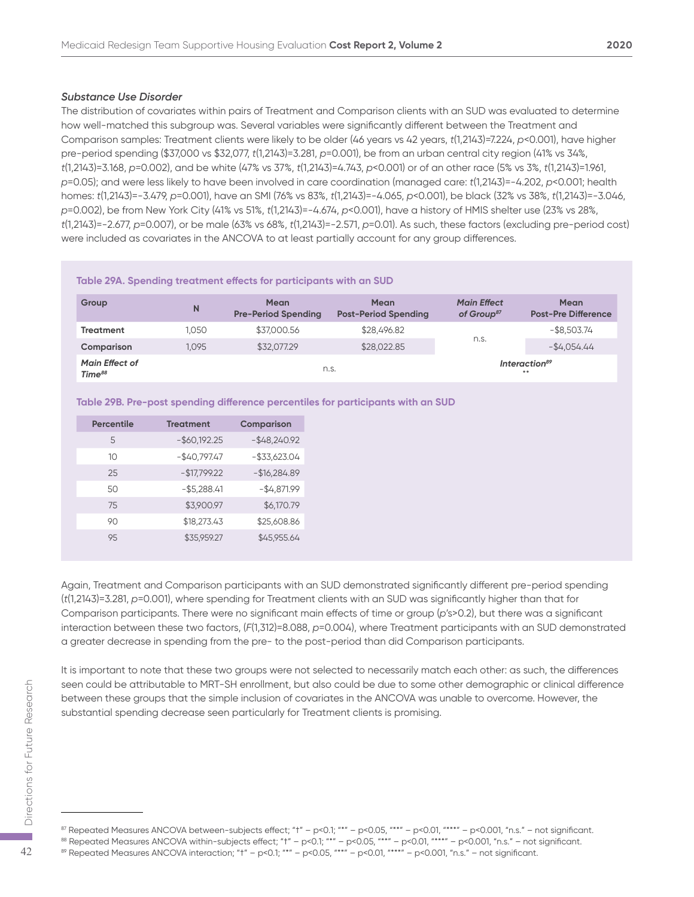### *Substance Use Disorder*

The distribution of covariates within pairs of Treatment and Comparison clients with an SUD was evaluated to determine how well-matched this subgroup was. Several variables were significantly different between the Treatment and Comparison samples: Treatment clients were likely to be older (46 years vs 42 years, $t(1,2143)=7.224$, $p<0.001$), have higher pre-period spending ($37,000 vs $32,077, $t(1,2143)=3.281$, $p=0.001$), be from an urban central city region (41% vs 34%, $t(1,2143)=3.168$, $p=0.002$), and be white (47% vs 37%, $t(1,2143)=4.743$, $p<0.001$) or of an other race (5% vs 3%, $t(1,2143)=1.961$, $p=0.05$); and were less likely to have been involved in care coordination (managed care: $t(1,2143)=-4.202$, $p<0.001$; health homes: $t(1,2143)=-3.479$, $p=0.001$), have an SMI (76% vs 83%, $t(1,2143)=-4.065$, $p<0.001$), be black (32% vs 38%, $t(1,2143)=-3.046$, $p=0.002$), be from New York City (41% vs 51%, $t(1,2143)=-4.674$, $p<0.001$), have a history of HMIS shelter use (23% vs 28%, $t(1,2143)=-2.677$, $p=0.007$), or be male (63% vs 68%, $t(1,2143)=-2.571$, $p=0.01$). As such, these factors (excluding pre-period cost) were included as covariates in the ANCOVA to at least partially account for any group differences.

**Table 29A. Spending treatment effects for participants with an SUD**

| Group | N | Mean Pre-Period Spending | Mean Post-Period Spending | *Main Effect of Group*[87] | Mean Post-Pre Difference |
|---|---|---|---|---|---|
| **Treatment** | 1,050 | $37,000.56 | $28,496.82 | n.s. | -$8,503.74 |
| **Comparison** | 1,095 | $32,077.29 | $28,022.85 | | -$4,054.44 |
| ***Main Effect of Time***[88] | | n.s. | | *Interaction*[89] ** | |

**Table 29B. Pre-post spending difference percentiles for participants with an SUD**

| Percentile | Treatment | Comparison |
|---|---|---|
| 5 | -$60,192.25 | -$48,240.92 |
| 10 | -$40,797.47 | -$33,623.04 |
| 25 | -$17,799.22 | -$16,284.89 |
| 50 | -$5,288.41 | -$4,871.99 |
| 75 | $3,900.97 | $6,170.79 |
| 90 | $18,273.43 | $25,608.86 |
| 95 | $35,959.27 | $45,955.64 |

Again, Treatment and Comparison participants with an SUD demonstrated significantly different pre-period spending ($t(1,2143)=3.281$, $p=0.001$), where spending for Treatment clients with an SUD was significantly higher than that for Comparison participants. There were no significant main effects of time or group ($p$'s>0.2), but there was a significant interaction between these two factors, ($F(1,312)=8.088$, $p=0.004$), where Treatment participants with an SUD demonstrated a greater decrease in spending from the pre- to the post-period than did Comparison participants.

It is important to note that these two groups were not selected to necessarily match each other: as such, the differences seen could be attributable to MRT-SH enrollment, but also could be due to some other demographic or clinical difference between these groups that the simple inclusion of covariates in the ANCOVA was unable to overcome. However, the substantial spending decrease seen particularly for Treatment clients is promising.

---

[87] Repeated Measures ANCOVA between-subjects effect; "†" – p<0.1; "*" – p<0.05, "**" – p<0.01, "***" – p<0.001, "n.s." – not significant.
[88] Repeated Measures ANCOVA within-subjects effect; "†" – p<0.1; "*" – p<0.05, "**" – p<0.01, "***" – p<0.001, "n.s." – not significant.
[89] Repeated Measures ANCOVA interaction; "†" – p<0.1; "*" – p<0.05, "**" – p<0.01, "***" – p<0.001, "n.s." – not significant.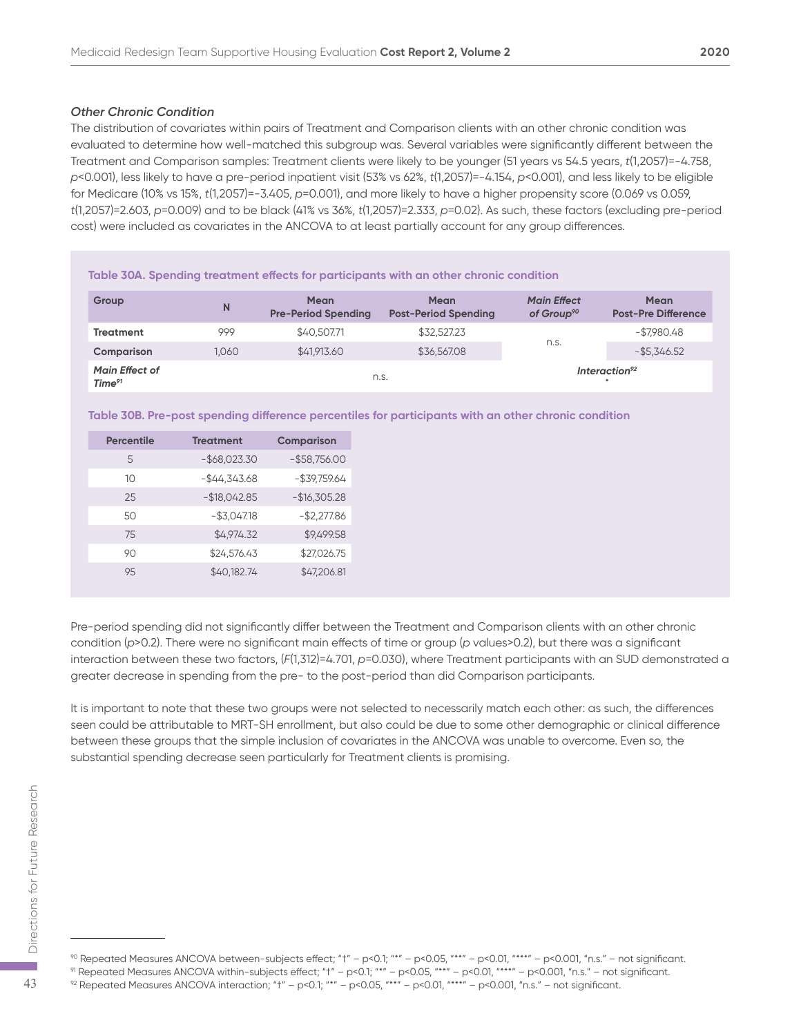### *Other Chronic Condition*

The distribution of covariates within pairs of Treatment and Comparison clients with an other chronic condition was evaluated to determine how well-matched this subgroup was. Several variables were significantly different between the Treatment and Comparison samples: Treatment clients were likely to be younger (51 years vs 54.5 years, $t(1,2057)=-4.758$, $p<0.001$), less likely to have a pre-period inpatient visit (53% vs 62%, $t(1,2057)=-4.154$, $p<0.001$), and less likely to be eligible for Medicare (10% vs 15%, $t(1,2057)=-3.405$, $p=0.001$), and more likely to have a higher propensity score (0.069 vs 0.059, $t(1,2057)=2.603$, $p=0.009$) and to be black (41% vs 36%, $t(1,2057)=2.333$, $p=0.02$). As such, these factors (excluding pre-period cost) were included as covariates in the ANCOVA to at least partially account for any group differences.

**Table 30A. Spending treatment effects for participants with an other chronic condition**

| Group | N | Mean Pre-Period Spending | Mean Post-Period Spending | *Main Effect of Group*[90] | Mean Post-Pre Difference |
|---|---|---|---|---|---|
| **Treatment** | 999 | $40,507.71 | $32,527.23 | n.s. | -$7,980.48 |
| **Comparison** | 1,060 | $41,913.60 | $36,567.08 | | -$5,346.52 |
| ***Main Effect of Time***[91] | | n.s. | | ***Interaction***[92] | * |

**Table 30B. Pre-post spending difference percentiles for participants with an other chronic condition**

| Percentile | Treatment | Comparison |
|---|---|---|
| 5 | -$68,023.30 | -$58,756.00 |
| 10 | -$44,343.68 | -$39,759.64 |
| 25 | -$18,042.85 | -$16,305.28 |
| 50 | -$3,047.18 | -$2,277.86 |
| 75 | $4,974.32 | $9,499.58 |
| 90 | $24,576.43 | $27,026.75 |
| 95 | $40,182.74 | $47,206.81 |

Pre-period spending did not significantly differ between the Treatment and Comparison clients with an other chronic condition ($p>0.2$). There were no significant main effects of time or group ($p$ values>0.2), but there was a significant interaction between these two factors, ($F(1,312)=4.701$, $p=0.030$), where Treatment participants with an SUD demonstrated a greater decrease in spending from the pre- to the post-period than did Comparison participants.

It is important to note that these two groups were not selected to necessarily match each other: as such, the differences seen could be attributable to MRT-SH enrollment, but also could be due to some other demographic or clinical difference between these groups that the simple inclusion of covariates in the ANCOVA was unable to overcome. Even so, the substantial spending decrease seen particularly for Treatment clients is promising.

---

[90] Repeated Measures ANCOVA between-subjects effect; "†" – p<0.1; "*" – p<0.05, "**" – p<0.01, "***" – p<0.001, "n.s." – not significant.
[91] Repeated Measures ANCOVA within-subjects effect; "†" – p<0.1; "*" – p<0.05, "**" – p<0.01, "***" – p<0.001, "n.s." – not significant.
[92] Repeated Measures ANCOVA interaction; "†" – p<0.1; "*" – p<0.05, "**" – p<0.01, "***" – p<0.001, "n.s." – not significant.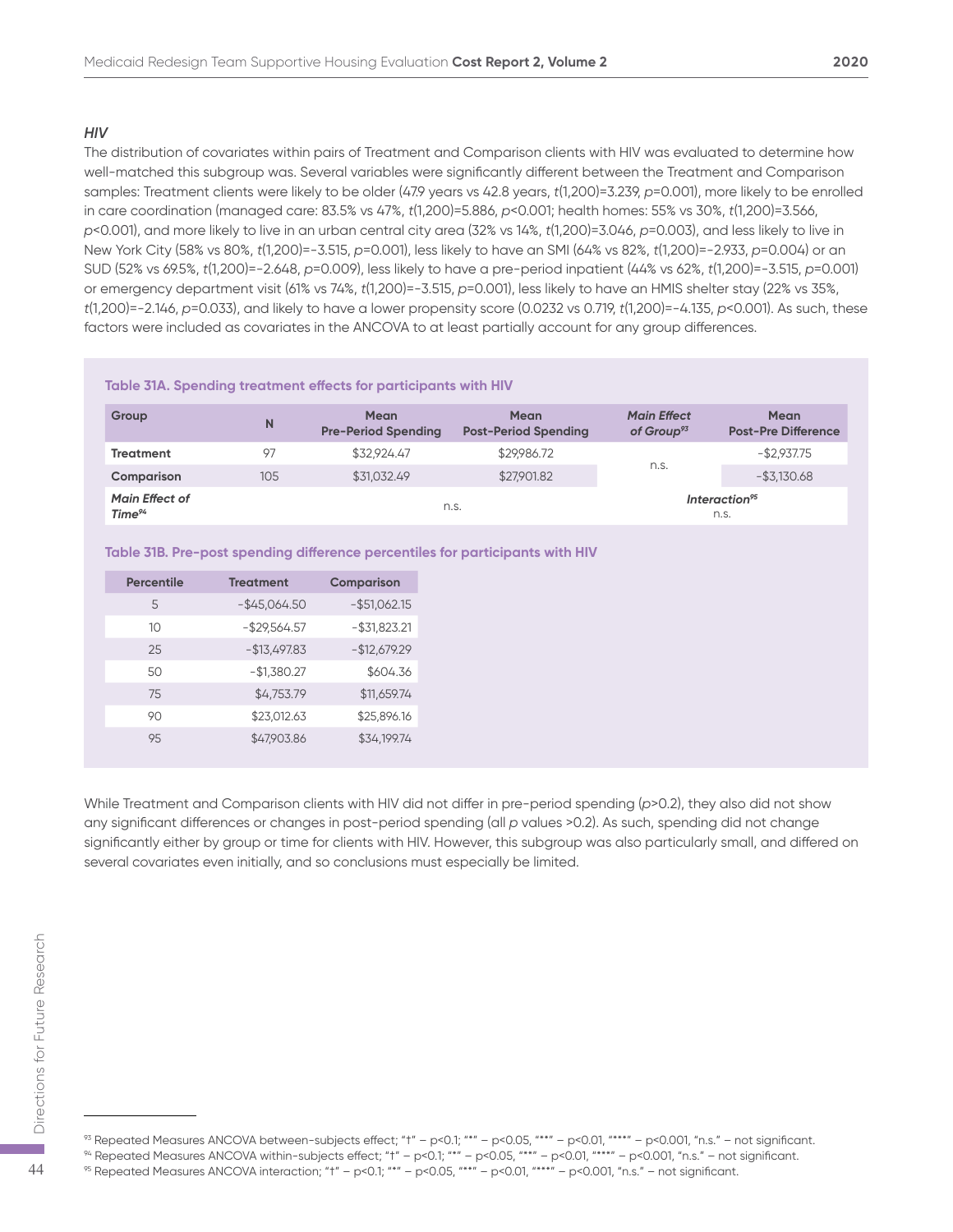### *HIV*

The distribution of covariates within pairs of Treatment and Comparison clients with HIV was evaluated to determine how well-matched this subgroup was. Several variables were significantly different between the Treatment and Comparison samples: Treatment clients were likely to be older (47.9 years vs 42.8 years, $t(1,200)=3.239$, $p=0.001$), more likely to be enrolled in care coordination (managed care: 83.5% vs 47%, $t(1,200)=5.886$, $p<0.001$; health homes: 55% vs 30%, $t(1,200)=3.566$, $p<0.001$), and more likely to live in an urban central city area (32% vs 14%, $t(1,200)=3.046$, $p=0.003$), and less likely to live in New York City (58% vs 80%, $t(1,200)=-3.515$, $p=0.001$), less likely to have an SMI (64% vs 82%, $t(1,200)=-2.933$, $p=0.004$) or an SUD (52% vs 69.5%, $t(1,200)=-2.648$, $p=0.009$), less likely to have a pre-period inpatient (44% vs 62%, $t(1,200)=-3.515$, $p=0.001$) or emergency department visit (61% vs 74%, $t(1,200)=-3.515$, $p=0.001$), less likely to have an HMIS shelter stay (22% vs 35%, $t(1,200)=-2.146$, $p=0.033$), and likely to have a lower propensity score (0.0232 vs 0.719, $t(1,200)=-4.135$, $p<0.001$). As such, these factors were included as covariates in the ANCOVA to at least partially account for any group differences.

**Table 31A. Spending treatment effects for participants with HIV**

| Group | N | Mean Pre-Period Spending | Mean Post-Period Spending | *Main Effect of Group*[93] | Mean Post-Pre Difference |
|---|---|---|---|---|---|
| **Treatment** | 97 | $32,924.47 | $29,986.72 | n.s. | -$2,937.75 |
| **Comparison** | 105 | $31,032.49 | $27,901.82 | | -$3,130.68 |
| ***Main Effect of Time***[94] | | n.s. | | ***Interaction***[95] n.s. | |

**Table 31B. Pre-post spending difference percentiles for participants with HIV**

| Percentile | Treatment | Comparison |
|---|---|---|
| 5 | -$45,064.50 | -$51,062.15 |
| 10 | -$29,564.57 | -$31,823.21 |
| 25 | -$13,497.83 | -$12,679.29 |
| 50 | -$1,380.27 | $604.36 |
| 75 | $4,753.79 | $11,659.74 |
| 90 | $23,012.63 | $25,896.16 |
| 95 | $47,903.86 | $34,199.74 |

While Treatment and Comparison clients with HIV did not differ in pre-period spending ($p>0.2$), they also did not show any significant differences or changes in post-period spending (all $p$ values >0.2). As such, spending did not change significantly either by group or time for clients with HIV. However, this subgroup was also particularly small, and differed on several covariates even initially, and so conclusions must especially be limited.

[93] Repeated Measures ANCOVA between-subjects effect; "†" – p<0.1; "*" – p<0.05, "**" – p<0.01, "***" – p<0.001, "n.s." – not significant.

[94] Repeated Measures ANCOVA within-subjects effect; "†" – p<0.1; "*" – p<0.05, "**" – p<0.01, "***" – p<0.001, "n.s." – not significant.

[95] Repeated Measures ANCOVA interaction; "†" – p<0.1; "*" – p<0.05, "**" – p<0.01, "***" – p<0.001, "n.s." – not significant.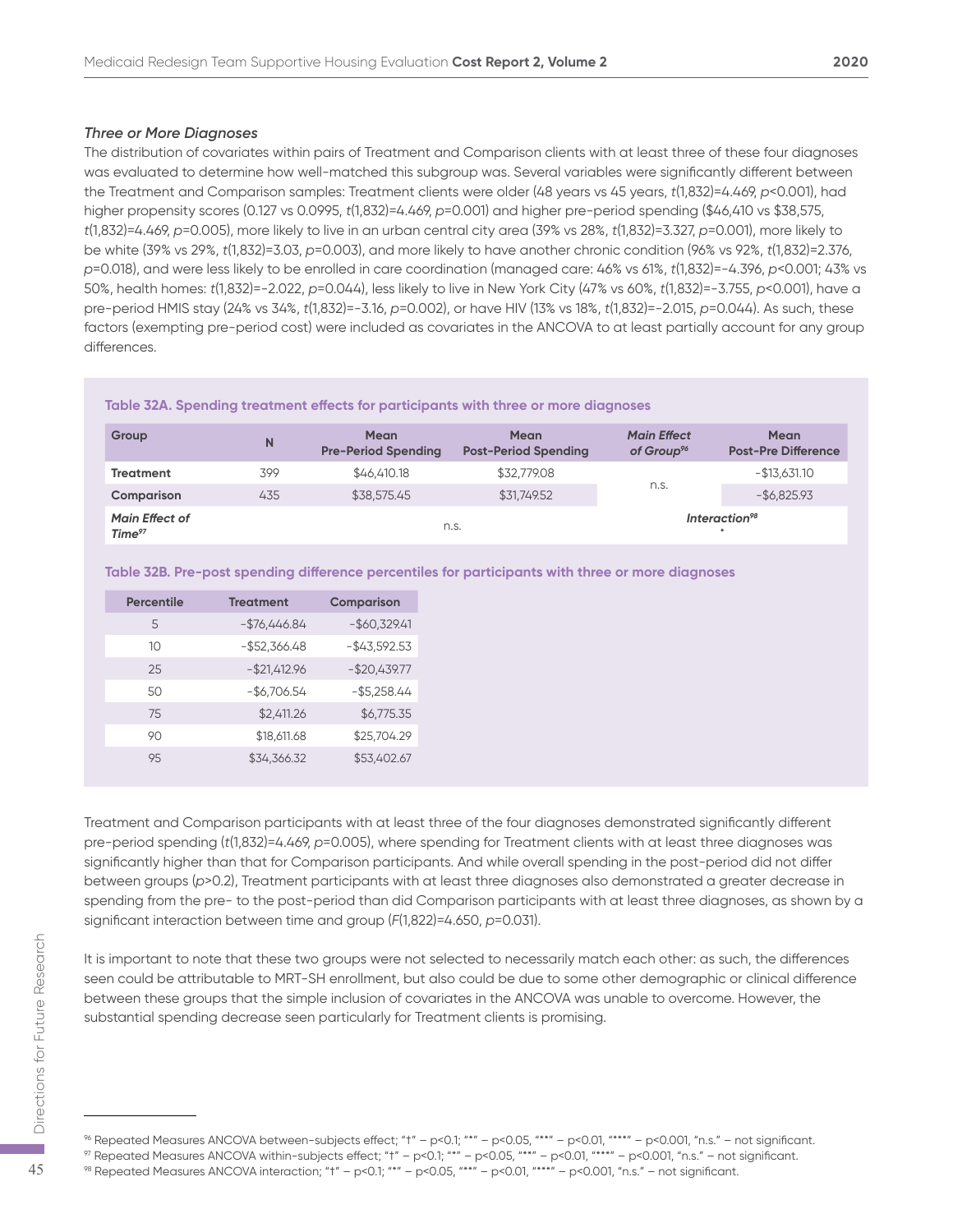### *Three or More Diagnoses*

The distribution of covariates within pairs of Treatment and Comparison clients with at least three of these four diagnoses was evaluated to determine how well-matched this subgroup was. Several variables were significantly different between the Treatment and Comparison samples: Treatment clients were older (48 years vs 45 years, $t(1,832)=4.469$, $p<0.001$), had higher propensity scores (0.127 vs 0.0995, $t(1,832)=4.469$, $p=0.001$) and higher pre-period spending ($46,410 vs $38,575, $t(1,832)=4.469$, $p=0.005$), more likely to live in an urban central city area (39% vs 28%, $t(1,832)=3.327$, $p=0.001$), more likely to be white (39% vs 29%, $t(1,832)=3.03$, $p=0.003$), and more likely to have another chronic condition (96% vs 92%, $t(1,832)=2.376$, $p=0.018$), and were less likely to be enrolled in care coordination (managed care: 46% vs 61%, $t(1,832)=-4.396$, $p<0.001$; 43% vs 50%, health homes: $t(1,832)=-2.022$, $p=0.044$), less likely to live in New York City (47% vs 60%, $t(1,832)=-3.755$, $p<0.001$), have a pre-period HMIS stay (24% vs 34%, $t(1,832)=-3.16$, $p=0.002$), or have HIV (13% vs 18%, $t(1,832)=-2.015$, $p=0.044$). As such, these factors (exempting pre-period cost) were included as covariates in the ANCOVA to at least partially account for any group differences.

**Table 32A. Spending treatment effects for participants with three or more diagnoses**

| Group | N | Mean Pre-Period Spending | Mean Post-Period Spending | *Main Effect of Group*[96] | Mean Post-Pre Difference |
|---|---|---|---|---|---|
| **Treatment** | 399 | $46,410.18 | $32,779.08 | n.s. | -$13,631.10 |
| **Comparison** | 435 | $38,575.45 | $31,749.52 | | -$6,825.93 |
| ***Main Effect of Time***[97] | | n.s. | | ***Interaction***[98] | * |

**Table 32B. Pre-post spending difference percentiles for participants with three or more diagnoses**

| Percentile | Treatment | Comparison |
|---|---|---|
| 5 | -$76,446.84 | -$60,329.41 |
| 10 | -$52,366.48 | -$43,592.53 |
| 25 | -$21,412.96 | -$20,439.77 |
| 50 | -$6,706.54 | -$5,258.44 |
| 75 | $2,411.26 | $6,775.35 |
| 90 | $18,611.68 | $25,704.29 |
| 95 | $34,366.32 | $53,402.67 |

Treatment and Comparison participants with at least three of the four diagnoses demonstrated significantly different pre-period spending ($t(1,832)=4.469$, $p=0.005$), where spending for Treatment clients with at least three diagnoses was significantly higher than that for Comparison participants. And while overall spending in the post-period did not differ between groups ($p>0.2$), Treatment participants with at least three diagnoses also demonstrated a greater decrease in spending from the pre- to the post-period than did Comparison participants with at least three diagnoses, as shown by a significant interaction between time and group ($F(1,822)=4.650$, $p=0.031$).

It is important to note that these two groups were not selected to necessarily match each other: as such, the differences seen could be attributable to MRT-SH enrollment, but also could be due to some other demographic or clinical difference between these groups that the simple inclusion of covariates in the ANCOVA was unable to overcome. However, the substantial spending decrease seen particularly for Treatment clients is promising.

---

[96] Repeated Measures ANCOVA between-subjects effect; "†" – p<0.1; "*" – p<0.05, "**" – p<0.01, "***" – p<0.001, "n.s." – not significant.

[97] Repeated Measures ANCOVA within-subjects effect; "†" – p<0.1; "*" – p<0.05, "**" – p<0.01, "***" – p<0.001, "n.s." – not significant.

[98] Repeated Measures ANCOVA interaction; "†" – p<0.1; "*" – p<0.05, "**" – p<0.01, "***" – p<0.001, "n.s." – not significant.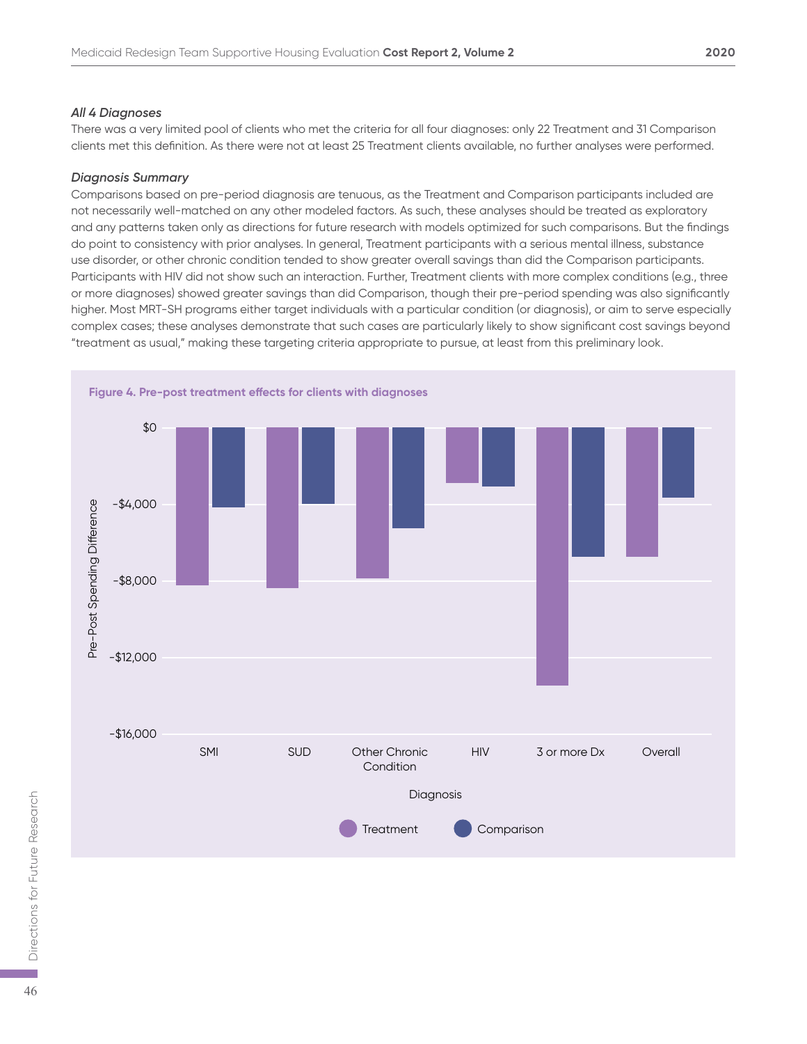### *All 4 Diagnoses*

There was a very limited pool of clients who met the criteria for all four diagnoses: only 22 Treatment and 31 Comparison clients met this definition. As there were not at least 25 Treatment clients available, no further analyses were performed.

### *Diagnosis Summary*

Comparisons based on pre-period diagnosis are tenuous, as the Treatment and Comparison participants included are not necessarily well-matched on any other modeled factors. As such, these analyses should be treated as exploratory and any patterns taken only as directions for future research with models optimized for such comparisons. But the findings do point to consistency with prior analyses. In general, Treatment participants with a serious mental illness, substance use disorder, or other chronic condition tended to show greater overall savings than did the Comparison participants. Participants with HIV did not show such an interaction. Further, Treatment clients with more complex conditions (e.g., three or more diagnoses) showed greater savings than did Comparison, though their pre-period spending was also significantly higher. Most MRT-SH programs either target individuals with a particular condition (or diagnosis), or aim to serve especially complex cases; these analyses demonstrate that such cases are particularly likely to show significant cost savings beyond "treatment as usual," making these targeting criteria appropriate to pursue, at least from this preliminary look.

**Figure 4. Pre-post treatment effects for clients with diagnoses**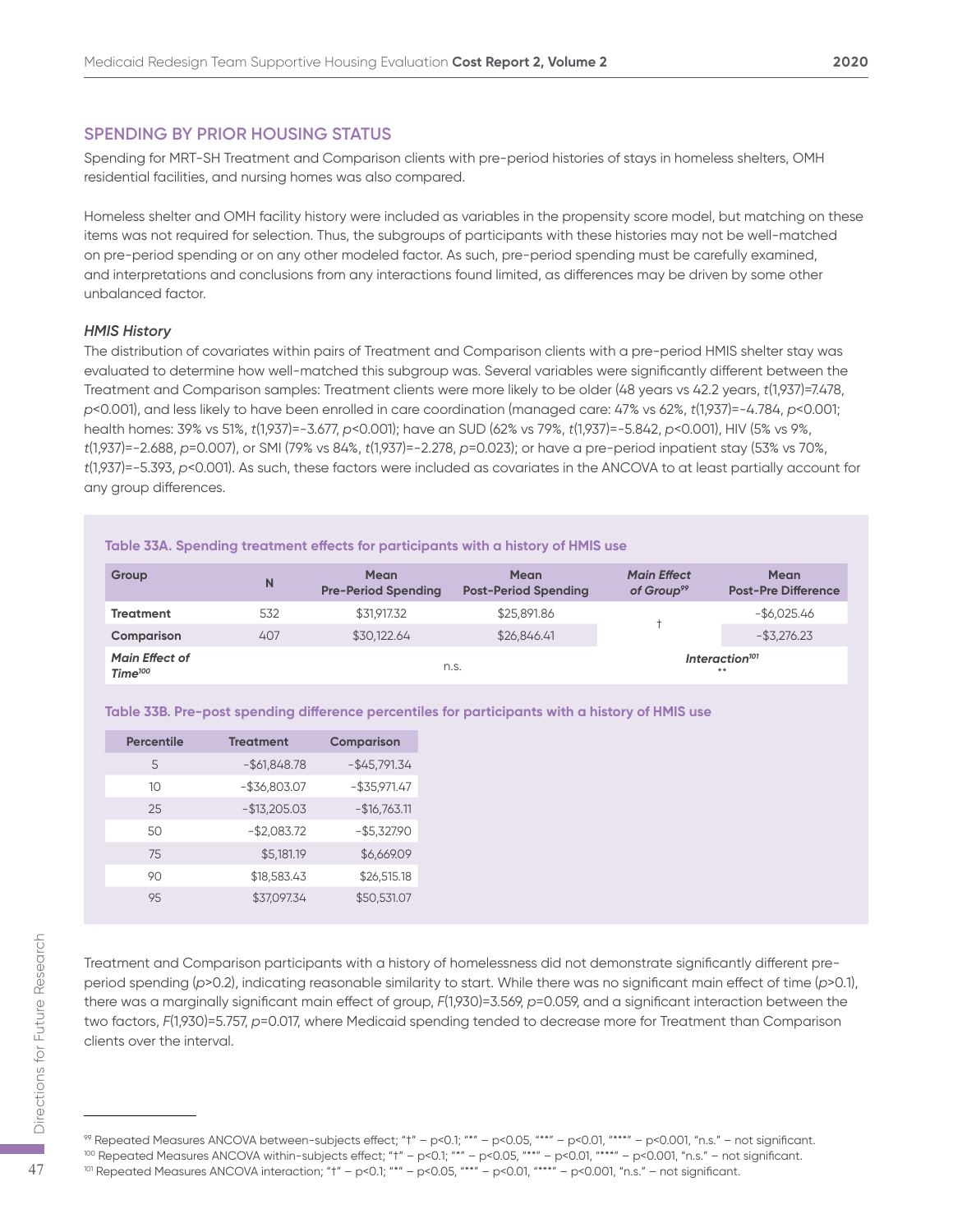## SPENDING BY PRIOR HOUSING STATUS

Spending for MRT-SH Treatment and Comparison clients with pre-period histories of stays in homeless shelters, OMH residential facilities, and nursing homes was also compared.

Homeless shelter and OMH facility history were included as variables in the propensity score model, but matching on these items was not required for selection. Thus, the subgroups of participants with these histories may not be well-matched on pre-period spending or on any other modeled factor. As such, pre-period spending must be carefully examined, and interpretations and conclusions from any interactions found limited, as differences may be driven by some other unbalanced factor.

### *HMIS History*

The distribution of covariates within pairs of Treatment and Comparison clients with a pre-period HMIS shelter stay was evaluated to determine how well-matched this subgroup was. Several variables were significantly different between the Treatment and Comparison samples: Treatment clients were more likely to be older (48 years vs 42.2 years, $t(1{,}937)=7.478$, $p<0.001$), and less likely to have been enrolled in care coordination (managed care: 47% vs 62%, $t(1{,}937)=-4.784$, $p<0.001$; health homes: 39% vs 51%, $t(1{,}937)=-3.677$, $p<0.001$); have an SUD (62% vs 79%, $t(1{,}937)=-5.842$, $p<0.001$), HIV (5% vs 9%, $t(1{,}937)=-2.688$, $p=0.007$), or SMI (79% vs 84%, $t(1{,}937)=-2.278$, $p=0.023$); or have a pre-period inpatient stay (53% vs 70%, $t(1{,}937)=-5.393$, $p<0.001$). As such, these factors were included as covariates in the ANCOVA to at least partially account for any group differences.

**Table 33A. Spending treatment effects for participants with a history of HMIS use**

| Group | N | Mean Pre-Period Spending | Mean Post-Period Spending | *Main Effect of Group*[99] | Mean Post-Pre Difference |
|---|---|---|---|---|---|
| **Treatment** | 532 | $31,917.32 | $25,891.86 | † | -$6,025.46 |
| **Comparison** | 407 | $30,122.64 | $26,846.41 | | -$3,276.23 |
| ***Main Effect of Time***[100] | | n.s. | | ***Interaction***[101] | * |

**Table 33B. Pre-post spending difference percentiles for participants with a history of HMIS use**

| Percentile | Treatment | Comparison |
|---|---|---|
| 5 | -$61,848.78 | -$45,791.34 |
| 10 | -$36,803.07 | -$35,971.47 |
| 25 | -$13,205.03 | -$16,763.11 |
| 50 | -$2,083.72 | -$5,327.90 |
| 75 | $5,181.19 | $6,669.09 |
| 90 | $18,583.43 | $26,515.18 |
| 95 | $37,097.34 | $50,531.07 |

Treatment and Comparison participants with a history of homelessness did not demonstrate significantly different pre-period spending ($p>0.2$), indicating reasonable similarity to start. While there was no significant main effect of time ($p>0.1$), there was a marginally significant main effect of group, $F(1{,}930)=3.569$, $p=0.059$, and a significant interaction between the two factors, $F(1{,}930)=5.757$, $p=0.017$, where Medicaid spending tended to decrease more for Treatment than Comparison clients over the interval.

---

[99] Repeated Measures ANCOVA between-subjects effect; "†" – p<0.1; "*" – p<0.05, "**" – p<0.01, "***" – p<0.001, "n.s." – not significant.

[100] Repeated Measures ANCOVA within-subjects effect; "†" – p<0.1; "*" – p<0.05, "**" – p<0.01, "***" – p<0.001, "n.s." – not significant.

[101] Repeated Measures ANCOVA interaction; "†" – p<0.1; "*" – p<0.05, "**" – p<0.01, "***" – p<0.001, "n.s." – not significant.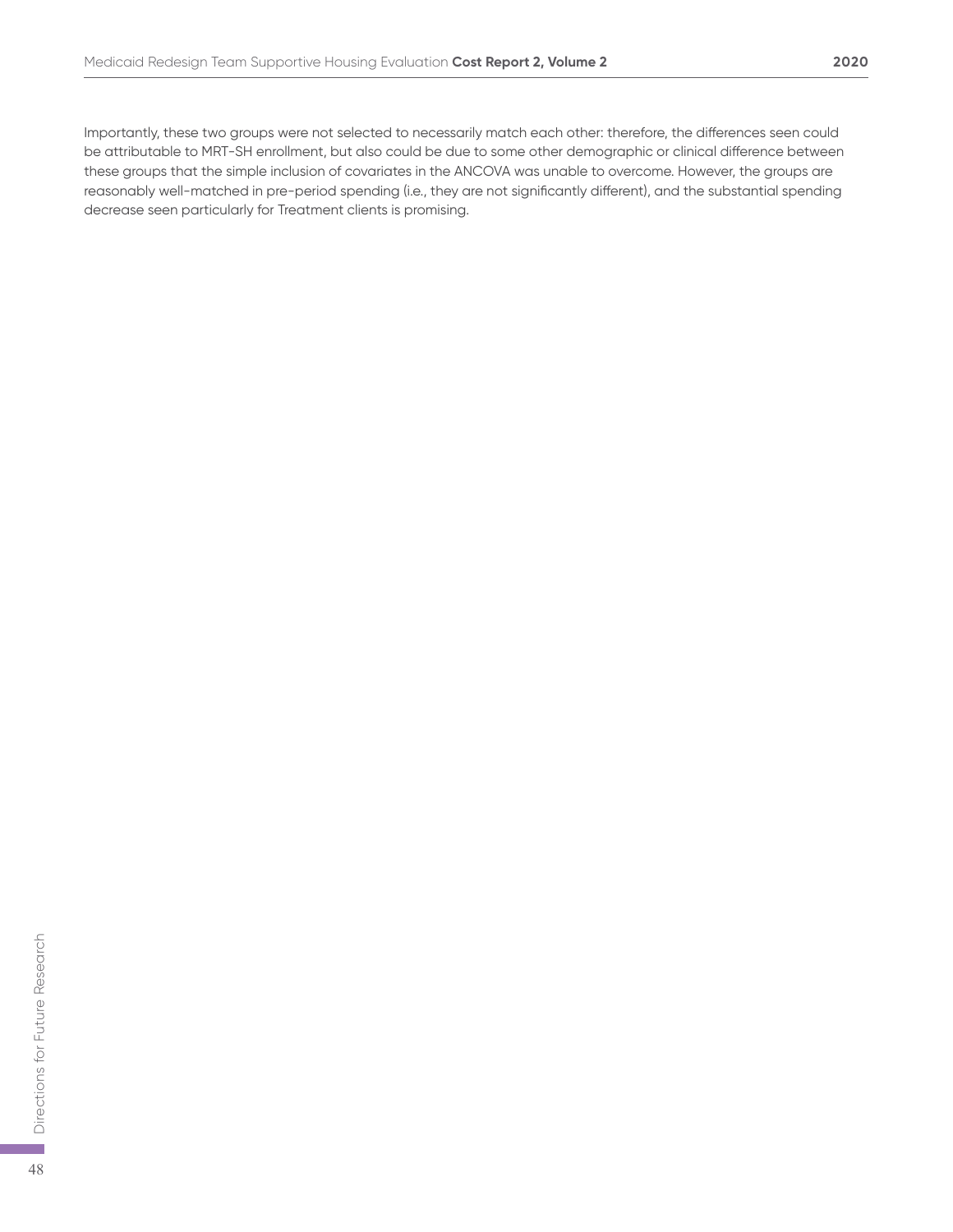Importantly, these two groups were not selected to necessarily match each other: therefore, the differences seen could be attributable to MRT-SH enrollment, but also could be due to some other demographic or clinical difference between these groups that the simple inclusion of covariates in the ANCOVA was unable to overcome. However, the groups are reasonably well-matched in pre-period spending (i.e., they are not significantly different), and the substantial spending decrease seen particularly for Treatment clients is promising.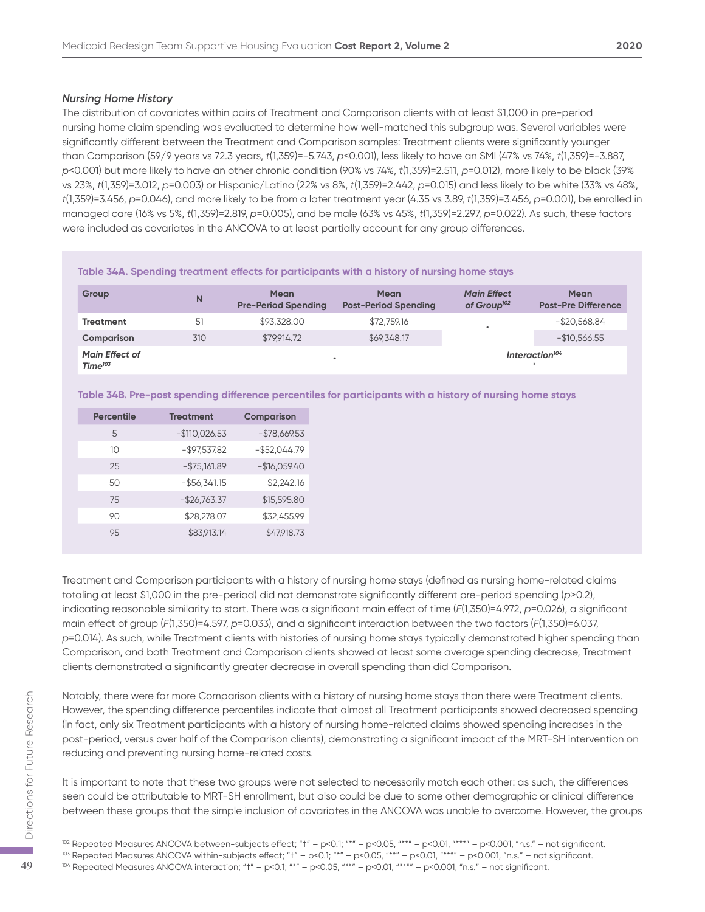### *Nursing Home History*

The distribution of covariates within pairs of Treatment and Comparison clients with at least $1,000 in pre-period nursing home claim spending was evaluated to determine how well-matched this subgroup was. Several variables were significantly different between the Treatment and Comparison samples: Treatment clients were significantly younger than Comparison (59/9 years vs 72.3 years, $t(1{,}359)=-5.743$, $p<0.001$), less likely to have an SMI (47% vs 74%, $t(1{,}359)=-3.887$, $p<0.001$) but more likely to have an other chronic condition (90% vs 74%, $t(1{,}359)=2.511$, $p=0.012$), more likely to be black (39% vs 23%, $t(1{,}359)=3.012$, $p=0.003$) or Hispanic/Latino (22% vs 8%, $t(1{,}359)=2.442$, $p=0.015$) and less likely to be white (33% vs 48%, $t(1{,}359)=3.456$, $p=0.046$), and more likely to be from a later treatment year (4.35 vs 3.89, $t(1{,}359)=3.456$, $p=0.001$), be enrolled in managed care (16% vs 5%, $t(1{,}359)=2.819$, $p=0.005$), and be male (63% vs 45%, $t(1{,}359)=2.297$, $p=0.022$). As such, these factors were included as covariates in the ANCOVA to at least partially account for any group differences.

**Table 34A. Spending treatment effects for participants with a history of nursing home stays**

| Group | N | Mean Pre-Period Spending | Mean Post-Period Spending | *Main Effect of Group*[102] | Mean Post-Pre Difference |
|---|---|---|---|---|---|
| **Treatment** | 51 | $93,328.00 | $72,759.16 | * | -$20,568.84 |
| **Comparison** | 310 | $79,914.72 | $69,348.17 | | -$10,566.55 |
| ***Main Effect of Time***[103] | | * | | *Interaction*[104] * | |

**Table 34B. Pre-post spending difference percentiles for participants with a history of nursing home stays**

| Percentile | Treatment | Comparison |
|---|---|---|
| 5 | -$110,026.53 | -$78,669.53 |
| 10 | -$97,537.82 | -$52,044.79 |
| 25 | -$75,161.89 | -$16,059.40 |
| 50 | -$56,341.15 | $2,242.16 |
| 75 | -$26,763.37 | $15,595.80 |
| 90 | $28,278.07 | $32,455.99 |
| 95 | $83,913.14 | $47,918.73 |

Treatment and Comparison participants with a history of nursing home stays (defined as nursing home-related claims totaling at least $1,000 in the pre-period) did not demonstrate significantly different pre-period spending ($p>0.2$), indicating reasonable similarity to start. There was a significant main effect of time ($F(1{,}350)=4.972$, $p=0.026$), a significant main effect of group ($F(1{,}350)=4.597$, $p=0.033$), and a significant interaction between the two factors ($F(1{,}350)=6.037$, $p=0.014$). As such, while Treatment clients with histories of nursing home stays typically demonstrated higher spending than Comparison, and both Treatment and Comparison clients showed at least some average spending decrease, Treatment clients demonstrated a significantly greater decrease in overall spending than did Comparison.

Notably, there were far more Comparison clients with a history of nursing home stays than there were Treatment clients. However, the spending difference percentiles indicate that almost all Treatment participants showed decreased spending (in fact, only six Treatment participants with a history of nursing home-related claims showed spending increases in the post-period, versus over half of the Comparison clients), demonstrating a significant impact of the MRT-SH intervention on reducing and preventing nursing home-related costs.

It is important to note that these two groups were not selected to necessarily match each other: as such, the differences seen could be attributable to MRT-SH enrollment, but also could be due to some other demographic or clinical difference between these groups that the simple inclusion of covariates in the ANCOVA was unable to overcome. However, the groups

---

[102] Repeated Measures ANCOVA between-subjects effect; "†" – p<0.1; "*" – p<0.05, "**" – p<0.01, "***" – p<0.001, "n.s." – not significant.

[103] Repeated Measures ANCOVA within-subjects effect; "†" – p<0.1; "*" – p<0.05, "**" – p<0.01, "***" – p<0.001, "n.s." – not significant.

[104] Repeated Measures ANCOVA interaction; "†" – p<0.1; "*" – p<0.05, "**" – p<0.01, "***" – p<0.001, "n.s." – not significant.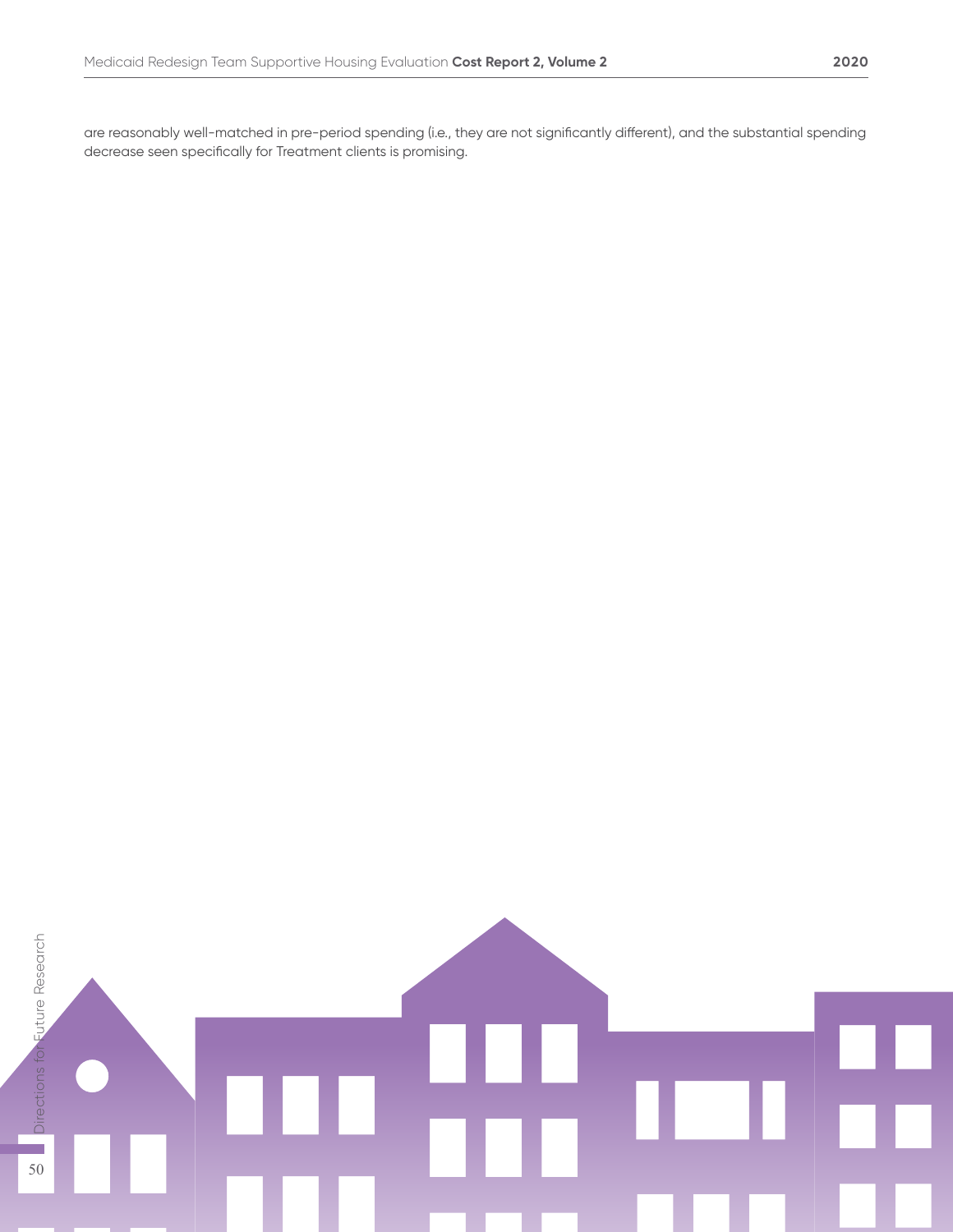are reasonably well-matched in pre-period spending (i.e., they are not significantly different), and the substantial spending decrease seen specifically for Treatment clients is promising.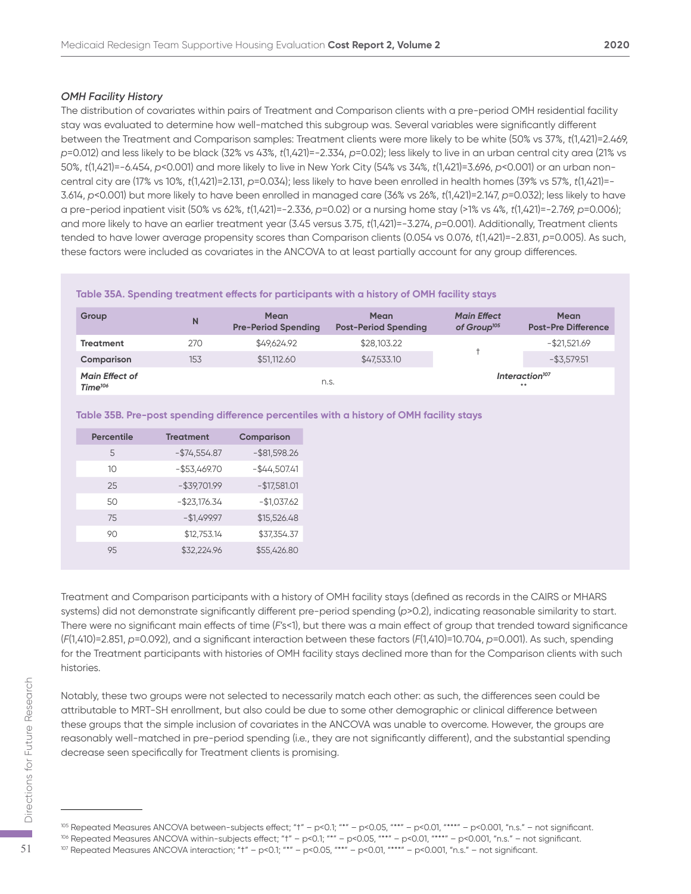### *OMH Facility History*

The distribution of covariates within pairs of Treatment and Comparison clients with a pre-period OMH residential facility stay was evaluated to determine how well-matched this subgroup was. Several variables were significantly different between the Treatment and Comparison samples: Treatment clients were more likely to be white (50% vs 37%, $t(1,421)=2.469$, $p=0.012$) and less likely to be black (32% vs 43%, $t(1,421)=-2.334$, $p=0.02$); less likely to live in an urban central city area (21% vs 50%, $t(1,421)=-6.454$, $p<0.001$) and more likely to live in New York City (54% vs 34%, $t(1,421)=3.696$, $p<0.001$) or an urban non-central city are (17% vs 10%, $t(1,421)=2.131$, $p=0.034$); less likely to have been enrolled in health homes (39% vs 57%, $t(1,421)=-3.614$, $p<0.001$) but more likely to have been enrolled in managed care (36% vs 26%, $t(1,421)=2.147$, $p=0.032$); less likely to have a pre-period inpatient visit (50% vs 62%, $t(1,421)=-2.336$, $p=0.02$) or a nursing home stay (>1% vs 4%, $t(1,421)=-2.769$, $p=0.006$); and more likely to have an earlier treatment year (3.45 versus 3.75, $t(1,421)=-3.274$, $p=0.001$). Additionally, Treatment clients tended to have lower average propensity scores than Comparison clients (0.054 vs 0.076, $t(1,421)=-2.831$, $p=0.005$). As such, these factors were included as covariates in the ANCOVA to at least partially account for any group differences.

**Table 35A. Spending treatment effects for participants with a history of OMH facility stays**

| Group | N | Mean Pre-Period Spending | Mean Post-Period Spending | *Main Effect of Group*[105] | Mean Post-Pre Difference |
|---|---|---|---|---|---|
| **Treatment** | 270 | $49,624.92 | $28,103.22 | † | -$21,521.69 |
| **Comparison** | 153 | $51,112.60 | $47,533.10 | | -$3,579.51 |
| ***Main Effect of Time***[106] | n.s. | | | ***Interaction***[107] ** | |

**Table 35B. Pre-post spending difference percentiles with a history of OMH facility stays**

| Percentile | Treatment | Comparison |
|---|---|---|
| 5 | -$74,554.87 | -$81,598.26 |
| 10 | -$53,469.70 | -$44,507.41 |
| 25 | -$39,701.99 | -$17,581.01 |
| 50 | -$23,176.34 | -$1,037.62 |
| 75 | -$1,499.97 | $15,526.48 |
| 90 | $12,753.14 | $37,354.37 |
| 95 | $32,224.96 | $55,426.80 |

Treatment and Comparison participants with a history of OMH facility stays (defined as records in the CAIRS or MHARS systems) did not demonstrate significantly different pre-period spending ($p>0.2$), indicating reasonable similarity to start. There were no significant main effects of time ($F$'s<1), but there was a main effect of group that trended toward significance ($F(1,410)=2.851$, $p=0.092$), and a significant interaction between these factors ($F(1,410)=10.704$, $p=0.001$). As such, spending for the Treatment participants with histories of OMH facility stays declined more than for the Comparison clients with such histories.

Notably, these two groups were not selected to necessarily match each other: as such, the differences seen could be attributable to MRT-SH enrollment, but also could be due to some other demographic or clinical difference between these groups that the simple inclusion of covariates in the ANCOVA was unable to overcome. However, the groups are reasonably well-matched in pre-period spending (i.e., they are not significantly different), and the substantial spending decrease seen specifically for Treatment clients is promising.

---

[105] Repeated Measures ANCOVA between-subjects effect; "†" – p<0.1; "*" – p<0.05, "**" – p<0.01, "***" – p<0.001, "n.s." – not significant.

[106] Repeated Measures ANCOVA within-subjects effect; "†" – p<0.1; "*" – p<0.05, "**" – p<0.01, "***" – p<0.001, "n.s." – not significant.

[107] Repeated Measures ANCOVA interaction; "†" – p<0.1; "*" – p<0.05, "**" – p<0.01, "***" – p<0.001, "n.s." – not significant.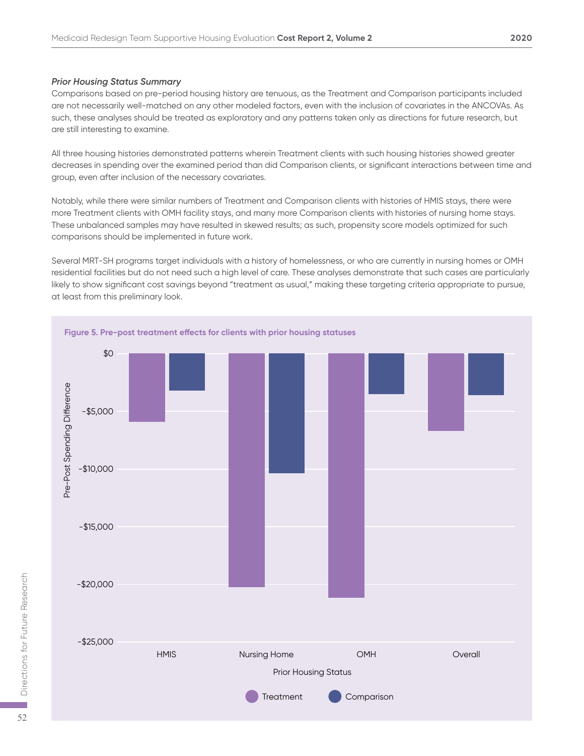*Prior Housing Status Summary*

Comparisons based on pre-period housing history are tenuous, as the Treatment and Comparison participants included are not necessarily well-matched on any other modeled factors, even with the inclusion of covariates in the ANCOVAs. As such, these analyses should be treated as exploratory and any patterns taken only as directions for future research, but are still interesting to examine.

All three housing histories demonstrated patterns wherein Treatment clients with such housing histories showed greater decreases in spending over the examined period than did Comparison clients, or significant interactions between time and group, even after inclusion of the necessary covariates.

Notably, while there were similar numbers of Treatment and Comparison clients with histories of HMIS stays, there were more Treatment clients with OMH facility stays, and many more Comparison clients with histories of nursing home stays. These unbalanced samples may have resulted in skewed results; as such, propensity score models optimized for such comparisons should be implemented in future work.

Several MRT-SH programs target individuals with a history of homelessness, or who are currently in nursing homes or OMH residential facilities but do not need such a high level of care. These analyses demonstrate that such cases are particularly likely to show significant cost savings beyond "treatment as usual," making these targeting criteria appropriate to pursue, at least from this preliminary look.

**Figure 5. Pre-post treatment effects for clients with prior housing statuses**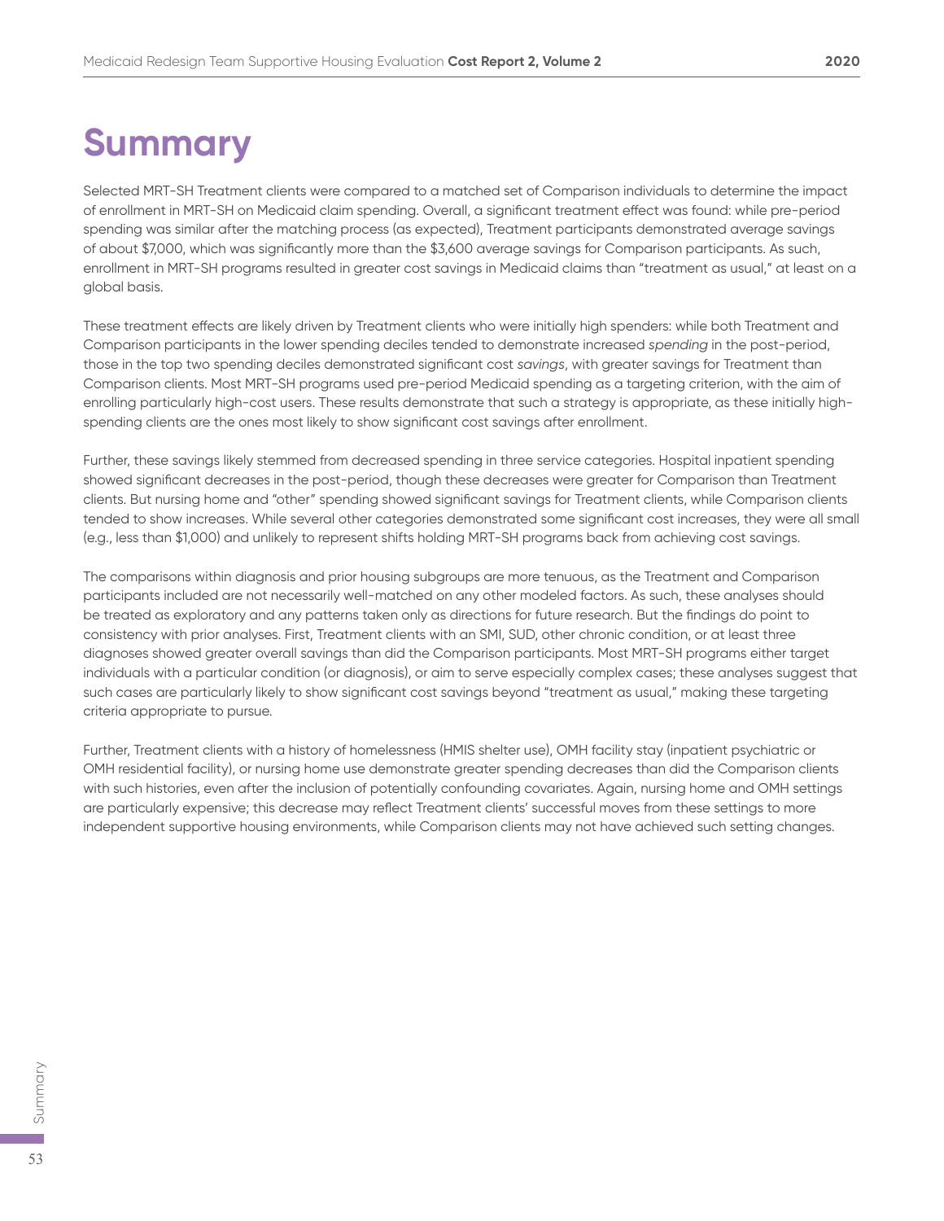# Summary

Selected MRT-SH Treatment clients were compared to a matched set of Comparison individuals to determine the impact of enrollment in MRT-SH on Medicaid claim spending. Overall, a significant treatment effect was found: while pre-period spending was similar after the matching process (as expected), Treatment participants demonstrated average savings of about $7,000, which was significantly more than the $3,600 average savings for Comparison participants. As such, enrollment in MRT-SH programs resulted in greater cost savings in Medicaid claims than "treatment as usual," at least on a global basis.

These treatment effects are likely driven by Treatment clients who were initially high spenders: while both Treatment and Comparison participants in the lower spending deciles tended to demonstrate increased *spending* in the post-period, those in the top two spending deciles demonstrated significant cost *savings*, with greater savings for Treatment than Comparison clients. Most MRT-SH programs used pre-period Medicaid spending as a targeting criterion, with the aim of enrolling particularly high-cost users. These results demonstrate that such a strategy is appropriate, as these initially high-spending clients are the ones most likely to show significant cost savings after enrollment.

Further, these savings likely stemmed from decreased spending in three service categories. Hospital inpatient spending showed significant decreases in the post-period, though these decreases were greater for Comparison than Treatment clients. But nursing home and "other" spending showed significant savings for Treatment clients, while Comparison clients tended to show increases. While several other categories demonstrated some significant cost increases, they were all small (e.g., less than $1,000) and unlikely to represent shifts holding MRT-SH programs back from achieving cost savings.

The comparisons within diagnosis and prior housing subgroups are more tenuous, as the Treatment and Comparison participants included are not necessarily well-matched on any other modeled factors. As such, these analyses should be treated as exploratory and any patterns taken only as directions for future research. But the findings do point to consistency with prior analyses. First, Treatment clients with an SMI, SUD, other chronic condition, or at least three diagnoses showed greater overall savings than did the Comparison participants. Most MRT-SH programs either target individuals with a particular condition (or diagnosis), or aim to serve especially complex cases; these analyses suggest that such cases are particularly likely to show significant cost savings beyond "treatment as usual," making these targeting criteria appropriate to pursue.

Further, Treatment clients with a history of homelessness (HMIS shelter use), OMH facility stay (inpatient psychiatric or OMH residential facility), or nursing home use demonstrate greater spending decreases than did the Comparison clients with such histories, even after the inclusion of potentially confounding covariates. Again, nursing home and OMH settings are particularly expensive; this decrease may reflect Treatment clients' successful moves from these settings to more independent supportive housing environments, while Comparison clients may not have achieved such setting changes.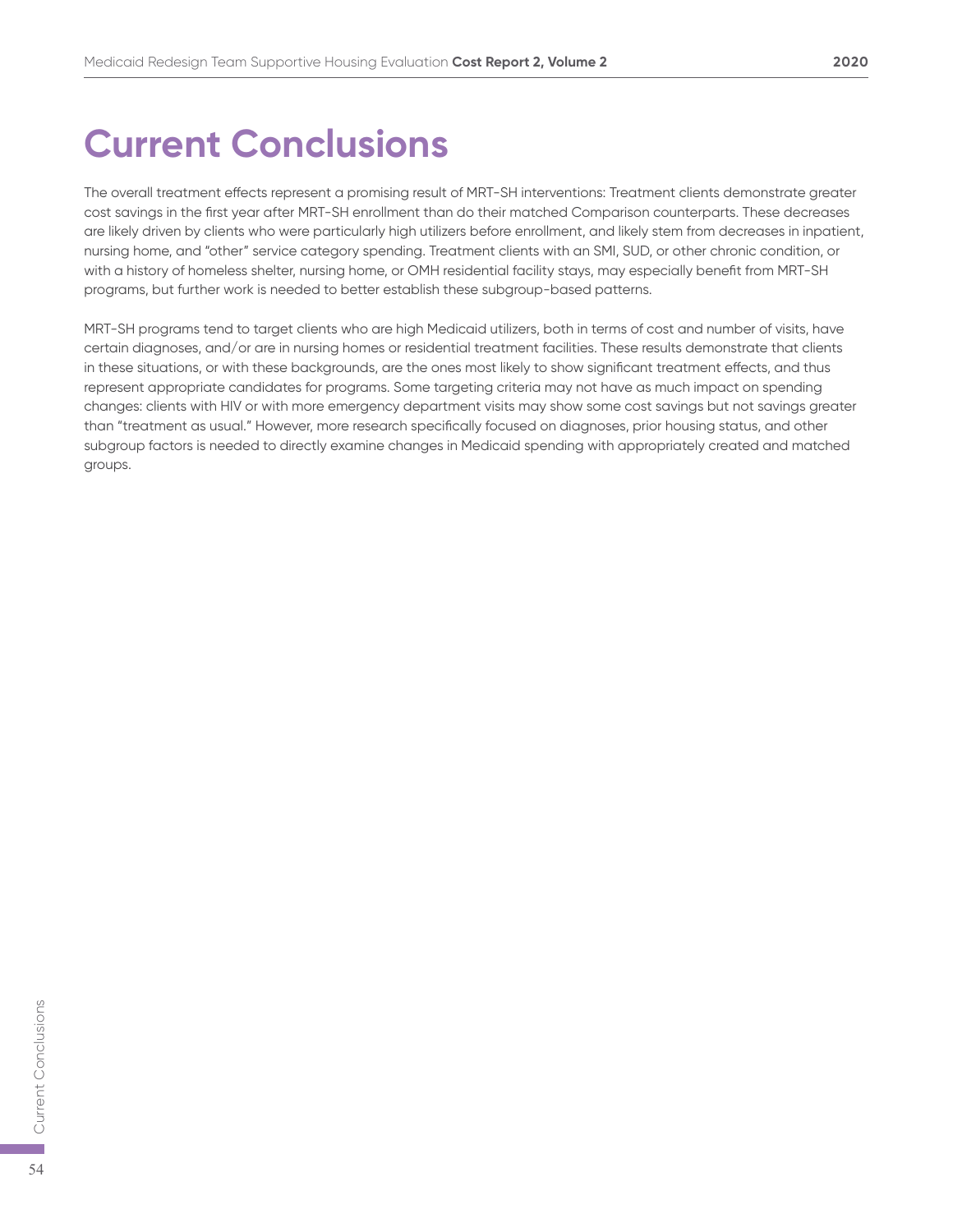# Current Conclusions

The overall treatment effects represent a promising result of MRT-SH interventions: Treatment clients demonstrate greater cost savings in the first year after MRT-SH enrollment than do their matched Comparison counterparts. These decreases are likely driven by clients who were particularly high utilizers before enrollment, and likely stem from decreases in inpatient, nursing home, and "other" service category spending. Treatment clients with an SMI, SUD, or other chronic condition, or with a history of homeless shelter, nursing home, or OMH residential facility stays, may especially benefit from MRT-SH programs, but further work is needed to better establish these subgroup-based patterns.

MRT-SH programs tend to target clients who are high Medicaid utilizers, both in terms of cost and number of visits, have certain diagnoses, and/or are in nursing homes or residential treatment facilities. These results demonstrate that clients in these situations, or with these backgrounds, are the ones most likely to show significant treatment effects, and thus represent appropriate candidates for programs. Some targeting criteria may not have as much impact on spending changes: clients with HIV or with more emergency department visits may show some cost savings but not savings greater than "treatment as usual." However, more research specifically focused on diagnoses, prior housing status, and other subgroup factors is needed to directly examine changes in Medicaid spending with appropriately created and matched groups.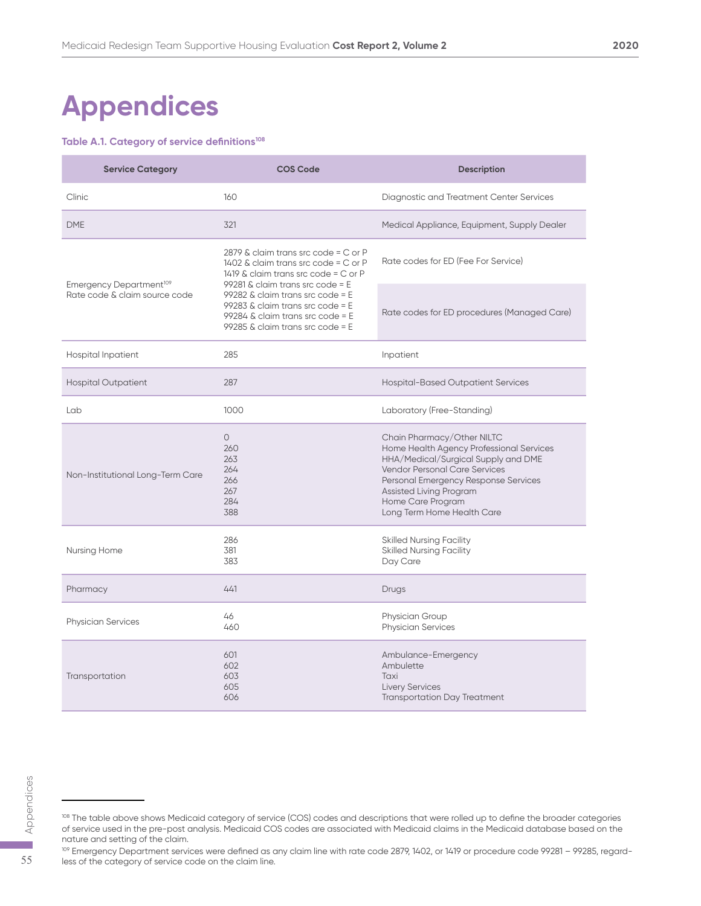# Appendices

**Table A.1. Category of service definitions[108]**

| Service Category | COS Code | Description |
|---|---|---|
| Clinic | 160 | Diagnostic and Treatment Center Services |
| DME | 321 | Medical Appliance, Equipment, Supply Dealer |
| Emergency Department[109] Rate code & claim source code | 2879 & claim trans src code = C or P<br>1402 & claim trans src code = C or P<br>1419 & claim trans src code = C or P | Rate codes for ED (Fee For Service) |
| | 99281 & claim trans src code = E<br>99282 & claim trans src code = E<br>99283 & claim trans src code = E<br>99284 & claim trans src code = E<br>99285 & claim trans src code = E | Rate codes for ED procedures (Managed Care) |
| Hospital Inpatient | 285 | Inpatient |
| Hospital Outpatient | 287 | Hospital-Based Outpatient Services |
| Lab | 1000 | Laboratory (Free-Standing) |
| Non-Institutional Long-Term Care | 0<br>260<br>263<br>264<br>266<br>267<br>284<br>388 | Chain Pharmacy/Other NILTC<br>Home Health Agency Professional Services<br>HHA/Medical/Surgical Supply and DME<br>Vendor Personal Care Services<br>Personal Emergency Response Services<br>Assisted Living Program<br>Home Care Program<br>Long Term Home Health Care |
| Nursing Home | 286<br>381<br>383 | Skilled Nursing Facility<br>Skilled Nursing Facility<br>Day Care |
| Pharmacy | 441 | Drugs |
| Physician Services | 46<br>460 | Physician Group<br>Physician Services |
| Transportation | 601<br>602<br>603<br>605<br>606 | Ambulance-Emergency<br>Ambulette<br>Taxi<br>Livery Services<br>Transportation Day Treatment |

[108] The table above shows Medicaid category of service (COS) codes and descriptions that were rolled up to define the broader categories of service used in the pre-post analysis. Medicaid COS codes are associated with Medicaid claims in the Medicaid database based on the nature and setting of the claim.

[109] Emergency Department services were defined as any claim line with rate code 2879, 1402, or 1419 or procedure code 99281 – 99285, regardless of the category of service code on the claim line.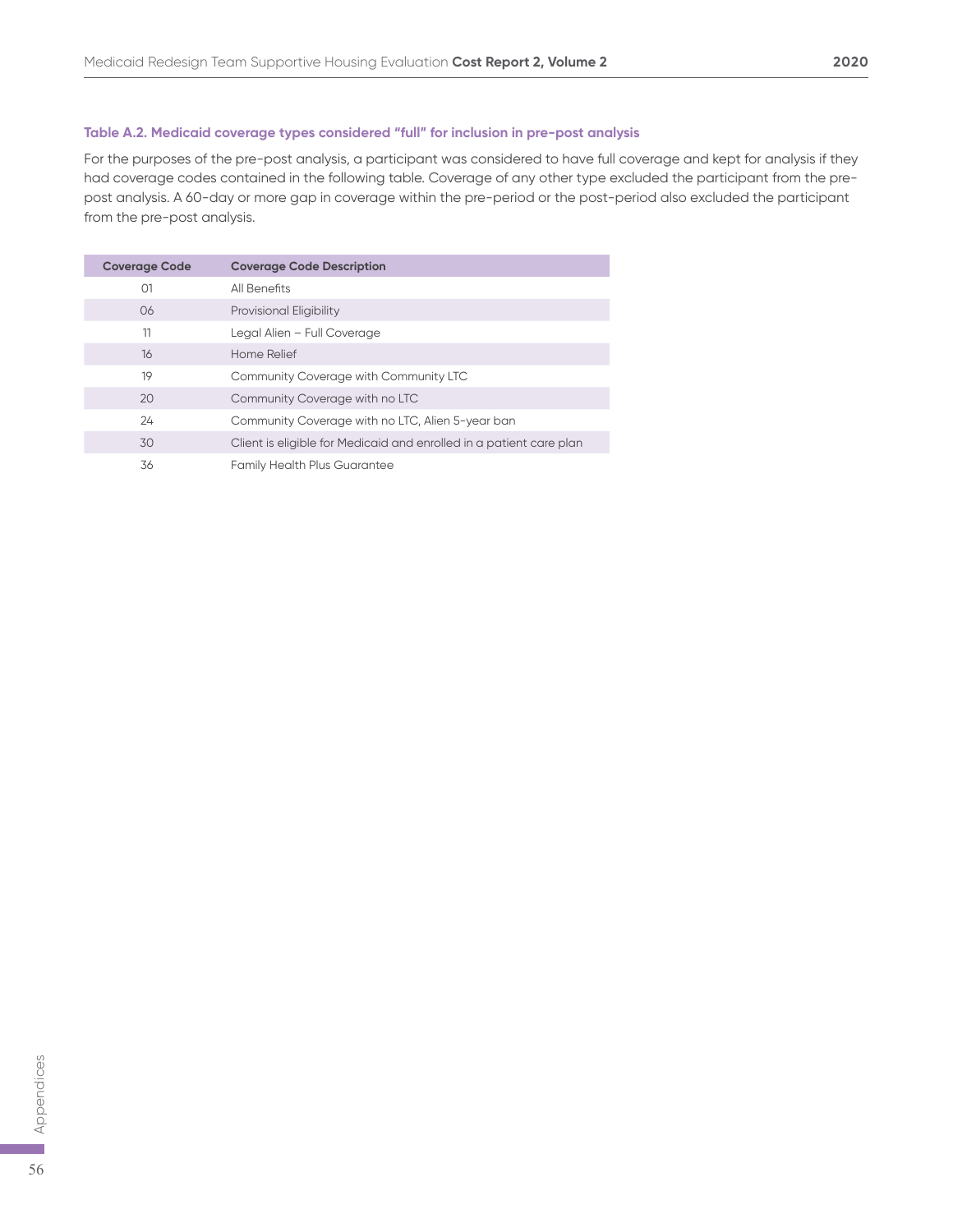### Table A.2. Medicaid coverage types considered "full" for inclusion in pre-post analysis

For the purposes of the pre-post analysis, a participant was considered to have full coverage and kept for analysis if they had coverage codes contained in the following table. Coverage of any other type excluded the participant from the pre-post analysis. A 60-day or more gap in coverage within the pre-period or the post-period also excluded the participant from the pre-post analysis.

| Coverage Code | Coverage Code Description |
|---|---|
| 01 | All Benefits |
| 06 | Provisional Eligibility |
| 11 | Legal Alien – Full Coverage |
| 16 | Home Relief |
| 19 | Community Coverage with Community LTC |
| 20 | Community Coverage with no LTC |
| 24 | Community Coverage with no LTC, Alien 5-year ban |
| 30 | Client is eligible for Medicaid and enrolled in a patient care plan |
| 36 | Family Health Plus Guarantee |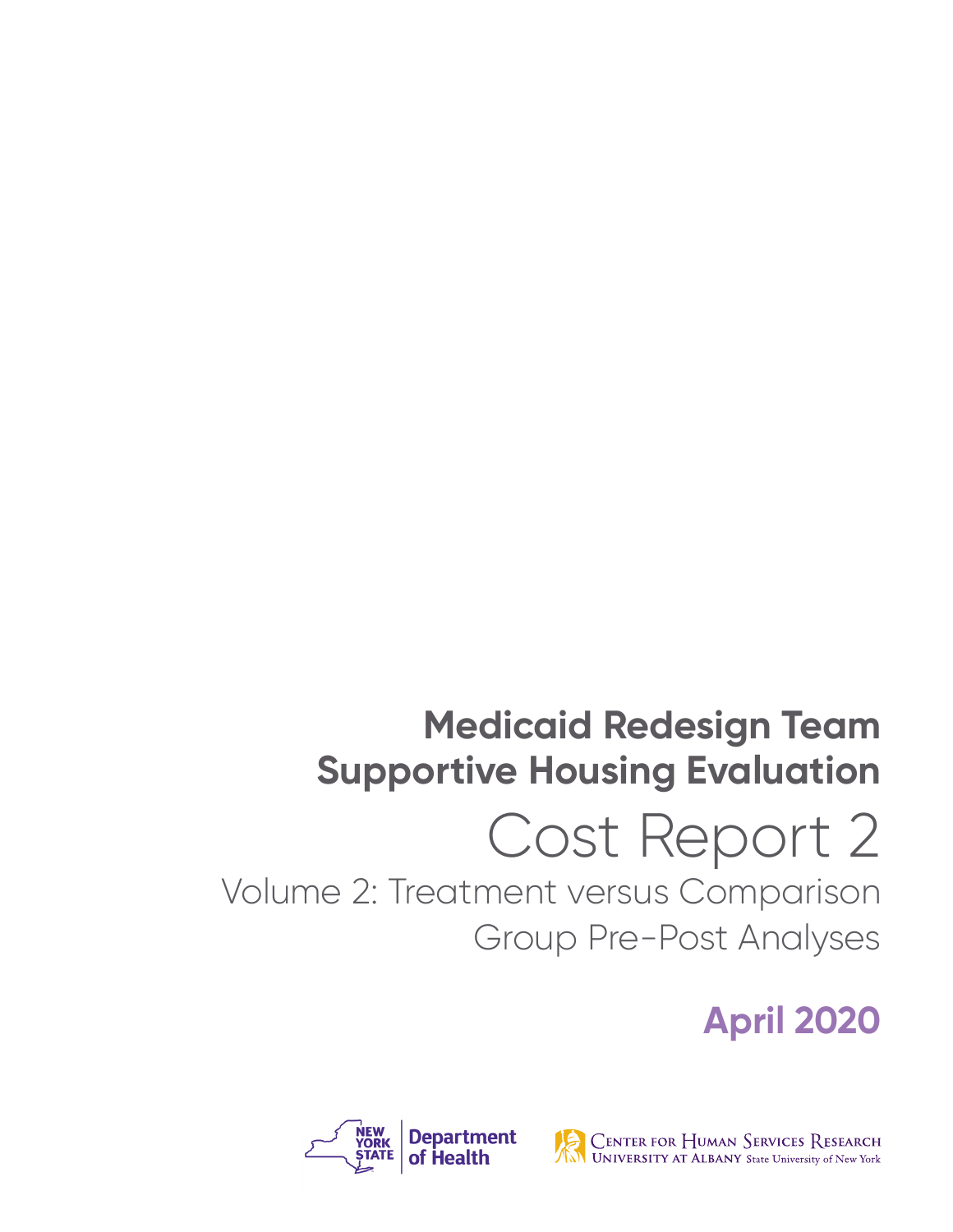# Medicaid Redesign Team Supportive Housing Evaluation

# Cost Report 2

## Volume 2: Treatment versus Comparison Group Pre-Post Analyses

**April 2020**

NEW YORK STATE Department of Health

Center for Human Services Research
University at Albany State University of New York